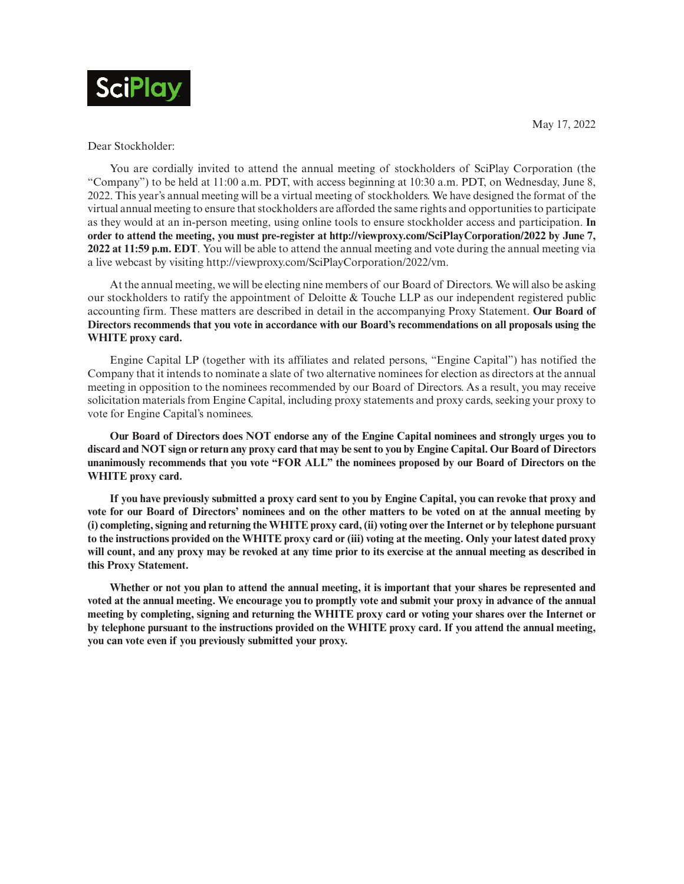SciPlay

May 17, 2022

Dear Stockholder:

You are cordially invited to attend the annual meeting of stockholders of SciPlay Corporation (the "Company") to be held at 11:00 a.m. PDT, with access beginning at 10:30 a.m. PDT, on Wednesday, June 8, 2022. This year's annual meeting will be a virtual meeting of stockholders. We have designed the format of the virtual annual meeting to ensure that stockholders are afforded the same rights and opportunities to participate as they would at an in-person meeting, using online tools to ensure stockholder access and participation. **In order to attend the meeting, you must pre-register at http://viewproxy.com/SciPlayCorporation/2022 by June 7, 2022 at 11:59 p.m. EDT**. You will be able to attend the annual meeting and vote during the annual meeting via a live webcast by visiting http://viewproxy.com/SciPlayCorporation/2022/vm.

At the annual meeting, we will be electing nine members of our Board of Directors. We will also be asking our stockholders to ratify the appointment of Deloitte & Touche LLP as our independent registered public accounting firm. These matters are described in detail in the accompanying Proxy Statement. **Our Board of Directors recommends that you vote in accordance with our Board's recommendations on all proposals using the WHITE proxy card.**

Engine Capital LP (together with its affiliates and related persons, "Engine Capital") has notified the Company that it intends to nominate a slate of two alternative nominees for election as directors at the annual meeting in opposition to the nominees recommended by our Board of Directors. As a result, you may receive solicitation materials from Engine Capital, including proxy statements and proxy cards, seeking your proxy to vote for Engine Capital's nominees.

**Our Board of Directors does NOT endorse any of the Engine Capital nominees and strongly urges you to discard and NOT sign or return any proxy card that may be sent to you by Engine Capital. Our Board of Directors unanimously recommends that you vote "FOR ALL" the nominees proposed by our Board of Directors on the WHITE proxy card.**

**If you have previously submitted a proxy card sent to you by Engine Capital, you can revoke that proxy and vote for our Board of Directors' nominees and on the other matters to be voted on at the annual meeting by (i) completing, signing and returning the WHITE proxy card, (ii) voting over the Internet or by telephone pursuant to the instructions provided on the WHITE proxy card or (iii) voting at the meeting. Only your latest dated proxy will count, and any proxy may be revoked at any time prior to its exercise at the annual meeting as described in this Proxy Statement.**

**Whether or not you plan to attend the annual meeting, it is important that your shares be represented and voted at the annual meeting. We encourage you to promptly vote and submit your proxy in advance of the annual meeting by completing, signing and returning the WHITE proxy card or voting your shares over the Internet or by telephone pursuant to the instructions provided on the WHITE proxy card. If you attend the annual meeting, you can vote even if you previously submitted your proxy.**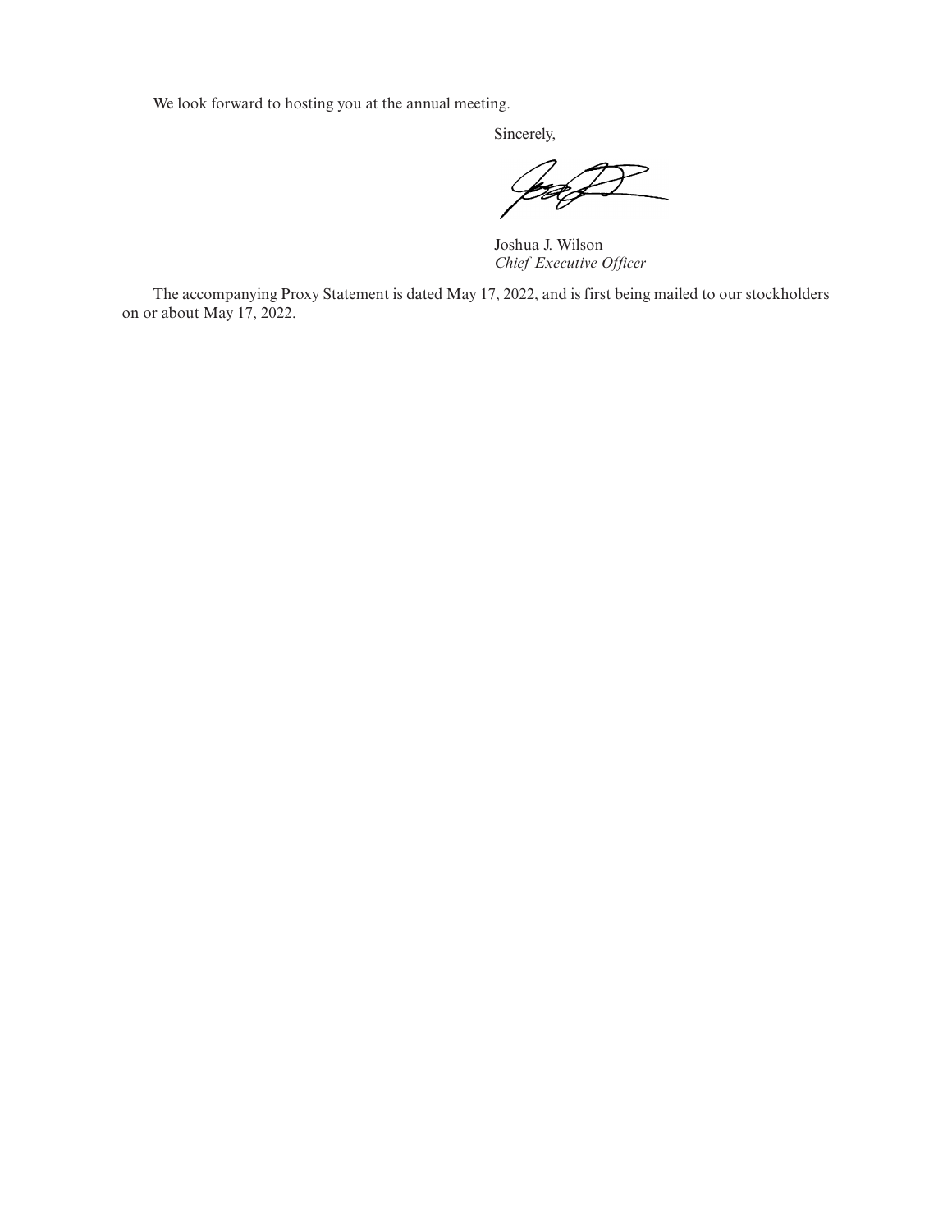We look forward to hosting you at the annual meeting.

Sincerely,

Joshua J. Wilson
*Chief Executive Officer*

The accompanying Proxy Statement is dated May 17, 2022, and is first being mailed to our stockholders on or about May 17, 2022.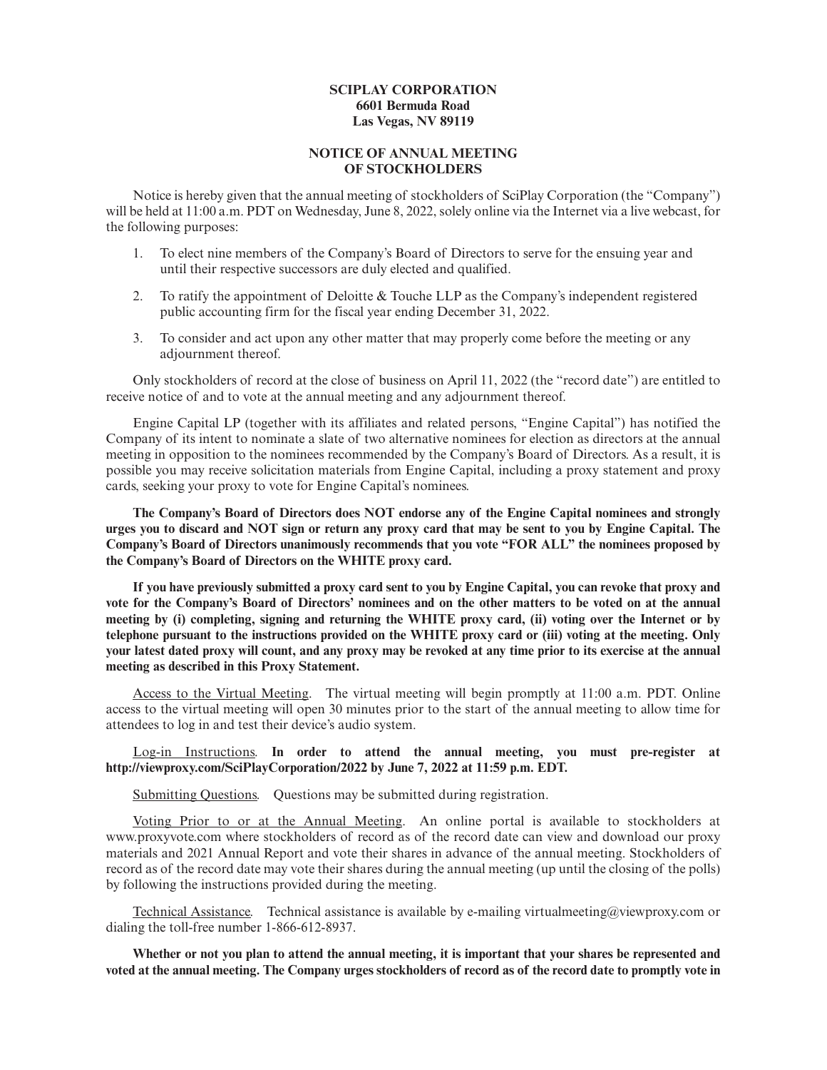**SCIPLAY CORPORATION**
**6601 Bermuda Road**
**Las Vegas, NV 89119**

# NOTICE OF ANNUAL MEETING OF STOCKHOLDERS

Notice is hereby given that the annual meeting of stockholders of SciPlay Corporation (the "Company") will be held at 11:00 a.m. PDT on Wednesday, June 8, 2022, solely online via the Internet via a live webcast, for the following purposes:

1. To elect nine members of the Company's Board of Directors to serve for the ensuing year and until their respective successors are duly elected and qualified.
2. To ratify the appointment of Deloitte & Touche LLP as the Company's independent registered public accounting firm for the fiscal year ending December 31, 2022.
3. To consider and act upon any other matter that may properly come before the meeting or any adjournment thereof.

Only stockholders of record at the close of business on April 11, 2022 (the "record date") are entitled to receive notice of and to vote at the annual meeting and any adjournment thereof.

Engine Capital LP (together with its affiliates and related persons, "Engine Capital") has notified the Company of its intent to nominate a slate of two alternative nominees for election as directors at the annual meeting in opposition to the nominees recommended by the Company's Board of Directors. As a result, it is possible you may receive solicitation materials from Engine Capital, including a proxy statement and proxy cards, seeking your proxy to vote for Engine Capital's nominees.

**The Company's Board of Directors does NOT endorse any of the Engine Capital nominees and strongly urges you to discard and NOT sign or return any proxy card that may be sent to you by Engine Capital. The Company's Board of Directors unanimously recommends that you vote "FOR ALL" the nominees proposed by the Company's Board of Directors on the WHITE proxy card.**

**If you have previously submitted a proxy card sent to you by Engine Capital, you can revoke that proxy and vote for the Company's Board of Directors' nominees and on the other matters to be voted on at the annual meeting by (i) completing, signing and returning the WHITE proxy card, (ii) voting over the Internet or by telephone pursuant to the instructions provided on the WHITE proxy card or (iii) voting at the meeting. Only your latest dated proxy will count, and any proxy may be revoked at any time prior to its exercise at the annual meeting as described in this Proxy Statement.**

Access to the Virtual Meeting. The virtual meeting will begin promptly at 11:00 a.m. PDT. Online access to the virtual meeting will open 30 minutes prior to the start of the annual meeting to allow time for attendees to log in and test their device's audio system.

Log-in Instructions. **In order to attend the annual meeting, you must pre-register at http://viewproxy.com/SciPlayCorporation/2022 by June 7, 2022 at 11:59 p.m. EDT.**

Submitting Questions. Questions may be submitted during registration.

Voting Prior to or at the Annual Meeting. An online portal is available to stockholders at www.proxyvote.com where stockholders of record as of the record date can view and download our proxy materials and 2021 Annual Report and vote their shares in advance of the annual meeting. Stockholders of record as of the record date may vote their shares during the annual meeting (up until the closing of the polls) by following the instructions provided during the meeting.

Technical Assistance. Technical assistance is available by e-mailing virtualmeeting@viewproxy.com or dialing the toll-free number 1-866-612-8937.

**Whether or not you plan to attend the annual meeting, it is important that your shares be represented and voted at the annual meeting. The Company urges stockholders of record as of the record date to promptly vote in**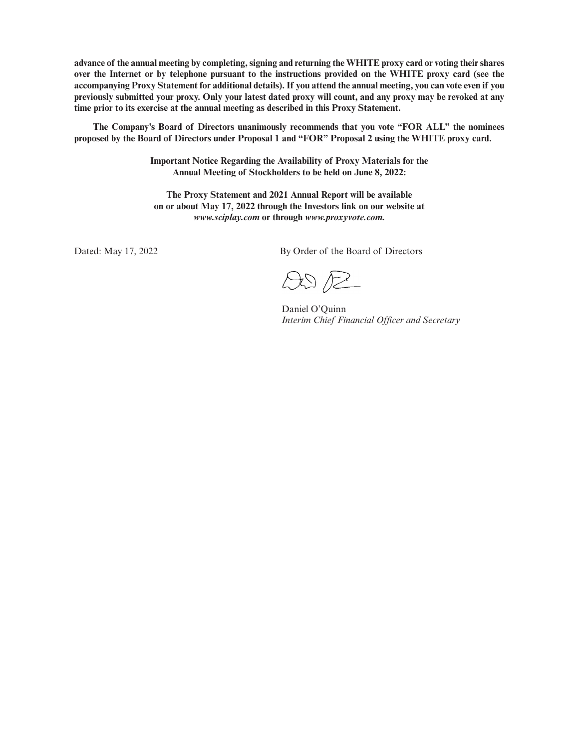**advance of the annual meeting by completing, signing and returning the WHITE proxy card or voting their shares over the Internet or by telephone pursuant to the instructions provided on the WHITE proxy card (see the accompanying Proxy Statement for additional details). If you attend the annual meeting, you can vote even if you previously submitted your proxy. Only your latest dated proxy will count, and any proxy may be revoked at any time prior to its exercise at the annual meeting as described in this Proxy Statement.**

**The Company's Board of Directors unanimously recommends that you vote "FOR ALL" the nominees proposed by the Board of Directors under Proposal 1 and "FOR" Proposal 2 using the WHITE proxy card.**

**Important Notice Regarding the Availability of Proxy Materials for the Annual Meeting of Stockholders to be held on June 8, 2022:**

**The Proxy Statement and 2021 Annual Report will be available on or about May 17, 2022 through the Investors link on our website at *www.sciplay.com* or through *www.proxyvote.com.***

Dated: May 17, 2022

By Order of the Board of Directors

Daniel O'Quinn
*Interim Chief Financial Officer and Secretary*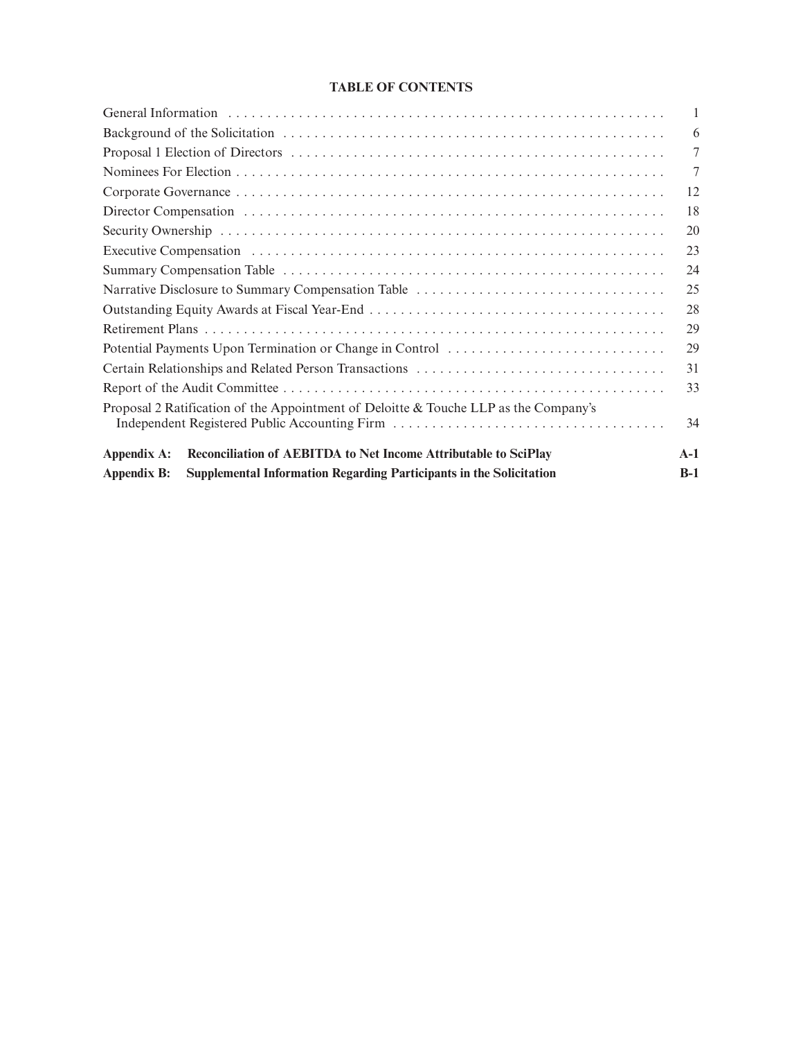## TABLE OF CONTENTS

| | |
|---|---|
| General Information | 1 |
| Background of the Solicitation | 6 |
| Proposal 1 Election of Directors | 7 |
| Nominees For Election | 7 |
| Corporate Governance | 12 |
| Director Compensation | 18 |
| Security Ownership | 20 |
| Executive Compensation | 23 |
| Summary Compensation Table | 24 |
| Narrative Disclosure to Summary Compensation Table | 25 |
| Outstanding Equity Awards at Fiscal Year-End | 28 |
| Retirement Plans | 29 |
| Potential Payments Upon Termination or Change in Control | 29 |
| Certain Relationships and Related Person Transactions | 31 |
| Report of the Audit Committee | 33 |
| Proposal 2 Ratification of the Appointment of Deloitte & Touche LLP as the Company's Independent Registered Public Accounting Firm | 34 |
| **Appendix A: Reconciliation of AEBITDA to Net Income Attributable to SciPlay** | **A-1** |
| **Appendix B: Supplemental Information Regarding Participants in the Solicitation** | **B-1** |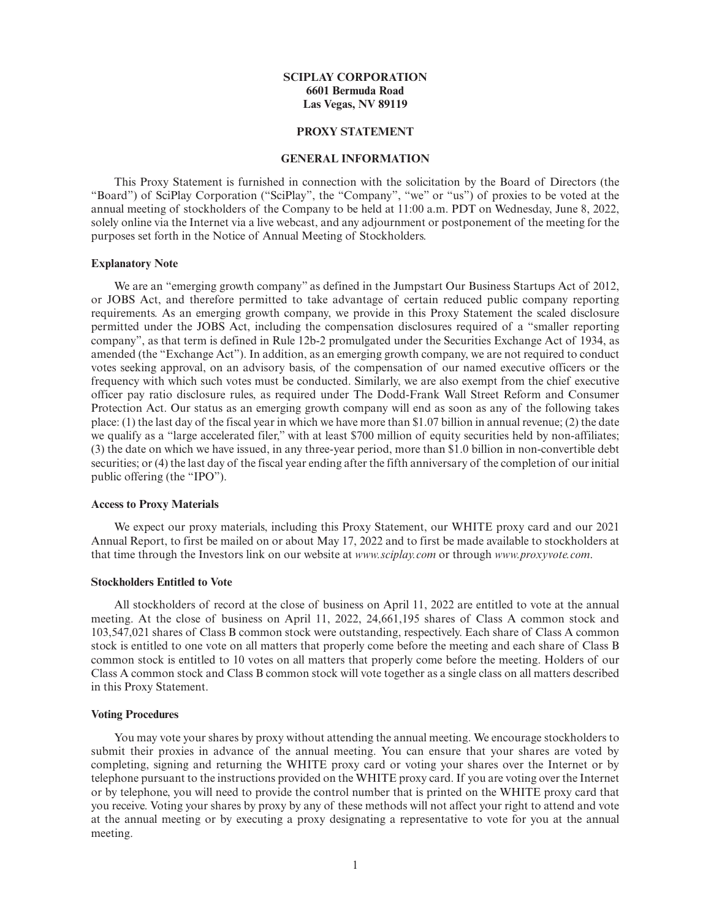**SCIPLAY CORPORATION**
**6601 Bermuda Road**
**Las Vegas, NV 89119**

# PROXY STATEMENT

## GENERAL INFORMATION

This Proxy Statement is furnished in connection with the solicitation by the Board of Directors (the "Board") of SciPlay Corporation ("SciPlay", the "Company", "we" or "us") of proxies to be voted at the annual meeting of stockholders of the Company to be held at 11:00 a.m. PDT on Wednesday, June 8, 2022, solely online via the Internet via a live webcast, and any adjournment or postponement of the meeting for the purposes set forth in the Notice of Annual Meeting of Stockholders.

### Explanatory Note

We are an "emerging growth company" as defined in the Jumpstart Our Business Startups Act of 2012, or JOBS Act, and therefore permitted to take advantage of certain reduced public company reporting requirements. As an emerging growth company, we provide in this Proxy Statement the scaled disclosure permitted under the JOBS Act, including the compensation disclosures required of a "smaller reporting company", as that term is defined in Rule 12b-2 promulgated under the Securities Exchange Act of 1934, as amended (the "Exchange Act"). In addition, as an emerging growth company, we are not required to conduct votes seeking approval, on an advisory basis, of the compensation of our named executive officers or the frequency with which such votes must be conducted. Similarly, we are also exempt from the chief executive officer pay ratio disclosure rules, as required under The Dodd-Frank Wall Street Reform and Consumer Protection Act. Our status as an emerging growth company will end as soon as any of the following takes place: (1) the last day of the fiscal year in which we have more than $1.07 billion in annual revenue; (2) the date we qualify as a "large accelerated filer," with at least $700 million of equity securities held by non-affiliates; (3) the date on which we have issued, in any three-year period, more than $1.0 billion in non-convertible debt securities; or (4) the last day of the fiscal year ending after the fifth anniversary of the completion of our initial public offering (the "IPO").

### Access to Proxy Materials

We expect our proxy materials, including this Proxy Statement, our WHITE proxy card and our 2021 Annual Report, to first be mailed on or about May 17, 2022 and to first be made available to stockholders at that time through the Investors link on our website at *www.sciplay.com* or through *www.proxyvote.com*.

### Stockholders Entitled to Vote

All stockholders of record at the close of business on April 11, 2022 are entitled to vote at the annual meeting. At the close of business on April 11, 2022, 24,661,195 shares of Class A common stock and 103,547,021 shares of Class B common stock were outstanding, respectively. Each share of Class A common stock is entitled to one vote on all matters that properly come before the meeting and each share of Class B common stock is entitled to 10 votes on all matters that properly come before the meeting. Holders of our Class A common stock and Class B common stock will vote together as a single class on all matters described in this Proxy Statement.

### Voting Procedures

You may vote your shares by proxy without attending the annual meeting. We encourage stockholders to submit their proxies in advance of the annual meeting. You can ensure that your shares are voted by completing, signing and returning the WHITE proxy card or voting your shares over the Internet or by telephone pursuant to the instructions provided on the WHITE proxy card. If you are voting over the Internet or by telephone, you will need to provide the control number that is printed on the WHITE proxy card that you receive. Voting your shares by proxy by any of these methods will not affect your right to attend and vote at the annual meeting or by executing a proxy designating a representative to vote for you at the annual meeting.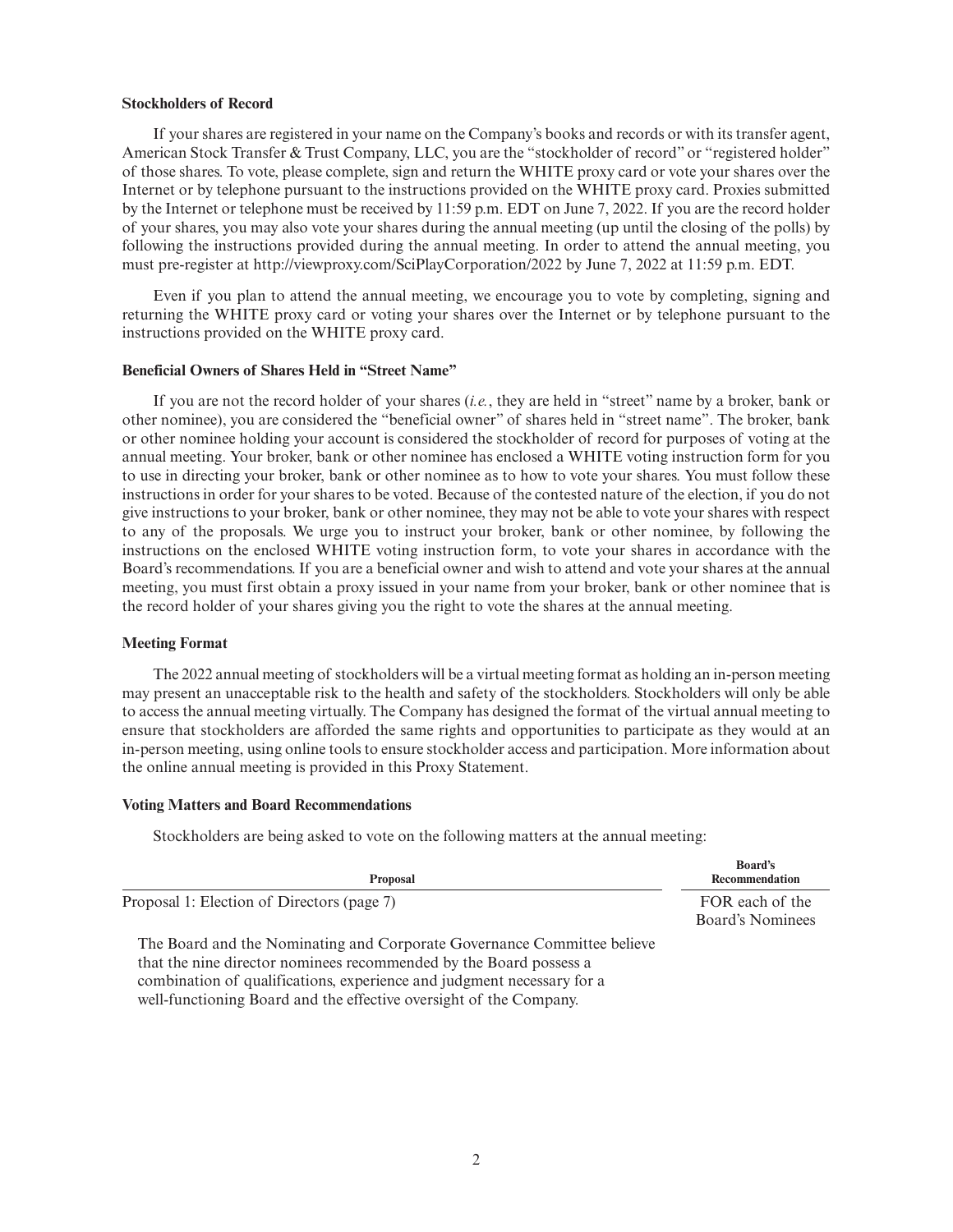**Stockholders of Record**

If your shares are registered in your name on the Company's books and records or with its transfer agent, American Stock Transfer & Trust Company, LLC, you are the "stockholder of record" or "registered holder" of those shares. To vote, please complete, sign and return the WHITE proxy card or vote your shares over the Internet or by telephone pursuant to the instructions provided on the WHITE proxy card. Proxies submitted by the Internet or telephone must be received by 11:59 p.m. EDT on June 7, 2022. If you are the record holder of your shares, you may also vote your shares during the annual meeting (up until the closing of the polls) by following the instructions provided during the annual meeting. In order to attend the annual meeting, you must pre-register at http://viewproxy.com/SciPlayCorporation/2022 by June 7, 2022 at 11:59 p.m. EDT.

Even if you plan to attend the annual meeting, we encourage you to vote by completing, signing and returning the WHITE proxy card or voting your shares over the Internet or by telephone pursuant to the instructions provided on the WHITE proxy card.

**Beneficial Owners of Shares Held in "Street Name"**

If you are not the record holder of your shares (*i.e.*, they are held in "street" name by a broker, bank or other nominee), you are considered the "beneficial owner" of shares held in "street name". The broker, bank or other nominee holding your account is considered the stockholder of record for purposes of voting at the annual meeting. Your broker, bank or other nominee has enclosed a WHITE voting instruction form for you to use in directing your broker, bank or other nominee as to how to vote your shares. You must follow these instructions in order for your shares to be voted. Because of the contested nature of the election, if you do not give instructions to your broker, bank or other nominee, they may not be able to vote your shares with respect to any of the proposals. We urge you to instruct your broker, bank or other nominee, by following the instructions on the enclosed WHITE voting instruction form, to vote your shares in accordance with the Board's recommendations. If you are a beneficial owner and wish to attend and vote your shares at the annual meeting, you must first obtain a proxy issued in your name from your broker, bank or other nominee that is the record holder of your shares giving you the right to vote the shares at the annual meeting.

**Meeting Format**

The 2022 annual meeting of stockholders will be a virtual meeting format as holding an in-person meeting may present an unacceptable risk to the health and safety of the stockholders. Stockholders will only be able to access the annual meeting virtually. The Company has designed the format of the virtual annual meeting to ensure that stockholders are afforded the same rights and opportunities to participate as they would at an in-person meeting, using online tools to ensure stockholder access and participation. More information about the online annual meeting is provided in this Proxy Statement.

**Voting Matters and Board Recommendations**

Stockholders are being asked to vote on the following matters at the annual meeting:

| Proposal | Board's Recommendation |
|---|---|
| Proposal 1: Election of Directors (page 7) | FOR each of the Board's Nominees |
| The Board and the Nominating and Corporate Governance Committee believe that the nine director nominees recommended by the Board possess a combination of qualifications, experience and judgment necessary for a well-functioning Board and the effective oversight of the Company. | |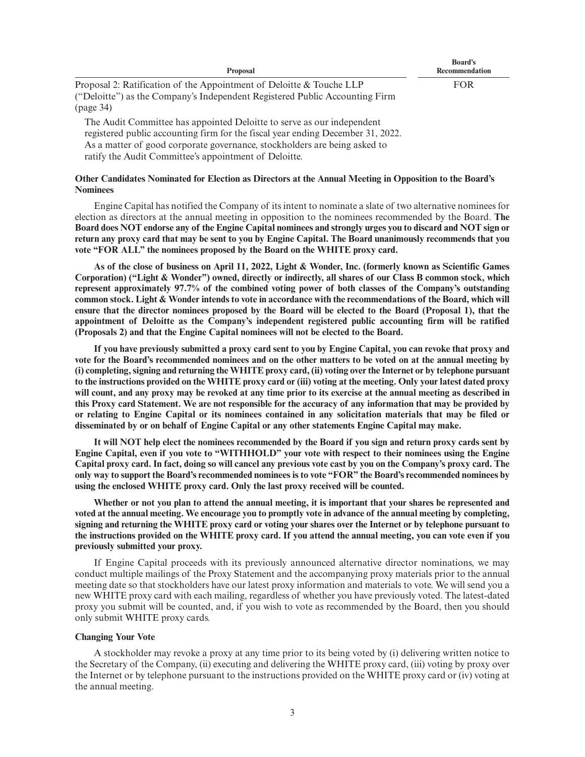| Proposal | Board's Recommendation |
| --- | --- |
| Proposal 2: Ratification of the Appointment of Deloitte & Touche LLP ("Deloitte") as the Company's Independent Registered Public Accounting Firm (page 34)<br><br>The Audit Committee has appointed Deloitte to serve as our independent registered public accounting firm for the fiscal year ending December 31, 2022. As a matter of good corporate governance, stockholders are being asked to ratify the Audit Committee's appointment of Deloitte. | FOR |

**Other Candidates Nominated for Election as Directors at the Annual Meeting in Opposition to the Board's Nominees**

Engine Capital has notified the Company of its intent to nominate a slate of two alternative nominees for election as directors at the annual meeting in opposition to the nominees recommended by the Board. **The Board does NOT endorse any of the Engine Capital nominees and strongly urges you to discard and NOT sign or return any proxy card that may be sent to you by Engine Capital. The Board unanimously recommends that you vote "FOR ALL" the nominees proposed by the Board on the WHITE proxy card.**

**As of the close of business on April 11, 2022, Light & Wonder, Inc. (formerly known as Scientific Games Corporation) ("Light & Wonder") owned, directly or indirectly, all shares of our Class B common stock, which represent approximately 97.7% of the combined voting power of both classes of the Company's outstanding common stock. Light & Wonder intends to vote in accordance with the recommendations of the Board, which will ensure that the director nominees proposed by the Board will be elected to the Board (Proposal 1), that the appointment of Deloitte as the Company's independent registered public accounting firm will be ratified (Proposals 2) and that the Engine Capital nominees will not be elected to the Board.**

**If you have previously submitted a proxy card sent to you by Engine Capital, you can revoke that proxy and vote for the Board's recommended nominees and on the other matters to be voted on at the annual meeting by (i) completing, signing and returning the WHITE proxy card, (ii) voting over the Internet or by telephone pursuant to the instructions provided on the WHITE proxy card or (iii) voting at the meeting. Only your latest dated proxy will count, and any proxy may be revoked at any time prior to its exercise at the annual meeting as described in this Proxy card Statement. We are not responsible for the accuracy of any information that may be provided by or relating to Engine Capital or its nominees contained in any solicitation materials that may be filed or disseminated by or on behalf of Engine Capital or any other statements Engine Capital may make.**

**It will NOT help elect the nominees recommended by the Board if you sign and return proxy cards sent by Engine Capital, even if you vote to "WITHHOLD" your vote with respect to their nominees using the Engine Capital proxy card. In fact, doing so will cancel any previous vote cast by you on the Company's proxy card. The only way to support the Board's recommended nominees is to vote "FOR" the Board's recommended nominees by using the enclosed WHITE proxy card. Only the last proxy received will be counted.**

**Whether or not you plan to attend the annual meeting, it is important that your shares be represented and voted at the annual meeting. We encourage you to promptly vote in advance of the annual meeting by completing, signing and returning the WHITE proxy card or voting your shares over the Internet or by telephone pursuant to the instructions provided on the WHITE proxy card. If you attend the annual meeting, you can vote even if you previously submitted your proxy.**

If Engine Capital proceeds with its previously announced alternative director nominations, we may conduct multiple mailings of the Proxy Statement and the accompanying proxy materials prior to the annual meeting date so that stockholders have our latest proxy information and materials to vote. We will send you a new WHITE proxy card with each mailing, regardless of whether you have previously voted. The latest-dated proxy you submit will be counted, and, if you wish to vote as recommended by the Board, then you should only submit WHITE proxy cards.

**Changing Your Vote**

A stockholder may revoke a proxy at any time prior to its being voted by (i) delivering written notice to the Secretary of the Company, (ii) executing and delivering the WHITE proxy card, (iii) voting by proxy over the Internet or by telephone pursuant to the instructions provided on the WHITE proxy card or (iv) voting at the annual meeting.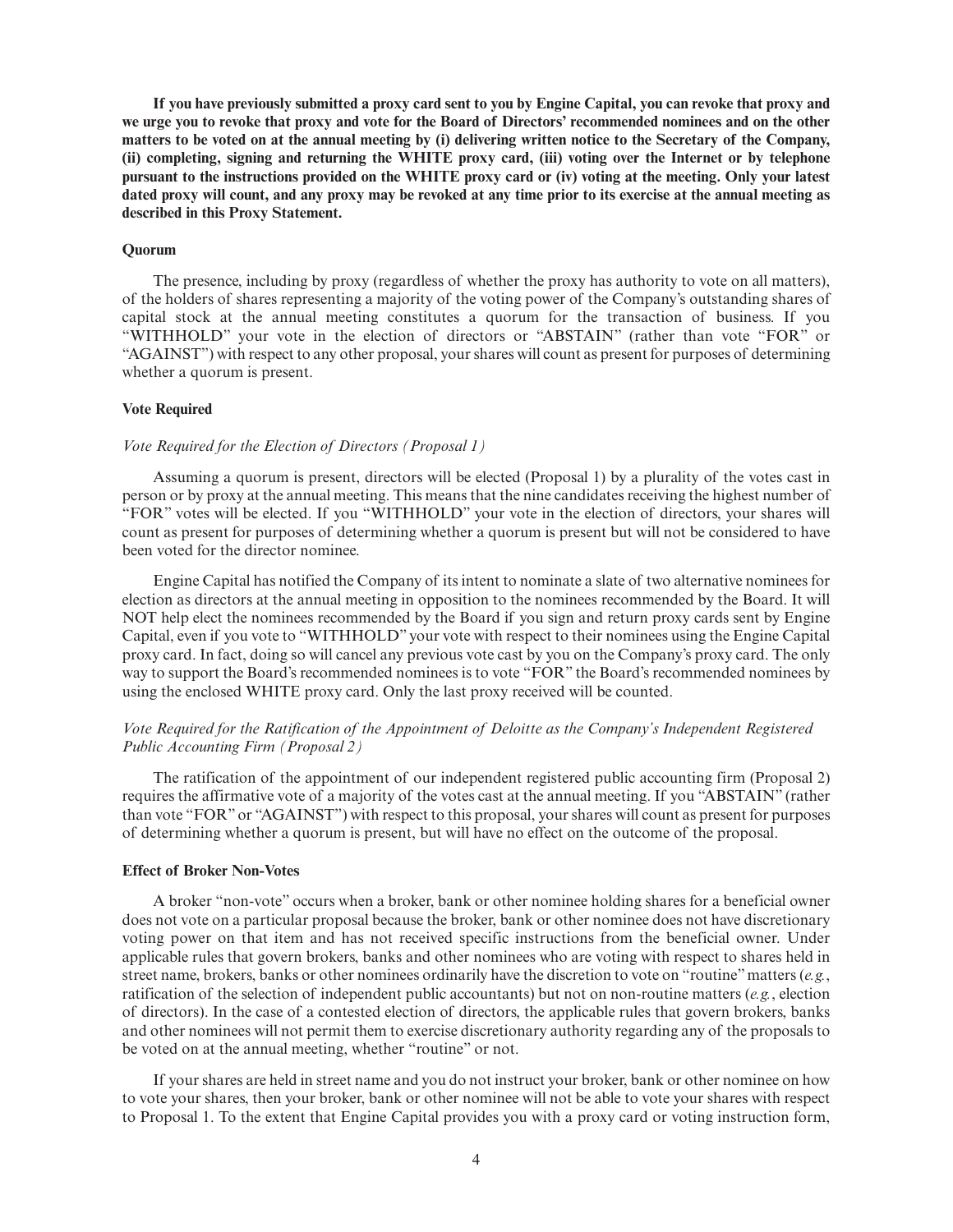**If you have previously submitted a proxy card sent to you by Engine Capital, you can revoke that proxy and we urge you to revoke that proxy and vote for the Board of Directors' recommended nominees and on the other matters to be voted on at the annual meeting by (i) delivering written notice to the Secretary of the Company, (ii) completing, signing and returning the WHITE proxy card, (iii) voting over the Internet or by telephone pursuant to the instructions provided on the WHITE proxy card or (iv) voting at the meeting. Only your latest dated proxy will count, and any proxy may be revoked at any time prior to its exercise at the annual meeting as described in this Proxy Statement.**

#### Quorum

The presence, including by proxy (regardless of whether the proxy has authority to vote on all matters), of the holders of shares representing a majority of the voting power of the Company's outstanding shares of capital stock at the annual meeting constitutes a quorum for the transaction of business. If you "WITHHOLD" your vote in the election of directors or "ABSTAIN" (rather than vote "FOR" or "AGAINST") with respect to any other proposal, your shares will count as present for purposes of determining whether a quorum is present.

#### Vote Required

*Vote Required for the Election of Directors (Proposal 1)*

Assuming a quorum is present, directors will be elected (Proposal 1) by a plurality of the votes cast in person or by proxy at the annual meeting. This means that the nine candidates receiving the highest number of "FOR" votes will be elected. If you "WITHHOLD" your vote in the election of directors, your shares will count as present for purposes of determining whether a quorum is present but will not be considered to have been voted for the director nominee.

Engine Capital has notified the Company of its intent to nominate a slate of two alternative nominees for election as directors at the annual meeting in opposition to the nominees recommended by the Board. It will NOT help elect the nominees recommended by the Board if you sign and return proxy cards sent by Engine Capital, even if you vote to "WITHHOLD" your vote with respect to their nominees using the Engine Capital proxy card. In fact, doing so will cancel any previous vote cast by you on the Company's proxy card. The only way to support the Board's recommended nominees is to vote "FOR" the Board's recommended nominees by using the enclosed WHITE proxy card. Only the last proxy received will be counted.

*Vote Required for the Ratification of the Appointment of Deloitte as the Company's Independent Registered Public Accounting Firm (Proposal 2)*

The ratification of the appointment of our independent registered public accounting firm (Proposal 2) requires the affirmative vote of a majority of the votes cast at the annual meeting. If you "ABSTAIN" (rather than vote "FOR" or "AGAINST") with respect to this proposal, your shares will count as present for purposes of determining whether a quorum is present, but will have no effect on the outcome of the proposal.

#### Effect of Broker Non-Votes

A broker "non-vote" occurs when a broker, bank or other nominee holding shares for a beneficial owner does not vote on a particular proposal because the broker, bank or other nominee does not have discretionary voting power on that item and has not received specific instructions from the beneficial owner. Under applicable rules that govern brokers, banks and other nominees who are voting with respect to shares held in street name, brokers, banks or other nominees ordinarily have the discretion to vote on "routine" matters (*e.g.*, ratification of the selection of independent public accountants) but not on non-routine matters (*e.g.*, election of directors). In the case of a contested election of directors, the applicable rules that govern brokers, banks and other nominees will not permit them to exercise discretionary authority regarding any of the proposals to be voted on at the annual meeting, whether "routine" or not.

If your shares are held in street name and you do not instruct your broker, bank or other nominee on how to vote your shares, then your broker, bank or other nominee will not be able to vote your shares with respect to Proposal 1. To the extent that Engine Capital provides you with a proxy card or voting instruction form,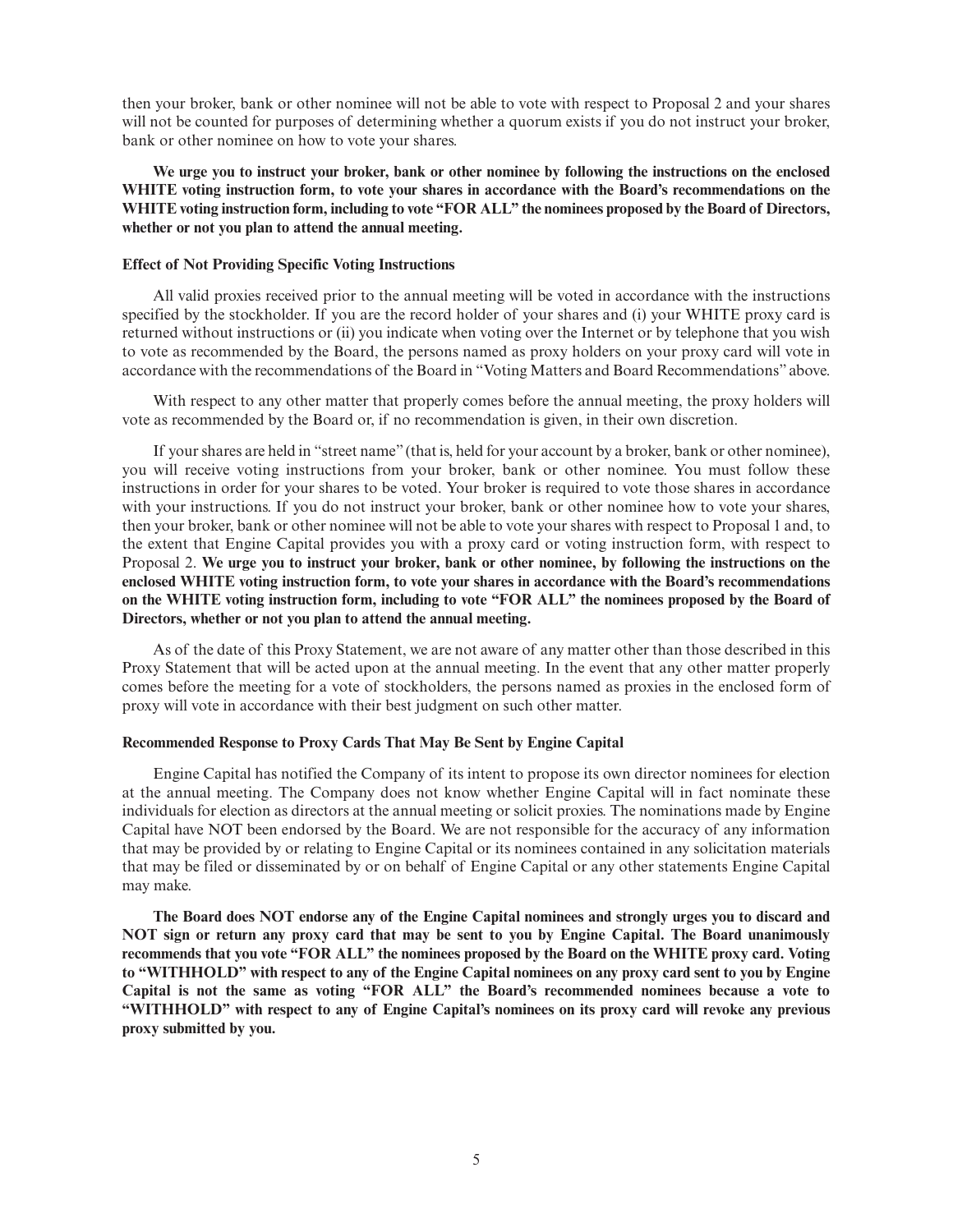then your broker, bank or other nominee will not be able to vote with respect to Proposal 2 and your shares will not be counted for purposes of determining whether a quorum exists if you do not instruct your broker, bank or other nominee on how to vote your shares.

**We urge you to instruct your broker, bank or other nominee by following the instructions on the enclosed WHITE voting instruction form, to vote your shares in accordance with the Board's recommendations on the WHITE voting instruction form, including to vote "FOR ALL" the nominees proposed by the Board of Directors, whether or not you plan to attend the annual meeting.**

### Effect of Not Providing Specific Voting Instructions

All valid proxies received prior to the annual meeting will be voted in accordance with the instructions specified by the stockholder. If you are the record holder of your shares and (i) your WHITE proxy card is returned without instructions or (ii) you indicate when voting over the Internet or by telephone that you wish to vote as recommended by the Board, the persons named as proxy holders on your proxy card will vote in accordance with the recommendations of the Board in "Voting Matters and Board Recommendations" above.

With respect to any other matter that properly comes before the annual meeting, the proxy holders will vote as recommended by the Board or, if no recommendation is given, in their own discretion.

If your shares are held in "street name" (that is, held for your account by a broker, bank or other nominee), you will receive voting instructions from your broker, bank or other nominee. You must follow these instructions in order for your shares to be voted. Your broker is required to vote those shares in accordance with your instructions. If you do not instruct your broker, bank or other nominee how to vote your shares, then your broker, bank or other nominee will not be able to vote your shares with respect to Proposal 1 and, to the extent that Engine Capital provides you with a proxy card or voting instruction form, with respect to Proposal 2. **We urge you to instruct your broker, bank or other nominee, by following the instructions on the enclosed WHITE voting instruction form, to vote your shares in accordance with the Board's recommendations on the WHITE voting instruction form, including to vote "FOR ALL" the nominees proposed by the Board of Directors, whether or not you plan to attend the annual meeting.**

As of the date of this Proxy Statement, we are not aware of any matter other than those described in this Proxy Statement that will be acted upon at the annual meeting. In the event that any other matter properly comes before the meeting for a vote of stockholders, the persons named as proxies in the enclosed form of proxy will vote in accordance with their best judgment on such other matter.

### Recommended Response to Proxy Cards That May Be Sent by Engine Capital

Engine Capital has notified the Company of its intent to propose its own director nominees for election at the annual meeting. The Company does not know whether Engine Capital will in fact nominate these individuals for election as directors at the annual meeting or solicit proxies. The nominations made by Engine Capital have NOT been endorsed by the Board. We are not responsible for the accuracy of any information that may be provided by or relating to Engine Capital or its nominees contained in any solicitation materials that may be filed or disseminated by or on behalf of Engine Capital or any other statements Engine Capital may make.

**The Board does NOT endorse any of the Engine Capital nominees and strongly urges you to discard and NOT sign or return any proxy card that may be sent to you by Engine Capital. The Board unanimously recommends that you vote "FOR ALL" the nominees proposed by the Board on the WHITE proxy card. Voting to "WITHHOLD" with respect to any of the Engine Capital nominees on any proxy card sent to you by Engine Capital is not the same as voting "FOR ALL" the Board's recommended nominees because a vote to "WITHHOLD" with respect to any of Engine Capital's nominees on its proxy card will revoke any previous proxy submitted by you.**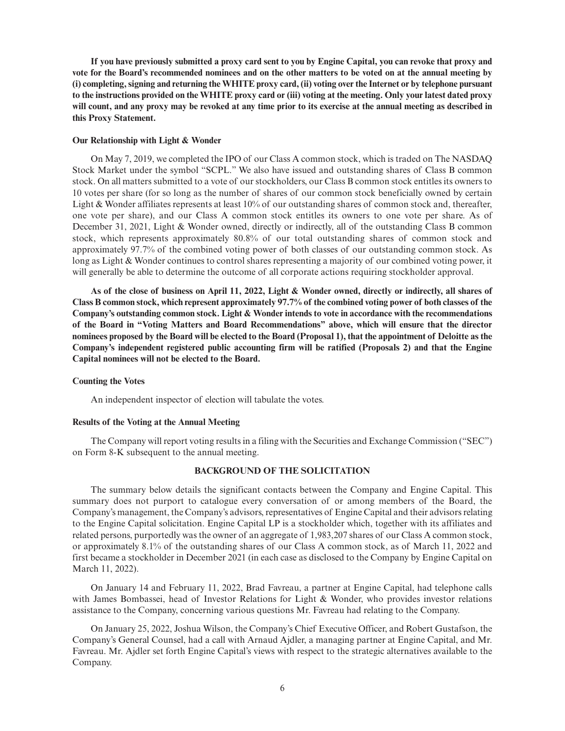**If you have previously submitted a proxy card sent to you by Engine Capital, you can revoke that proxy and vote for the Board's recommended nominees and on the other matters to be voted on at the annual meeting by (i) completing, signing and returning the WHITE proxy card, (ii) voting over the Internet or by telephone pursuant to the instructions provided on the WHITE proxy card or (iii) voting at the meeting. Only your latest dated proxy will count, and any proxy may be revoked at any time prior to its exercise at the annual meeting as described in this Proxy Statement.**

**Our Relationship with Light & Wonder**

On May 7, 2019, we completed the IPO of our Class A common stock, which is traded on The NASDAQ Stock Market under the symbol "SCPL." We also have issued and outstanding shares of Class B common stock. On all matters submitted to a vote of our stockholders, our Class B common stock entitles its owners to 10 votes per share (for so long as the number of shares of our common stock beneficially owned by certain Light & Wonder affiliates represents at least 10% of our outstanding shares of common stock and, thereafter, one vote per share), and our Class A common stock entitles its owners to one vote per share. As of December 31, 2021, Light & Wonder owned, directly or indirectly, all of the outstanding Class B common stock, which represents approximately 80.8% of our total outstanding shares of common stock and approximately 97.7% of the combined voting power of both classes of our outstanding common stock. As long as Light & Wonder continues to control shares representing a majority of our combined voting power, it will generally be able to determine the outcome of all corporate actions requiring stockholder approval.

**As of the close of business on April 11, 2022, Light & Wonder owned, directly or indirectly, all shares of Class B common stock, which represent approximately 97.7% of the combined voting power of both classes of the Company's outstanding common stock. Light & Wonder intends to vote in accordance with the recommendations of the Board in "Voting Matters and Board Recommendations" above, which will ensure that the director nominees proposed by the Board will be elected to the Board (Proposal 1), that the appointment of Deloitte as the Company's independent registered public accounting firm will be ratified (Proposals 2) and that the Engine Capital nominees will not be elected to the Board.**

**Counting the Votes**

An independent inspector of election will tabulate the votes.

**Results of the Voting at the Annual Meeting**

The Company will report voting results in a filing with the Securities and Exchange Commission ("SEC") on Form 8-K subsequent to the annual meeting.

## BACKGROUND OF THE SOLICITATION

The summary below details the significant contacts between the Company and Engine Capital. This summary does not purport to catalogue every conversation of or among members of the Board, the Company's management, the Company's advisors, representatives of Engine Capital and their advisors relating to the Engine Capital solicitation. Engine Capital LP is a stockholder which, together with its affiliates and related persons, purportedly was the owner of an aggregate of 1,983,207 shares of our Class A common stock, or approximately 8.1% of the outstanding shares of our Class A common stock, as of March 11, 2022 and first became a stockholder in December 2021 (in each case as disclosed to the Company by Engine Capital on March 11, 2022).

On January 14 and February 11, 2022, Brad Favreau, a partner at Engine Capital, had telephone calls with James Bombassei, head of Investor Relations for Light & Wonder, who provides investor relations assistance to the Company, concerning various questions Mr. Favreau had relating to the Company.

On January 25, 2022, Joshua Wilson, the Company's Chief Executive Officer, and Robert Gustafson, the Company's General Counsel, had a call with Arnaud Ajdler, a managing partner at Engine Capital, and Mr. Favreau. Mr. Ajdler set forth Engine Capital's views with respect to the strategic alternatives available to the Company.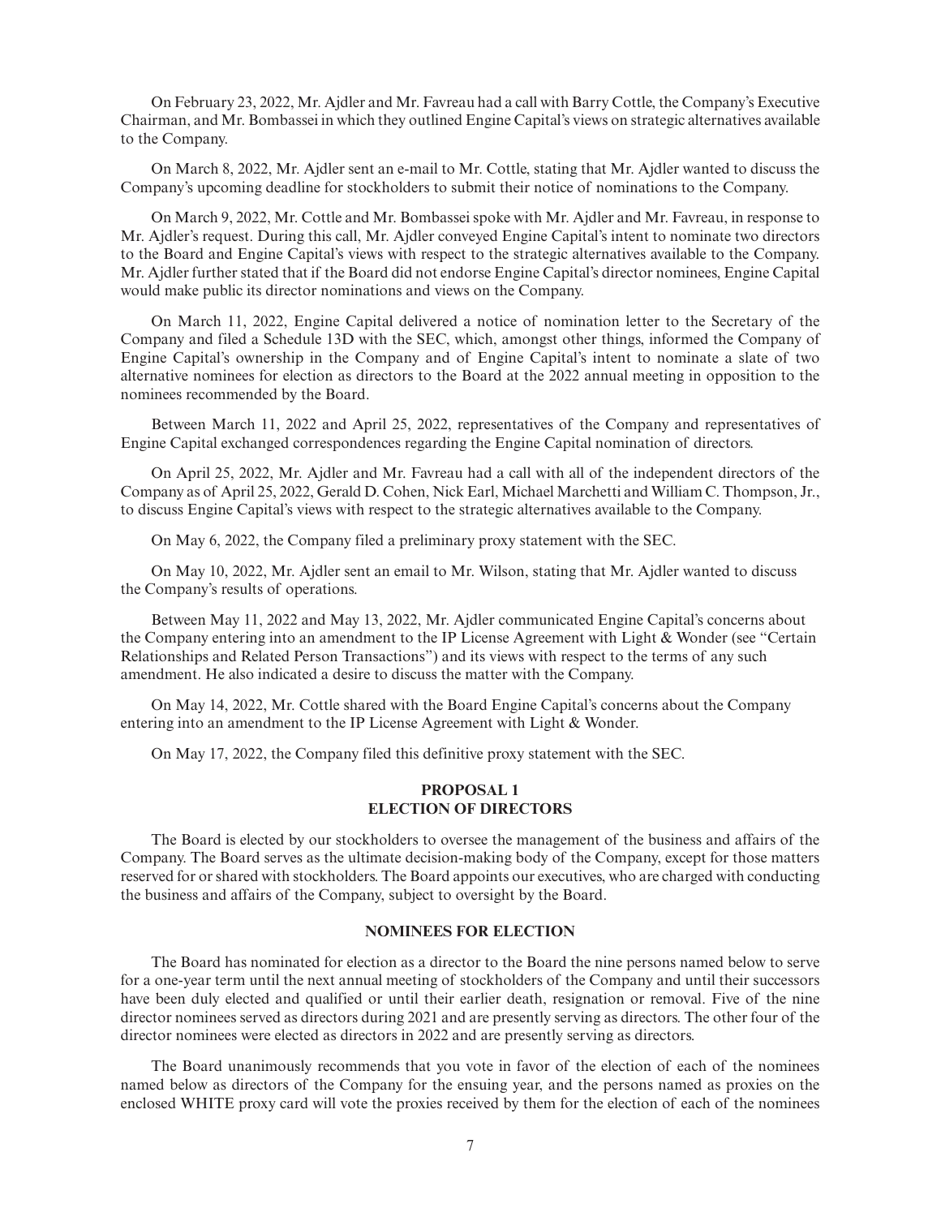On February 23, 2022, Mr. Ajdler and Mr. Favreau had a call with Barry Cottle, the Company's Executive Chairman, and Mr. Bombassei in which they outlined Engine Capital's views on strategic alternatives available to the Company.

On March 8, 2022, Mr. Ajdler sent an e-mail to Mr. Cottle, stating that Mr. Ajdler wanted to discuss the Company's upcoming deadline for stockholders to submit their notice of nominations to the Company.

On March 9, 2022, Mr. Cottle and Mr. Bombassei spoke with Mr. Ajdler and Mr. Favreau, in response to Mr. Ajdler's request. During this call, Mr. Ajdler conveyed Engine Capital's intent to nominate two directors to the Board and Engine Capital's views with respect to the strategic alternatives available to the Company. Mr. Ajdler further stated that if the Board did not endorse Engine Capital's director nominees, Engine Capital would make public its director nominations and views on the Company.

On March 11, 2022, Engine Capital delivered a notice of nomination letter to the Secretary of the Company and filed a Schedule 13D with the SEC, which, amongst other things, informed the Company of Engine Capital's ownership in the Company and of Engine Capital's intent to nominate a slate of two alternative nominees for election as directors to the Board at the 2022 annual meeting in opposition to the nominees recommended by the Board.

Between March 11, 2022 and April 25, 2022, representatives of the Company and representatives of Engine Capital exchanged correspondences regarding the Engine Capital nomination of directors.

On April 25, 2022, Mr. Ajdler and Mr. Favreau had a call with all of the independent directors of the Company as of April 25, 2022, Gerald D. Cohen, Nick Earl, Michael Marchetti and William C. Thompson, Jr., to discuss Engine Capital's views with respect to the strategic alternatives available to the Company.

On May 6, 2022, the Company filed a preliminary proxy statement with the SEC.

On May 10, 2022, Mr. Ajdler sent an email to Mr. Wilson, stating that Mr. Ajdler wanted to discuss the Company's results of operations.

Between May 11, 2022 and May 13, 2022, Mr. Ajdler communicated Engine Capital's concerns about the Company entering into an amendment to the IP License Agreement with Light & Wonder (see "Certain Relationships and Related Person Transactions") and its views with respect to the terms of any such amendment. He also indicated a desire to discuss the matter with the Company.

On May 14, 2022, Mr. Cottle shared with the Board Engine Capital's concerns about the Company entering into an amendment to the IP License Agreement with Light & Wonder.

On May 17, 2022, the Company filed this definitive proxy statement with the SEC.

## PROPOSAL 1
## ELECTION OF DIRECTORS

The Board is elected by our stockholders to oversee the management of the business and affairs of the Company. The Board serves as the ultimate decision-making body of the Company, except for those matters reserved for or shared with stockholders. The Board appoints our executives, who are charged with conducting the business and affairs of the Company, subject to oversight by the Board.

### NOMINEES FOR ELECTION

The Board has nominated for election as a director to the Board the nine persons named below to serve for a one-year term until the next annual meeting of stockholders of the Company and until their successors have been duly elected and qualified or until their earlier death, resignation or removal. Five of the nine director nominees served as directors during 2021 and are presently serving as directors. The other four of the director nominees were elected as directors in 2022 and are presently serving as directors.

The Board unanimously recommends that you vote in favor of the election of each of the nominees named below as directors of the Company for the ensuing year, and the persons named as proxies on the enclosed WHITE proxy card will vote the proxies received by them for the election of each of the nominees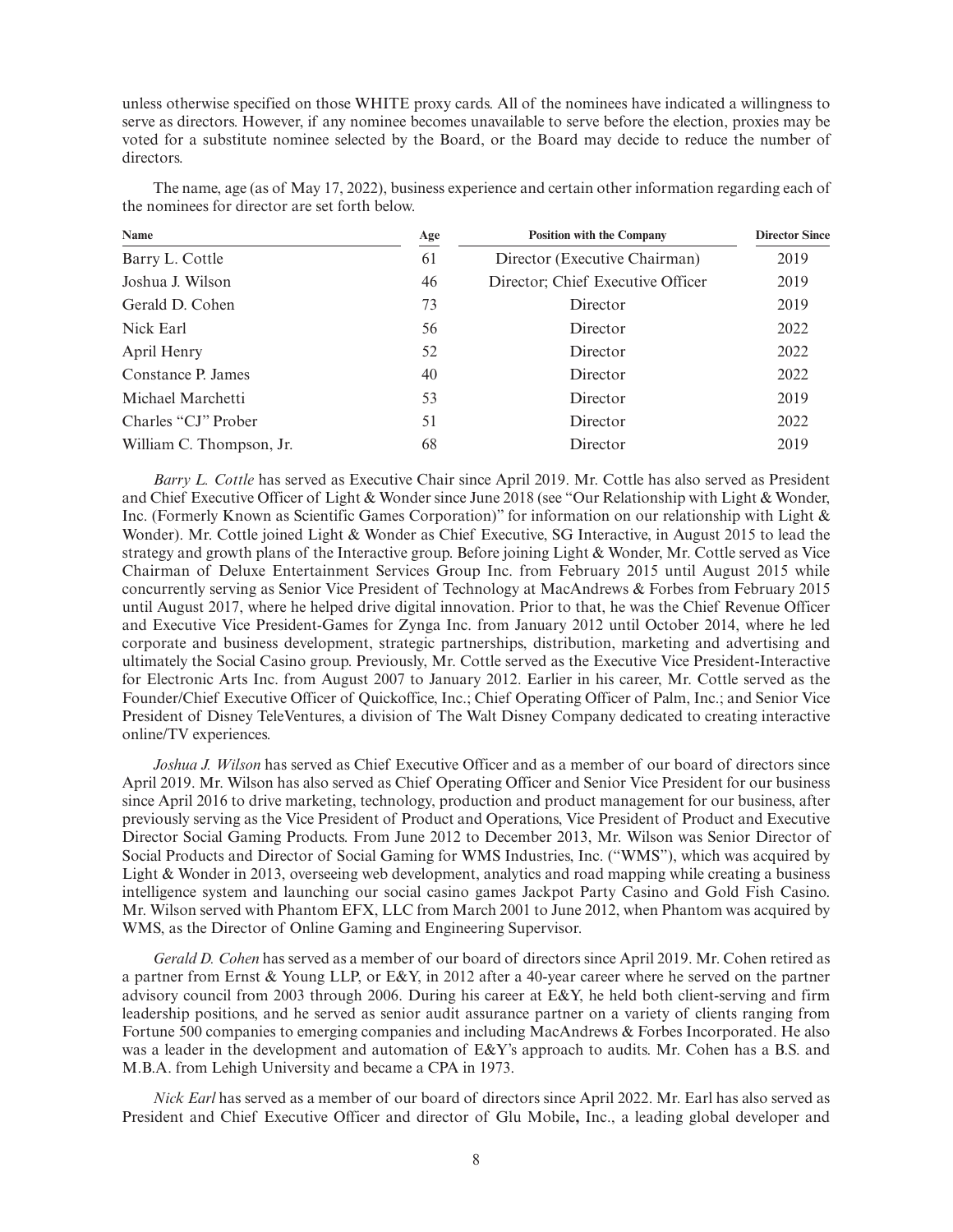unless otherwise specified on those WHITE proxy cards. All of the nominees have indicated a willingness to serve as directors. However, if any nominee becomes unavailable to serve before the election, proxies may be voted for a substitute nominee selected by the Board, or the Board may decide to reduce the number of directors.

The name, age (as of May 17, 2022), business experience and certain other information regarding each of the nominees for director are set forth below.

| Name | Age | Position with the Company | Director Since |
|---|---|---|---|
| Barry L. Cottle | 61 | Director (Executive Chairman) | 2019 |
| Joshua J. Wilson | 46 | Director; Chief Executive Officer | 2019 |
| Gerald D. Cohen | 73 | Director | 2019 |
| Nick Earl | 56 | Director | 2022 |
| April Henry | 52 | Director | 2022 |
| Constance P. James | 40 | Director | 2022 |
| Michael Marchetti | 53 | Director | 2019 |
| Charles "CJ" Prober | 51 | Director | 2022 |
| William C. Thompson, Jr. | 68 | Director | 2019 |

*Barry L. Cottle* has served as Executive Chair since April 2019. Mr. Cottle has also served as President and Chief Executive Officer of Light & Wonder since June 2018 (see "Our Relationship with Light & Wonder, Inc. (Formerly Known as Scientific Games Corporation)" for information on our relationship with Light & Wonder). Mr. Cottle joined Light & Wonder as Chief Executive, SG Interactive, in August 2015 to lead the strategy and growth plans of the Interactive group. Before joining Light & Wonder, Mr. Cottle served as Vice Chairman of Deluxe Entertainment Services Group Inc. from February 2015 until August 2015 while concurrently serving as Senior Vice President of Technology at MacAndrews & Forbes from February 2015 until August 2017, where he helped drive digital innovation. Prior to that, he was the Chief Revenue Officer and Executive Vice President-Games for Zynga Inc. from January 2012 until October 2014, where he led corporate and business development, strategic partnerships, distribution, marketing and advertising and ultimately the Social Casino group. Previously, Mr. Cottle served as the Executive Vice President-Interactive for Electronic Arts Inc. from August 2007 to January 2012. Earlier in his career, Mr. Cottle served as the Founder/Chief Executive Officer of Quickoffice, Inc.; Chief Operating Officer of Palm, Inc.; and Senior Vice President of Disney TeleVentures, a division of The Walt Disney Company dedicated to creating interactive online/TV experiences.

*Joshua J. Wilson* has served as Chief Executive Officer and as a member of our board of directors since April 2019. Mr. Wilson has also served as Chief Operating Officer and Senior Vice President for our business since April 2016 to drive marketing, technology, production and product management for our business, after previously serving as the Vice President of Product and Operations, Vice President of Product and Executive Director Social Gaming Products. From June 2012 to December 2013, Mr. Wilson was Senior Director of Social Products and Director of Social Gaming for WMS Industries, Inc. ("WMS"), which was acquired by Light & Wonder in 2013, overseeing web development, analytics and road mapping while creating a business intelligence system and launching our social casino games Jackpot Party Casino and Gold Fish Casino. Mr. Wilson served with Phantom EFX, LLC from March 2001 to June 2012, when Phantom was acquired by WMS, as the Director of Online Gaming and Engineering Supervisor.

*Gerald D. Cohen* has served as a member of our board of directors since April 2019. Mr. Cohen retired as a partner from Ernst & Young LLP, or E&Y, in 2012 after a 40-year career where he served on the partner advisory council from 2003 through 2006. During his career at E&Y, he held both client-serving and firm leadership positions, and he served as senior audit assurance partner on a variety of clients ranging from Fortune 500 companies to emerging companies and including MacAndrews & Forbes Incorporated. He also was a leader in the development and automation of E&Y's approach to audits. Mr. Cohen has a B.S. and M.B.A. from Lehigh University and became a CPA in 1973.

*Nick Earl* has served as a member of our board of directors since April 2022. Mr. Earl has also served as President and Chief Executive Officer and director of Glu Mobile, Inc., a leading global developer and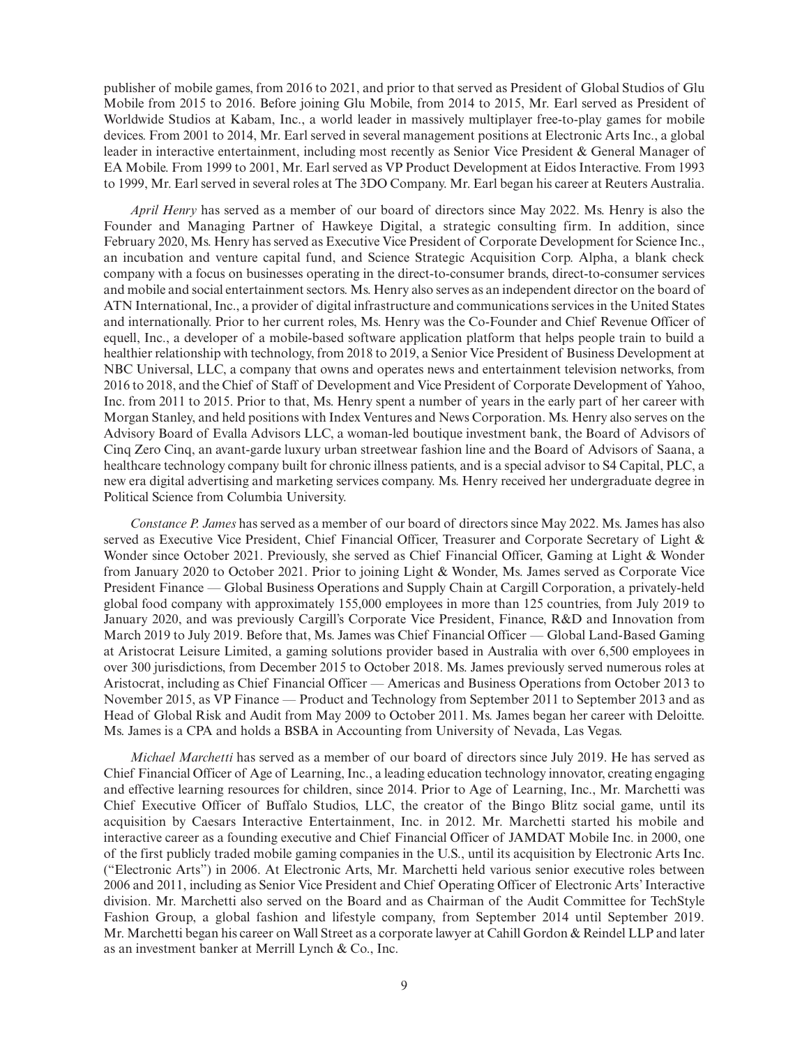publisher of mobile games, from 2016 to 2021, and prior to that served as President of Global Studios of Glu Mobile from 2015 to 2016. Before joining Glu Mobile, from 2014 to 2015, Mr. Earl served as President of Worldwide Studios at Kabam, Inc., a world leader in massively multiplayer free-to-play games for mobile devices. From 2001 to 2014, Mr. Earl served in several management positions at Electronic Arts Inc., a global leader in interactive entertainment, including most recently as Senior Vice President & General Manager of EA Mobile. From 1999 to 2001, Mr. Earl served as VP Product Development at Eidos Interactive. From 1993 to 1999, Mr. Earl served in several roles at The 3DO Company. Mr. Earl began his career at Reuters Australia.

*April Henry* has served as a member of our board of directors since May 2022. Ms. Henry is also the Founder and Managing Partner of Hawkeye Digital, a strategic consulting firm. In addition, since February 2020, Ms. Henry has served as Executive Vice President of Corporate Development for Science Inc., an incubation and venture capital fund, and Science Strategic Acquisition Corp. Alpha, a blank check company with a focus on businesses operating in the direct-to-consumer brands, direct-to-consumer services and mobile and social entertainment sectors. Ms. Henry also serves as an independent director on the board of ATN International, Inc., a provider of digital infrastructure and communications services in the United States and internationally. Prior to her current roles, Ms. Henry was the Co-Founder and Chief Revenue Officer of equell, Inc., a developer of a mobile-based software application platform that helps people train to build a healthier relationship with technology, from 2018 to 2019, a Senior Vice President of Business Development at NBC Universal, LLC, a company that owns and operates news and entertainment television networks, from 2016 to 2018, and the Chief of Staff of Development and Vice President of Corporate Development of Yahoo, Inc. from 2011 to 2015. Prior to that, Ms. Henry spent a number of years in the early part of her career with Morgan Stanley, and held positions with Index Ventures and News Corporation. Ms. Henry also serves on the Advisory Board of Evalla Advisors LLC, a woman-led boutique investment bank, the Board of Advisors of Cinq Zero Cinq, an avant-garde luxury urban streetwear fashion line and the Board of Advisors of Saana, a healthcare technology company built for chronic illness patients, and is a special advisor to S4 Capital, PLC, a new era digital advertising and marketing services company. Ms. Henry received her undergraduate degree in Political Science from Columbia University.

*Constance P. James* has served as a member of our board of directors since May 2022. Ms. James has also served as Executive Vice President, Chief Financial Officer, Treasurer and Corporate Secretary of Light & Wonder since October 2021. Previously, she served as Chief Financial Officer, Gaming at Light & Wonder from January 2020 to October 2021. Prior to joining Light & Wonder, Ms. James served as Corporate Vice President Finance — Global Business Operations and Supply Chain at Cargill Corporation, a privately-held global food company with approximately 155,000 employees in more than 125 countries, from July 2019 to January 2020, and was previously Cargill's Corporate Vice President, Finance, R&D and Innovation from March 2019 to July 2019. Before that, Ms. James was Chief Financial Officer — Global Land-Based Gaming at Aristocrat Leisure Limited, a gaming solutions provider based in Australia with over 6,500 employees in over 300 jurisdictions, from December 2015 to October 2018. Ms. James previously served numerous roles at Aristocrat, including as Chief Financial Officer — Americas and Business Operations from October 2013 to November 2015, as VP Finance — Product and Technology from September 2011 to September 2013 and as Head of Global Risk and Audit from May 2009 to October 2011. Ms. James began her career with Deloitte. Ms. James is a CPA and holds a BSBA in Accounting from University of Nevada, Las Vegas.

*Michael Marchetti* has served as a member of our board of directors since July 2019. He has served as Chief Financial Officer of Age of Learning, Inc., a leading education technology innovator, creating engaging and effective learning resources for children, since 2014. Prior to Age of Learning, Inc., Mr. Marchetti was Chief Executive Officer of Buffalo Studios, LLC, the creator of the Bingo Blitz social game, until its acquisition by Caesars Interactive Entertainment, Inc. in 2012. Mr. Marchetti started his mobile and interactive career as a founding executive and Chief Financial Officer of JAMDAT Mobile Inc. in 2000, one of the first publicly traded mobile gaming companies in the U.S., until its acquisition by Electronic Arts Inc. ("Electronic Arts") in 2006. At Electronic Arts, Mr. Marchetti held various senior executive roles between 2006 and 2011, including as Senior Vice President and Chief Operating Officer of Electronic Arts' Interactive division. Mr. Marchetti also served on the Board and as Chairman of the Audit Committee for TechStyle Fashion Group, a global fashion and lifestyle company, from September 2014 until September 2019. Mr. Marchetti began his career on Wall Street as a corporate lawyer at Cahill Gordon & Reindel LLP and later as an investment banker at Merrill Lynch & Co., Inc.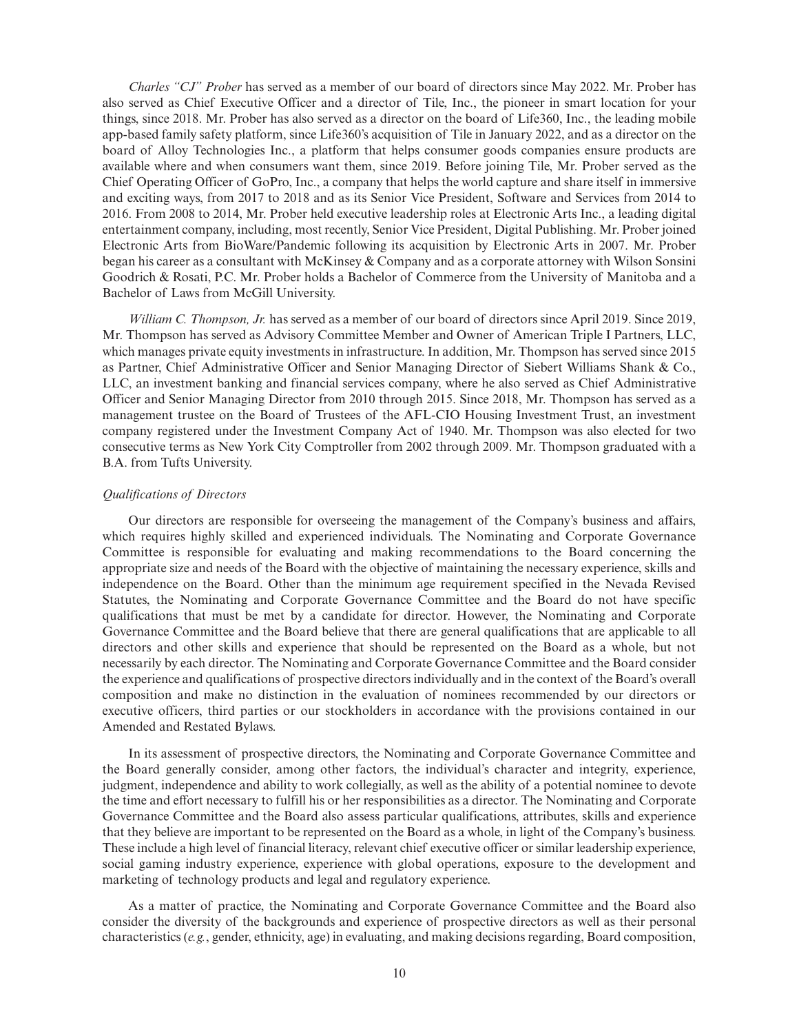*Charles "CJ" Prober* has served as a member of our board of directors since May 2022. Mr. Prober has also served as Chief Executive Officer and a director of Tile, Inc., the pioneer in smart location for your things, since 2018. Mr. Prober has also served as a director on the board of Life360, Inc., the leading mobile app-based family safety platform, since Life360's acquisition of Tile in January 2022, and as a director on the board of Alloy Technologies Inc., a platform that helps consumer goods companies ensure products are available where and when consumers want them, since 2019. Before joining Tile, Mr. Prober served as the Chief Operating Officer of GoPro, Inc., a company that helps the world capture and share itself in immersive and exciting ways, from 2017 to 2018 and as its Senior Vice President, Software and Services from 2014 to 2016. From 2008 to 2014, Mr. Prober held executive leadership roles at Electronic Arts Inc., a leading digital entertainment company, including, most recently, Senior Vice President, Digital Publishing. Mr. Prober joined Electronic Arts from BioWare/Pandemic following its acquisition by Electronic Arts in 2007. Mr. Prober began his career as a consultant with McKinsey & Company and as a corporate attorney with Wilson Sonsini Goodrich & Rosati, P.C. Mr. Prober holds a Bachelor of Commerce from the University of Manitoba and a Bachelor of Laws from McGill University.

*William C. Thompson, Jr.* has served as a member of our board of directors since April 2019. Since 2019, Mr. Thompson has served as Advisory Committee Member and Owner of American Triple I Partners, LLC, which manages private equity investments in infrastructure. In addition, Mr. Thompson has served since 2015 as Partner, Chief Administrative Officer and Senior Managing Director of Siebert Williams Shank & Co., LLC, an investment banking and financial services company, where he also served as Chief Administrative Officer and Senior Managing Director from 2010 through 2015. Since 2018, Mr. Thompson has served as a management trustee on the Board of Trustees of the AFL-CIO Housing Investment Trust, an investment company registered under the Investment Company Act of 1940. Mr. Thompson was also elected for two consecutive terms as New York City Comptroller from 2002 through 2009. Mr. Thompson graduated with a B.A. from Tufts University.

*Qualifications of Directors*

Our directors are responsible for overseeing the management of the Company's business and affairs, which requires highly skilled and experienced individuals. The Nominating and Corporate Governance Committee is responsible for evaluating and making recommendations to the Board concerning the appropriate size and needs of the Board with the objective of maintaining the necessary experience, skills and independence on the Board. Other than the minimum age requirement specified in the Nevada Revised Statutes, the Nominating and Corporate Governance Committee and the Board do not have specific qualifications that must be met by a candidate for director. However, the Nominating and Corporate Governance Committee and the Board believe that there are general qualifications that are applicable to all directors and other skills and experience that should be represented on the Board as a whole, but not necessarily by each director. The Nominating and Corporate Governance Committee and the Board consider the experience and qualifications of prospective directors individually and in the context of the Board's overall composition and make no distinction in the evaluation of nominees recommended by our directors or executive officers, third parties or our stockholders in accordance with the provisions contained in our Amended and Restated Bylaws.

In its assessment of prospective directors, the Nominating and Corporate Governance Committee and the Board generally consider, among other factors, the individual's character and integrity, experience, judgment, independence and ability to work collegially, as well as the ability of a potential nominee to devote the time and effort necessary to fulfill his or her responsibilities as a director. The Nominating and Corporate Governance Committee and the Board also assess particular qualifications, attributes, skills and experience that they believe are important to be represented on the Board as a whole, in light of the Company's business. These include a high level of financial literacy, relevant chief executive officer or similar leadership experience, social gaming industry experience, experience with global operations, exposure to the development and marketing of technology products and legal and regulatory experience.

As a matter of practice, the Nominating and Corporate Governance Committee and the Board also consider the diversity of the backgrounds and experience of prospective directors as well as their personal characteristics (*e.g.*, gender, ethnicity, age) in evaluating, and making decisions regarding, Board composition,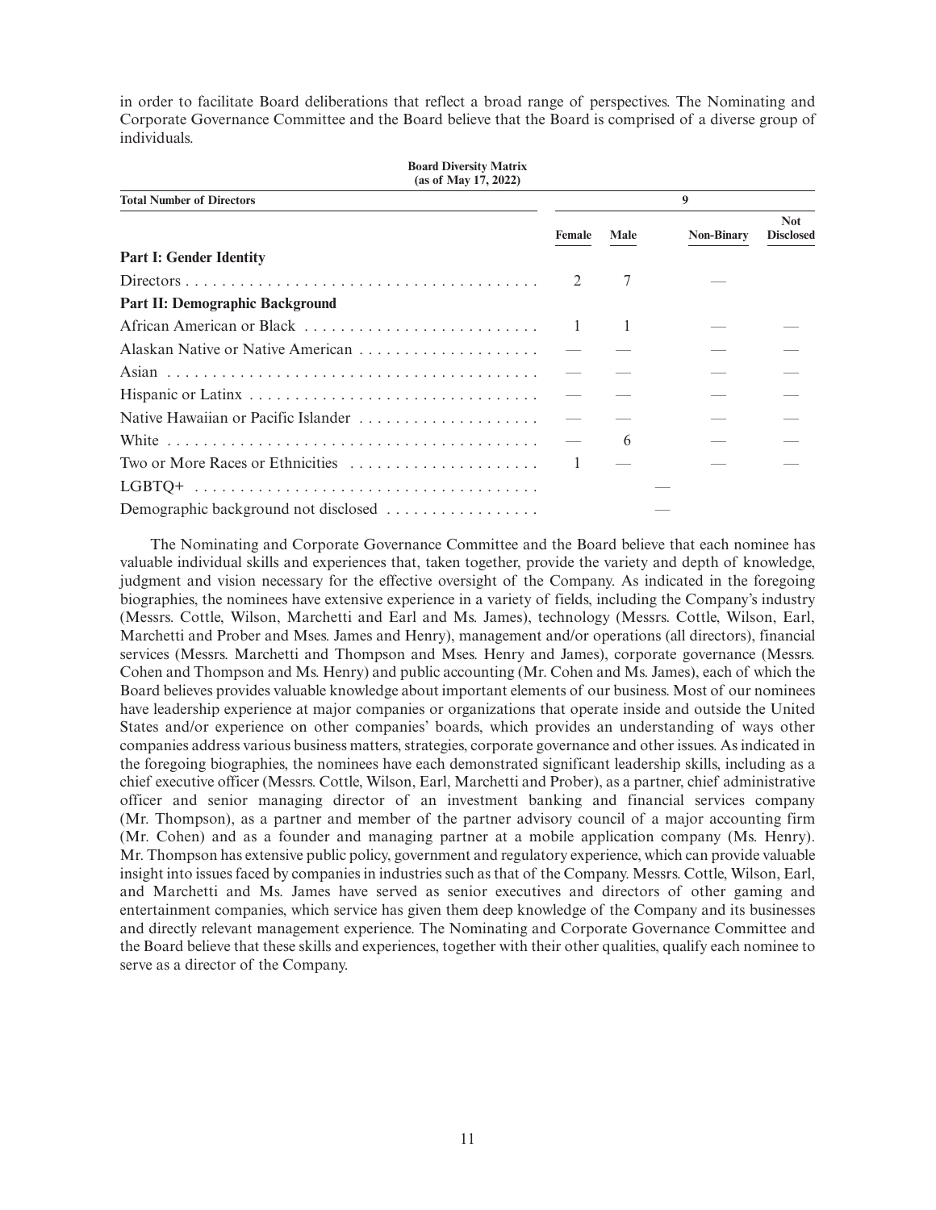in order to facilitate Board deliberations that reflect a broad range of perspectives. The Nominating and Corporate Governance Committee and the Board believe that the Board is comprised of a diverse group of individuals.

**Board Diversity Matrix**
**(as of May 17, 2022)**

| **Total Number of Directors** | **9** | | | |
|---|---|---|---|---|
| | **Female** | **Male** | **Non-Binary** | **Not Disclosed** |
| **Part I: Gender Identity** | | | | |
| Directors | 2 | 7 | — | |
| **Part II: Demographic Background** | | | | |
| African American or Black | 1 | 1 | — | — |
| Alaskan Native or Native American | — | — | — | — |
| Asian | — | — | — | — |
| Hispanic or Latinx | — | — | — | — |
| Native Hawaiian or Pacific Islander | — | — | — | — |
| White | — | 6 | — | — |
| Two or More Races or Ethnicities | 1 | — | — | — |
| LGBTQ+ | — | | | |
| Demographic background not disclosed | — | | | |

The Nominating and Corporate Governance Committee and the Board believe that each nominee has valuable individual skills and experiences that, taken together, provide the variety and depth of knowledge, judgment and vision necessary for the effective oversight of the Company. As indicated in the foregoing biographies, the nominees have extensive experience in a variety of fields, including the Company's industry (Messrs. Cottle, Wilson, Marchetti and Earl and Ms. James), technology (Messrs. Cottle, Wilson, Earl, Marchetti and Prober and Mses. James and Henry), management and/or operations (all directors), financial services (Messrs. Marchetti and Thompson and Mses. Henry and James), corporate governance (Messrs. Cohen and Thompson and Ms. Henry) and public accounting (Mr. Cohen and Ms. James), each of which the Board believes provides valuable knowledge about important elements of our business. Most of our nominees have leadership experience at major companies or organizations that operate inside and outside the United States and/or experience on other companies' boards, which provides an understanding of ways other companies address various business matters, strategies, corporate governance and other issues. As indicated in the foregoing biographies, the nominees have each demonstrated significant leadership skills, including as a chief executive officer (Messrs. Cottle, Wilson, Earl, Marchetti and Prober), as a partner, chief administrative officer and senior managing director of an investment banking and financial services company (Mr. Thompson), as a partner and member of the partner advisory council of a major accounting firm (Mr. Cohen) and as a founder and managing partner at a mobile application company (Ms. Henry). Mr. Thompson has extensive public policy, government and regulatory experience, which can provide valuable insight into issues faced by companies in industries such as that of the Company. Messrs. Cottle, Wilson, Earl, and Marchetti and Ms. James have served as senior executives and directors of other gaming and entertainment companies, which service has given them deep knowledge of the Company and its businesses and directly relevant management experience. The Nominating and Corporate Governance Committee and the Board believe that these skills and experiences, together with their other qualities, qualify each nominee to serve as a director of the Company.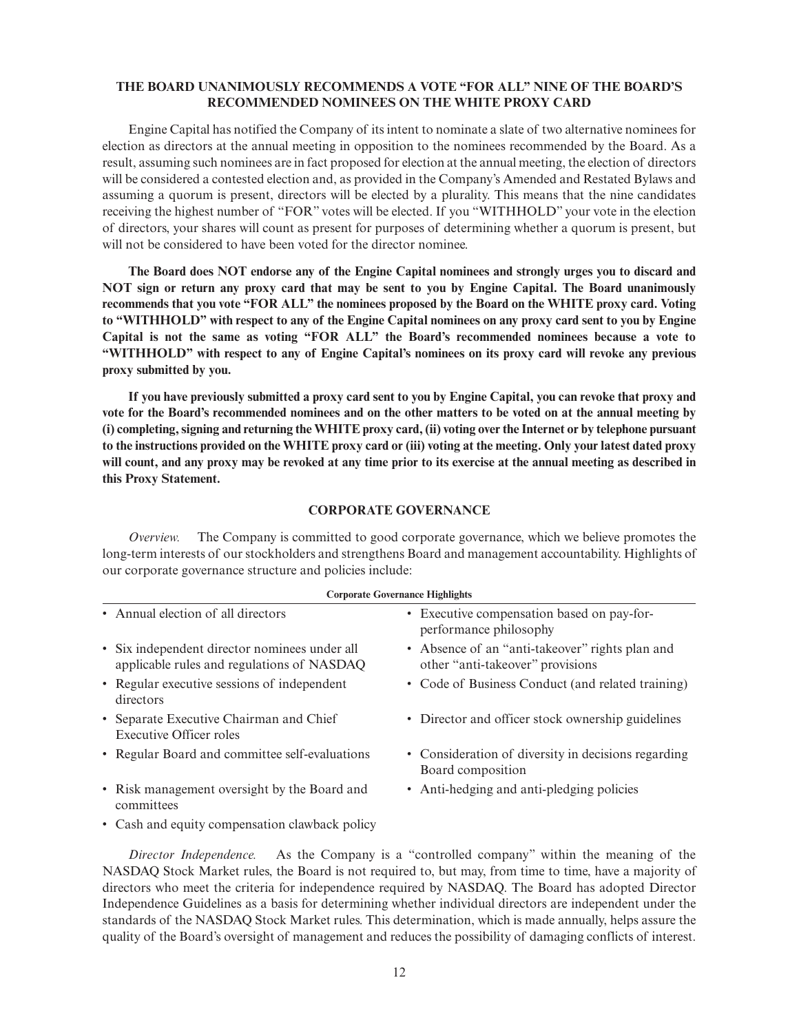**THE BOARD UNANIMOUSLY RECOMMENDS A VOTE "FOR ALL" NINE OF THE BOARD'S RECOMMENDED NOMINEES ON THE WHITE PROXY CARD**

Engine Capital has notified the Company of its intent to nominate a slate of two alternative nominees for election as directors at the annual meeting in opposition to the nominees recommended by the Board. As a result, assuming such nominees are in fact proposed for election at the annual meeting, the election of directors will be considered a contested election and, as provided in the Company's Amended and Restated Bylaws and assuming a quorum is present, directors will be elected by a plurality. This means that the nine candidates receiving the highest number of "FOR" votes will be elected. If you "WITHHOLD" your vote in the election of directors, your shares will count as present for purposes of determining whether a quorum is present, but will not be considered to have been voted for the director nominee.

**The Board does NOT endorse any of the Engine Capital nominees and strongly urges you to discard and NOT sign or return any proxy card that may be sent to you by Engine Capital. The Board unanimously recommends that you vote "FOR ALL" the nominees proposed by the Board on the WHITE proxy card. Voting to "WITHHOLD" with respect to any of the Engine Capital nominees on any proxy card sent to you by Engine Capital is not the same as voting "FOR ALL" the Board's recommended nominees because a vote to "WITHHOLD" with respect to any of Engine Capital's nominees on its proxy card will revoke any previous proxy submitted by you.**

**If you have previously submitted a proxy card sent to you by Engine Capital, you can revoke that proxy and vote for the Board's recommended nominees and on the other matters to be voted on at the annual meeting by (i) completing, signing and returning the WHITE proxy card, (ii) voting over the Internet or by telephone pursuant to the instructions provided on the WHITE proxy card or (iii) voting at the meeting. Only your latest dated proxy will count, and any proxy may be revoked at any time prior to its exercise at the annual meeting as described in this Proxy Statement.**

## CORPORATE GOVERNANCE

*Overview.* The Company is committed to good corporate governance, which we believe promotes the long-term interests of our stockholders and strengthens Board and management accountability. Highlights of our corporate governance structure and policies include:

**Corporate Governance Highlights**

- Annual election of all directors
- Six independent director nominees under all applicable rules and regulations of NASDAQ
- Regular executive sessions of independent directors
- Separate Executive Chairman and Chief Executive Officer roles
- Regular Board and committee self-evaluations
- Risk management oversight by the Board and committees
- Cash and equity compensation clawback policy
- Executive compensation based on pay-for-performance philosophy
- Absence of an "anti-takeover" rights plan and other "anti-takeover" provisions
- Code of Business Conduct (and related training)
- Director and officer stock ownership guidelines
- Consideration of diversity in decisions regarding Board composition
- Anti-hedging and anti-pledging policies

*Director Independence.* As the Company is a "controlled company" within the meaning of the NASDAQ Stock Market rules, the Board is not required to, but may, from time to time, have a majority of directors who meet the criteria for independence required by NASDAQ. The Board has adopted Director Independence Guidelines as a basis for determining whether individual directors are independent under the standards of the NASDAQ Stock Market rules. This determination, which is made annually, helps assure the quality of the Board's oversight of management and reduces the possibility of damaging conflicts of interest.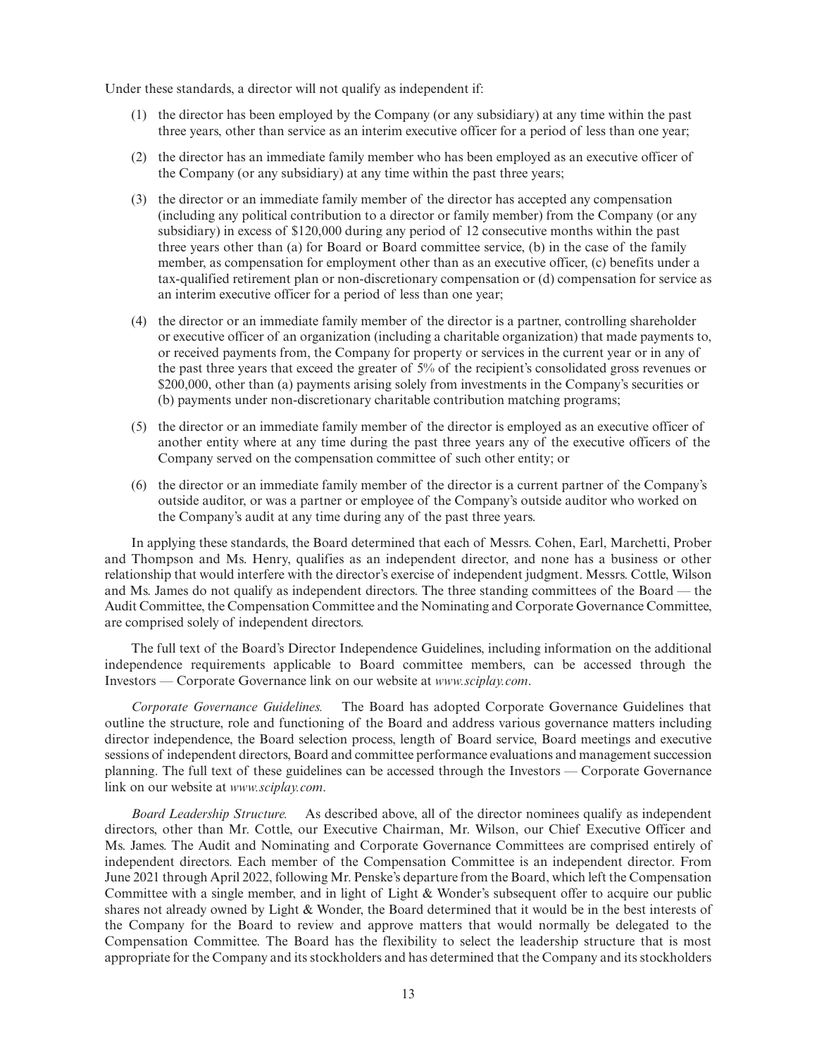Under these standards, a director will not qualify as independent if:

(1) the director has been employed by the Company (or any subsidiary) at any time within the past three years, other than service as an interim executive officer for a period of less than one year;

(2) the director has an immediate family member who has been employed as an executive officer of the Company (or any subsidiary) at any time within the past three years;

(3) the director or an immediate family member of the director has accepted any compensation (including any political contribution to a director or family member) from the Company (or any subsidiary) in excess of $120,000 during any period of 12 consecutive months within the past three years other than (a) for Board or Board committee service, (b) in the case of the family member, as compensation for employment other than as an executive officer, (c) benefits under a tax-qualified retirement plan or non-discretionary compensation or (d) compensation for service as an interim executive officer for a period of less than one year;

(4) the director or an immediate family member of the director is a partner, controlling shareholder or executive officer of an organization (including a charitable organization) that made payments to, or received payments from, the Company for property or services in the current year or in any of the past three years that exceed the greater of 5% of the recipient's consolidated gross revenues or $200,000, other than (a) payments arising solely from investments in the Company's securities or (b) payments under non-discretionary charitable contribution matching programs;

(5) the director or an immediate family member of the director is employed as an executive officer of another entity where at any time during the past three years any of the executive officers of the Company served on the compensation committee of such other entity; or

(6) the director or an immediate family member of the director is a current partner of the Company's outside auditor, or was a partner or employee of the Company's outside auditor who worked on the Company's audit at any time during any of the past three years.

In applying these standards, the Board determined that each of Messrs. Cohen, Earl, Marchetti, Prober and Thompson and Ms. Henry, qualifies as an independent director, and none has a business or other relationship that would interfere with the director's exercise of independent judgment. Messrs. Cottle, Wilson and Ms. James do not qualify as independent directors. The three standing committees of the Board — the Audit Committee, the Compensation Committee and the Nominating and Corporate Governance Committee, are comprised solely of independent directors.

The full text of the Board's Director Independence Guidelines, including information on the additional independence requirements applicable to Board committee members, can be accessed through the Investors — Corporate Governance link on our website at *www.sciplay.com*.

*Corporate Governance Guidelines.* The Board has adopted Corporate Governance Guidelines that outline the structure, role and functioning of the Board and address various governance matters including director independence, the Board selection process, length of Board service, Board meetings and executive sessions of independent directors, Board and committee performance evaluations and management succession planning. The full text of these guidelines can be accessed through the Investors — Corporate Governance link on our website at *www.sciplay.com*.

*Board Leadership Structure.* As described above, all of the director nominees qualify as independent directors, other than Mr. Cottle, our Executive Chairman, Mr. Wilson, our Chief Executive Officer and Ms. James. The Audit and Nominating and Corporate Governance Committees are comprised entirely of independent directors. Each member of the Compensation Committee is an independent director. From June 2021 through April 2022, following Mr. Penske's departure from the Board, which left the Compensation Committee with a single member, and in light of Light & Wonder's subsequent offer to acquire our public shares not already owned by Light & Wonder, the Board determined that it would be in the best interests of the Company for the Board to review and approve matters that would normally be delegated to the Compensation Committee. The Board has the flexibility to select the leadership structure that is most appropriate for the Company and its stockholders and has determined that the Company and its stockholders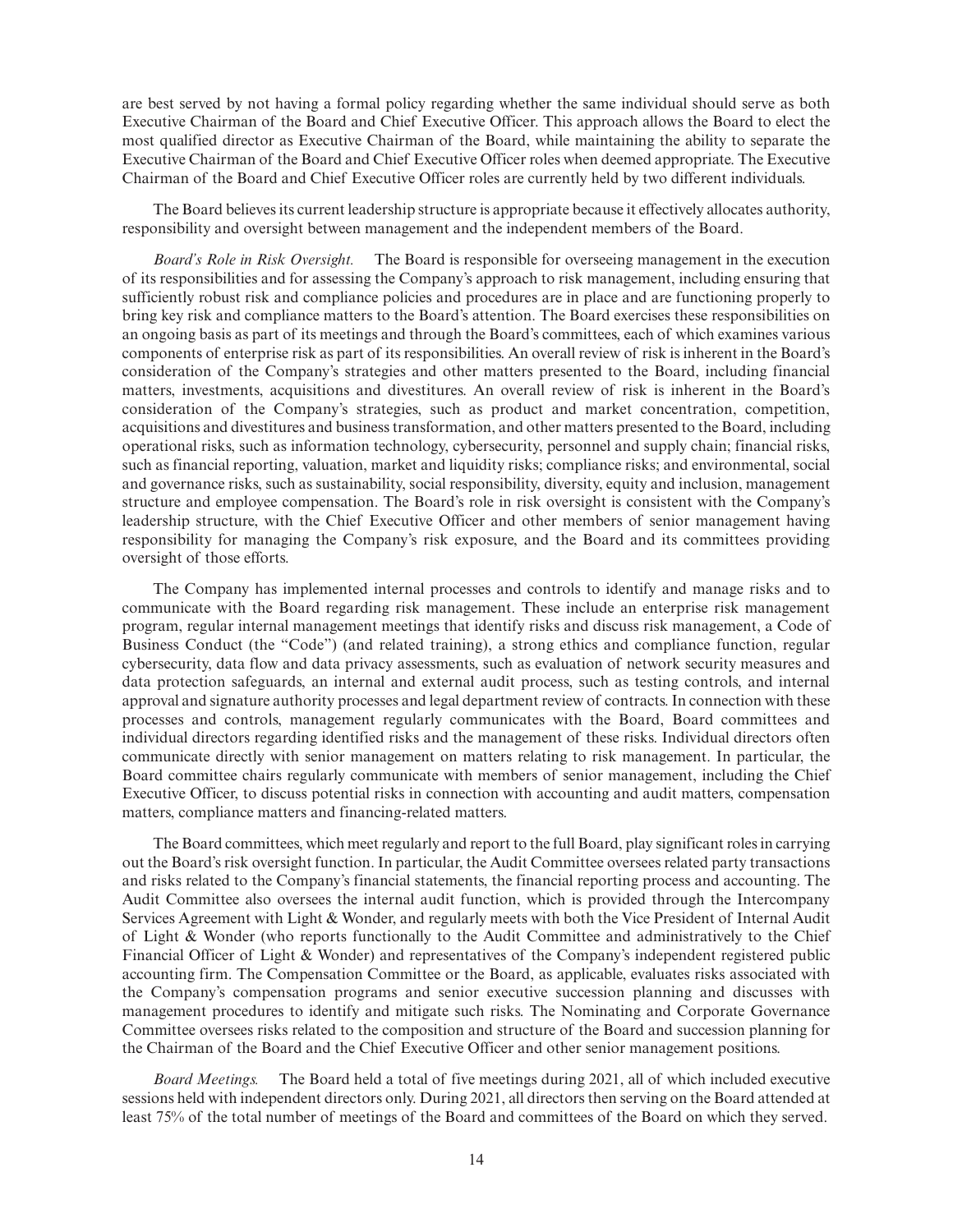are best served by not having a formal policy regarding whether the same individual should serve as both Executive Chairman of the Board and Chief Executive Officer. This approach allows the Board to elect the most qualified director as Executive Chairman of the Board, while maintaining the ability to separate the Executive Chairman of the Board and Chief Executive Officer roles when deemed appropriate. The Executive Chairman of the Board and Chief Executive Officer roles are currently held by two different individuals.

The Board believes its current leadership structure is appropriate because it effectively allocates authority, responsibility and oversight between management and the independent members of the Board.

*Board's Role in Risk Oversight.* The Board is responsible for overseeing management in the execution of its responsibilities and for assessing the Company's approach to risk management, including ensuring that sufficiently robust risk and compliance policies and procedures are in place and are functioning properly to bring key risk and compliance matters to the Board's attention. The Board exercises these responsibilities on an ongoing basis as part of its meetings and through the Board's committees, each of which examines various components of enterprise risk as part of its responsibilities. An overall review of risk is inherent in the Board's consideration of the Company's strategies and other matters presented to the Board, including financial matters, investments, acquisitions and divestitures. An overall review of risk is inherent in the Board's consideration of the Company's strategies, such as product and market concentration, competition, acquisitions and divestitures and business transformation, and other matters presented to the Board, including operational risks, such as information technology, cybersecurity, personnel and supply chain; financial risks, such as financial reporting, valuation, market and liquidity risks; compliance risks; and environmental, social and governance risks, such as sustainability, social responsibility, diversity, equity and inclusion, management structure and employee compensation. The Board's role in risk oversight is consistent with the Company's leadership structure, with the Chief Executive Officer and other members of senior management having responsibility for managing the Company's risk exposure, and the Board and its committees providing oversight of those efforts.

The Company has implemented internal processes and controls to identify and manage risks and to communicate with the Board regarding risk management. These include an enterprise risk management program, regular internal management meetings that identify risks and discuss risk management, a Code of Business Conduct (the "Code") (and related training), a strong ethics and compliance function, regular cybersecurity, data flow and data privacy assessments, such as evaluation of network security measures and data protection safeguards, an internal and external audit process, such as testing controls, and internal approval and signature authority processes and legal department review of contracts. In connection with these processes and controls, management regularly communicates with the Board, Board committees and individual directors regarding identified risks and the management of these risks. Individual directors often communicate directly with senior management on matters relating to risk management. In particular, the Board committee chairs regularly communicate with members of senior management, including the Chief Executive Officer, to discuss potential risks in connection with accounting and audit matters, compensation matters, compliance matters and financing-related matters.

The Board committees, which meet regularly and report to the full Board, play significant roles in carrying out the Board's risk oversight function. In particular, the Audit Committee oversees related party transactions and risks related to the Company's financial statements, the financial reporting process and accounting. The Audit Committee also oversees the internal audit function, which is provided through the Intercompany Services Agreement with Light & Wonder, and regularly meets with both the Vice President of Internal Audit of Light & Wonder (who reports functionally to the Audit Committee and administratively to the Chief Financial Officer of Light & Wonder) and representatives of the Company's independent registered public accounting firm. The Compensation Committee or the Board, as applicable, evaluates risks associated with the Company's compensation programs and senior executive succession planning and discusses with management procedures to identify and mitigate such risks. The Nominating and Corporate Governance Committee oversees risks related to the composition and structure of the Board and succession planning for the Chairman of the Board and the Chief Executive Officer and other senior management positions.

*Board Meetings.* The Board held a total of five meetings during 2021, all of which included executive sessions held with independent directors only. During 2021, all directors then serving on the Board attended at least 75% of the total number of meetings of the Board and committees of the Board on which they served.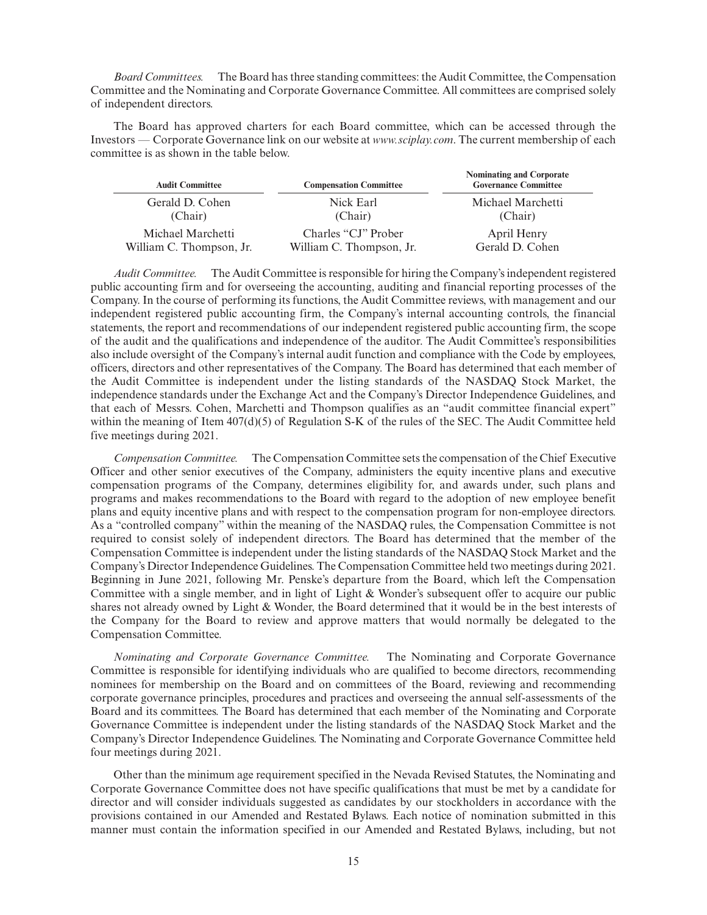*Board Committees.* The Board has three standing committees: the Audit Committee, the Compensation Committee and the Nominating and Corporate Governance Committee. All committees are comprised solely of independent directors.

The Board has approved charters for each Board committee, which can be accessed through the Investors — Corporate Governance link on our website at *www.sciplay.com*. The current membership of each committee is as shown in the table below.

| Audit Committee | Compensation Committee | Nominating and Corporate Governance Committee |
|---|---|---|
| Gerald D. Cohen (Chair) | Nick Earl (Chair) | Michael Marchetti (Chair) |
| Michael Marchetti | Charles "CJ" Prober | April Henry |
| William C. Thompson, Jr. | William C. Thompson, Jr. | Gerald D. Cohen |

*Audit Committee.* The Audit Committee is responsible for hiring the Company's independent registered public accounting firm and for overseeing the accounting, auditing and financial reporting processes of the Company. In the course of performing its functions, the Audit Committee reviews, with management and our independent registered public accounting firm, the Company's internal accounting controls, the financial statements, the report and recommendations of our independent registered public accounting firm, the scope of the audit and the qualifications and independence of the auditor. The Audit Committee's responsibilities also include oversight of the Company's internal audit function and compliance with the Code by employees, officers, directors and other representatives of the Company. The Board has determined that each member of the Audit Committee is independent under the listing standards of the NASDAQ Stock Market, the independence standards under the Exchange Act and the Company's Director Independence Guidelines, and that each of Messrs. Cohen, Marchetti and Thompson qualifies as an "audit committee financial expert" within the meaning of Item 407(d)(5) of Regulation S-K of the rules of the SEC. The Audit Committee held five meetings during 2021.

*Compensation Committee.* The Compensation Committee sets the compensation of the Chief Executive Officer and other senior executives of the Company, administers the equity incentive plans and executive compensation programs of the Company, determines eligibility for, and awards under, such plans and programs and makes recommendations to the Board with regard to the adoption of new employee benefit plans and equity incentive plans and with respect to the compensation program for non-employee directors. As a "controlled company" within the meaning of the NASDAQ rules, the Compensation Committee is not required to consist solely of independent directors. The Board has determined that the member of the Compensation Committee is independent under the listing standards of the NASDAQ Stock Market and the Company's Director Independence Guidelines. The Compensation Committee held two meetings during 2021. Beginning in June 2021, following Mr. Penske's departure from the Board, which left the Compensation Committee with a single member, and in light of Light & Wonder's subsequent offer to acquire our public shares not already owned by Light & Wonder, the Board determined that it would be in the best interests of the Company for the Board to review and approve matters that would normally be delegated to the Compensation Committee.

*Nominating and Corporate Governance Committee.* The Nominating and Corporate Governance Committee is responsible for identifying individuals who are qualified to become directors, recommending nominees for membership on the Board and on committees of the Board, reviewing and recommending corporate governance principles, procedures and practices and overseeing the annual self-assessments of the Board and its committees. The Board has determined that each member of the Nominating and Corporate Governance Committee is independent under the listing standards of the NASDAQ Stock Market and the Company's Director Independence Guidelines. The Nominating and Corporate Governance Committee held four meetings during 2021.

Other than the minimum age requirement specified in the Nevada Revised Statutes, the Nominating and Corporate Governance Committee does not have specific qualifications that must be met by a candidate for director and will consider individuals suggested as candidates by our stockholders in accordance with the provisions contained in our Amended and Restated Bylaws. Each notice of nomination submitted in this manner must contain the information specified in our Amended and Restated Bylaws, including, but not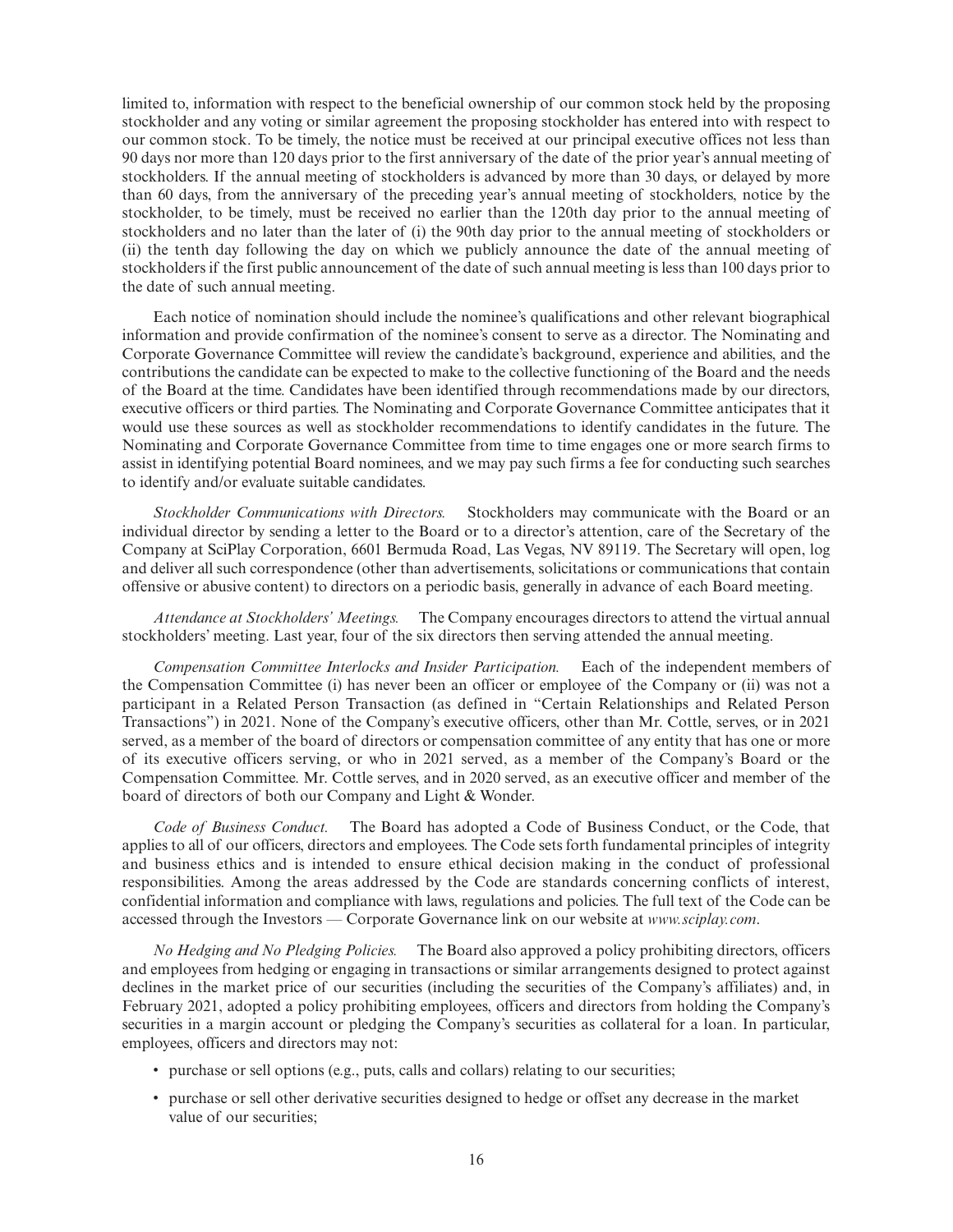limited to, information with respect to the beneficial ownership of our common stock held by the proposing stockholder and any voting or similar agreement the proposing stockholder has entered into with respect to our common stock. To be timely, the notice must be received at our principal executive offices not less than 90 days nor more than 120 days prior to the first anniversary of the date of the prior year's annual meeting of stockholders. If the annual meeting of stockholders is advanced by more than 30 days, or delayed by more than 60 days, from the anniversary of the preceding year's annual meeting of stockholders, notice by the stockholder, to be timely, must be received no earlier than the 120th day prior to the annual meeting of stockholders and no later than the later of (i) the 90th day prior to the annual meeting of stockholders or (ii) the tenth day following the day on which we publicly announce the date of the annual meeting of stockholders if the first public announcement of the date of such annual meeting is less than 100 days prior to the date of such annual meeting.

Each notice of nomination should include the nominee's qualifications and other relevant biographical information and provide confirmation of the nominee's consent to serve as a director. The Nominating and Corporate Governance Committee will review the candidate's background, experience and abilities, and the contributions the candidate can be expected to make to the collective functioning of the Board and the needs of the Board at the time. Candidates have been identified through recommendations made by our directors, executive officers or third parties. The Nominating and Corporate Governance Committee anticipates that it would use these sources as well as stockholder recommendations to identify candidates in the future. The Nominating and Corporate Governance Committee from time to time engages one or more search firms to assist in identifying potential Board nominees, and we may pay such firms a fee for conducting such searches to identify and/or evaluate suitable candidates.

*Stockholder Communications with Directors.* Stockholders may communicate with the Board or an individual director by sending a letter to the Board or to a director's attention, care of the Secretary of the Company at SciPlay Corporation, 6601 Bermuda Road, Las Vegas, NV 89119. The Secretary will open, log and deliver all such correspondence (other than advertisements, solicitations or communications that contain offensive or abusive content) to directors on a periodic basis, generally in advance of each Board meeting.

*Attendance at Stockholders' Meetings.* The Company encourages directors to attend the virtual annual stockholders' meeting. Last year, four of the six directors then serving attended the annual meeting.

*Compensation Committee Interlocks and Insider Participation.* Each of the independent members of the Compensation Committee (i) has never been an officer or employee of the Company or (ii) was not a participant in a Related Person Transaction (as defined in "Certain Relationships and Related Person Transactions") in 2021. None of the Company's executive officers, other than Mr. Cottle, serves, or in 2021 served, as a member of the board of directors or compensation committee of any entity that has one or more of its executive officers serving, or who in 2021 served, as a member of the Company's Board or the Compensation Committee. Mr. Cottle serves, and in 2020 served, as an executive officer and member of the board of directors of both our Company and Light & Wonder.

*Code of Business Conduct.* The Board has adopted a Code of Business Conduct, or the Code, that applies to all of our officers, directors and employees. The Code sets forth fundamental principles of integrity and business ethics and is intended to ensure ethical decision making in the conduct of professional responsibilities. Among the areas addressed by the Code are standards concerning conflicts of interest, confidential information and compliance with laws, regulations and policies. The full text of the Code can be accessed through the Investors — Corporate Governance link on our website at *www.sciplay.com*.

*No Hedging and No Pledging Policies.* The Board also approved a policy prohibiting directors, officers and employees from hedging or engaging in transactions or similar arrangements designed to protect against declines in the market price of our securities (including the securities of the Company's affiliates) and, in February 2021, adopted a policy prohibiting employees, officers and directors from holding the Company's securities in a margin account or pledging the Company's securities as collateral for a loan. In particular, employees, officers and directors may not:

- purchase or sell options (e.g., puts, calls and collars) relating to our securities;
- purchase or sell other derivative securities designed to hedge or offset any decrease in the market value of our securities;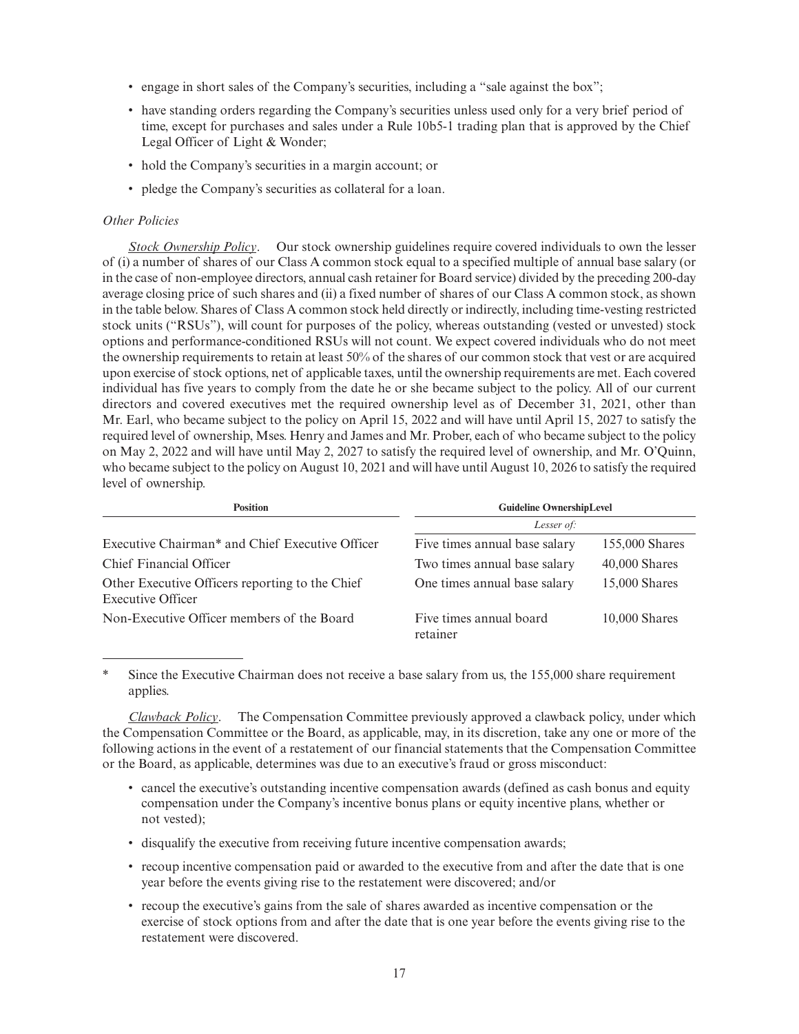- engage in short sales of the Company's securities, including a "sale against the box";
- have standing orders regarding the Company's securities unless used only for a very brief period of time, except for purchases and sales under a Rule 10b5-1 trading plan that is approved by the Chief Legal Officer of Light & Wonder;
- hold the Company's securities in a margin account; or
- pledge the Company's securities as collateral for a loan.

*Other Policies*

*Stock Ownership Policy*. Our stock ownership guidelines require covered individuals to own the lesser of (i) a number of shares of our Class A common stock equal to a specified multiple of annual base salary (or in the case of non-employee directors, annual cash retainer for Board service) divided by the preceding 200-day average closing price of such shares and (ii) a fixed number of shares of our Class A common stock, as shown in the table below. Shares of Class A common stock held directly or indirectly, including time-vesting restricted stock units ("RSUs"), will count for purposes of the policy, whereas outstanding (vested or unvested) stock options and performance-conditioned RSUs will not count. We expect covered individuals who do not meet the ownership requirements to retain at least 50% of the shares of our common stock that vest or are acquired upon exercise of stock options, net of applicable taxes, until the ownership requirements are met. Each covered individual has five years to comply from the date he or she became subject to the policy. All of our current directors and covered executives met the required ownership level as of December 31, 2021, other than Mr. Earl, who became subject to the policy on April 15, 2022 and will have until April 15, 2027 to satisfy the required level of ownership, Mses. Henry and James and Mr. Prober, each of who became subject to the policy on May 2, 2022 and will have until May 2, 2027 to satisfy the required level of ownership, and Mr. O'Quinn, who became subject to the policy on August 10, 2021 and will have until August 10, 2026 to satisfy the required level of ownership.

| Position | Guideline OwnershipLevel | |
|---|---|---|
| | *Lesser of:* | |
| Executive Chairman* and Chief Executive Officer | Five times annual base salary | 155,000 Shares |
| Chief Financial Officer | Two times annual base salary | 40,000 Shares |
| Other Executive Officers reporting to the Chief Executive Officer | One times annual base salary | 15,000 Shares |
| Non-Executive Officer members of the Board | Five times annual board retainer | 10,000 Shares |

\* Since the Executive Chairman does not receive a base salary from us, the 155,000 share requirement applies.

*Clawback Policy*. The Compensation Committee previously approved a clawback policy, under which the Compensation Committee or the Board, as applicable, may, in its discretion, take any one or more of the following actions in the event of a restatement of our financial statements that the Compensation Committee or the Board, as applicable, determines was due to an executive's fraud or gross misconduct:

- cancel the executive's outstanding incentive compensation awards (defined as cash bonus and equity compensation under the Company's incentive bonus plans or equity incentive plans, whether or not vested);
- disqualify the executive from receiving future incentive compensation awards;
- recoup incentive compensation paid or awarded to the executive from and after the date that is one year before the events giving rise to the restatement were discovered; and/or
- recoup the executive's gains from the sale of shares awarded as incentive compensation or the exercise of stock options from and after the date that is one year before the events giving rise to the restatement were discovered.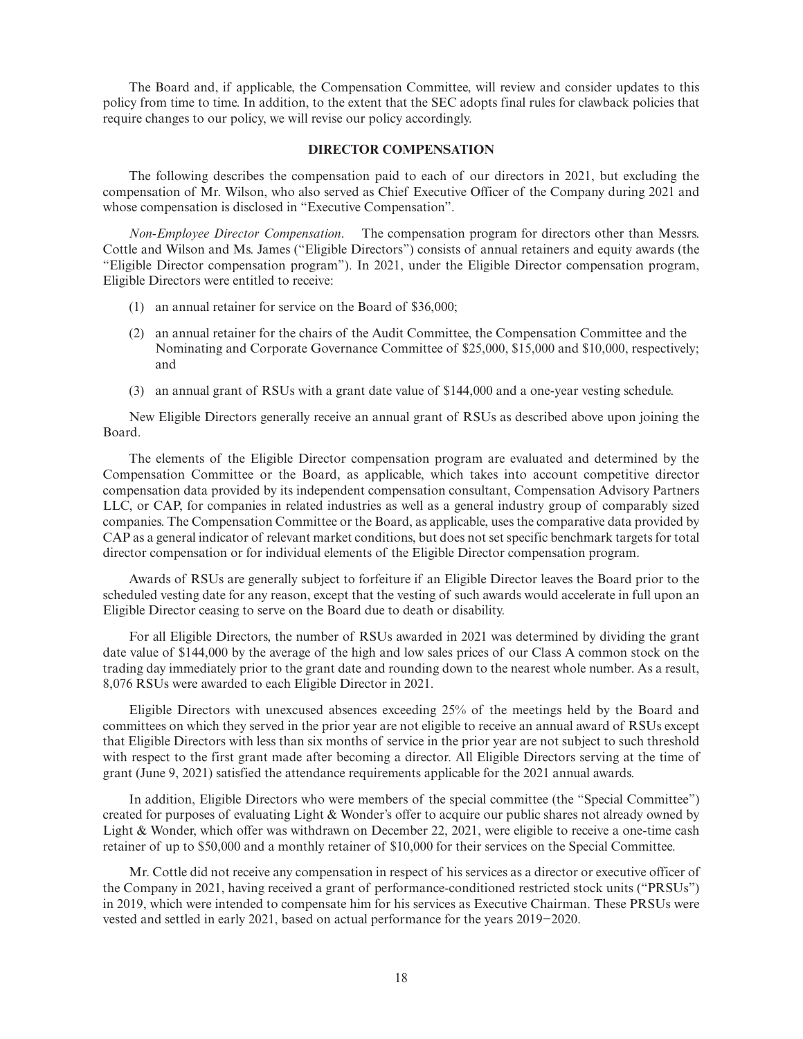The Board and, if applicable, the Compensation Committee, will review and consider updates to this policy from time to time. In addition, to the extent that the SEC adopts final rules for clawback policies that require changes to our policy, we will revise our policy accordingly.

## DIRECTOR COMPENSATION

The following describes the compensation paid to each of our directors in 2021, but excluding the compensation of Mr. Wilson, who also served as Chief Executive Officer of the Company during 2021 and whose compensation is disclosed in "Executive Compensation".

*Non-Employee Director Compensation*. The compensation program for directors other than Messrs. Cottle and Wilson and Ms. James ("Eligible Directors") consists of annual retainers and equity awards (the "Eligible Director compensation program"). In 2021, under the Eligible Director compensation program, Eligible Directors were entitled to receive:

(1) an annual retainer for service on the Board of $36,000;

(2) an annual retainer for the chairs of the Audit Committee, the Compensation Committee and the Nominating and Corporate Governance Committee of $25,000, $15,000 and $10,000, respectively; and

(3) an annual grant of RSUs with a grant date value of $144,000 and a one-year vesting schedule.

New Eligible Directors generally receive an annual grant of RSUs as described above upon joining the Board.

The elements of the Eligible Director compensation program are evaluated and determined by the Compensation Committee or the Board, as applicable, which takes into account competitive director compensation data provided by its independent compensation consultant, Compensation Advisory Partners LLC, or CAP, for companies in related industries as well as a general industry group of comparably sized companies. The Compensation Committee or the Board, as applicable, uses the comparative data provided by CAP as a general indicator of relevant market conditions, but does not set specific benchmark targets for total director compensation or for individual elements of the Eligible Director compensation program.

Awards of RSUs are generally subject to forfeiture if an Eligible Director leaves the Board prior to the scheduled vesting date for any reason, except that the vesting of such awards would accelerate in full upon an Eligible Director ceasing to serve on the Board due to death or disability.

For all Eligible Directors, the number of RSUs awarded in 2021 was determined by dividing the grant date value of $144,000 by the average of the high and low sales prices of our Class A common stock on the trading day immediately prior to the grant date and rounding down to the nearest whole number. As a result, 8,076 RSUs were awarded to each Eligible Director in 2021.

Eligible Directors with unexcused absences exceeding 25% of the meetings held by the Board and committees on which they served in the prior year are not eligible to receive an annual award of RSUs except that Eligible Directors with less than six months of service in the prior year are not subject to such threshold with respect to the first grant made after becoming a director. All Eligible Directors serving at the time of grant (June 9, 2021) satisfied the attendance requirements applicable for the 2021 annual awards.

In addition, Eligible Directors who were members of the special committee (the "Special Committee") created for purposes of evaluating Light & Wonder's offer to acquire our public shares not already owned by Light & Wonder, which offer was withdrawn on December 22, 2021, were eligible to receive a one-time cash retainer of up to $50,000 and a monthly retainer of $10,000 for their services on the Special Committee.

Mr. Cottle did not receive any compensation in respect of his services as a director or executive officer of the Company in 2021, having received a grant of performance-conditioned restricted stock units ("PRSUs") in 2019, which were intended to compensate him for his services as Executive Chairman. These PRSUs were vested and settled in early 2021, based on actual performance for the years 2019−2020.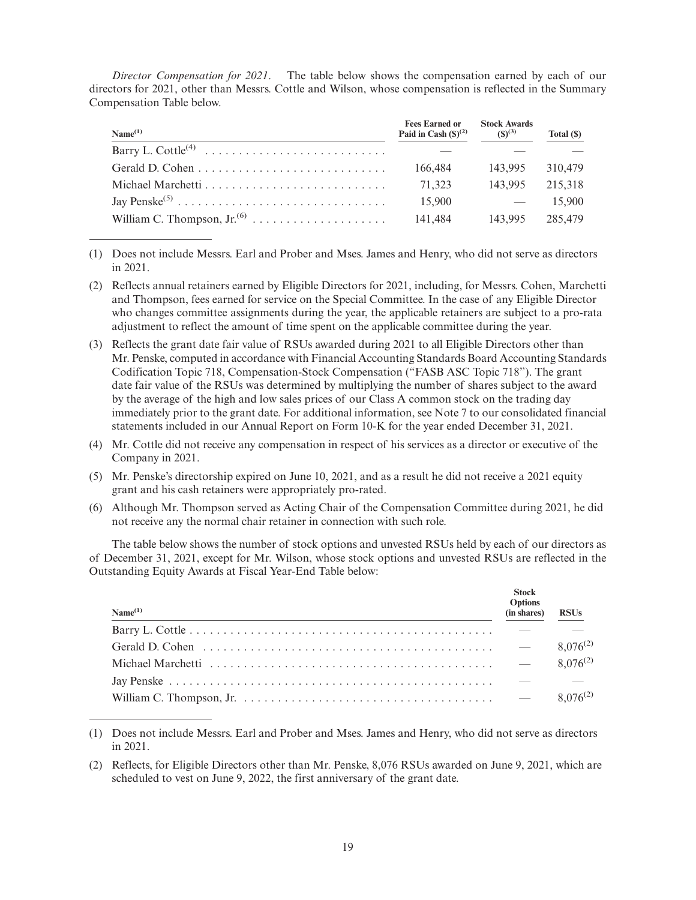*Director Compensation for 2021*. The table below shows the compensation earned by each of our directors for 2021, other than Messrs. Cottle and Wilson, whose compensation is reflected in the Summary Compensation Table below.

| Name[(1)] | Fees Earned or Paid in Cash ($)[(2)] | Stock Awards ($)[(3)] | Total ($) |
|---|---|---|---|
| Barry L. Cottle[(4)] | — | — | — |
| Gerald D. Cohen | 166,484 | 143,995 | 310,479 |
| Michael Marchetti | 71,323 | 143,995 | 215,318 |
| Jay Penske[(5)] | 15,900 | — | 15,900 |
| William C. Thompson, Jr.[(6)] | 141,484 | 143,995 | 285,479 |

(1) Does not include Messrs. Earl and Prober and Mses. James and Henry, who did not serve as directors in 2021.

(2) Reflects annual retainers earned by Eligible Directors for 2021, including, for Messrs. Cohen, Marchetti and Thompson, fees earned for service on the Special Committee. In the case of any Eligible Director who changes committee assignments during the year, the applicable retainers are subject to a pro-rata adjustment to reflect the amount of time spent on the applicable committee during the year.

(3) Reflects the grant date fair value of RSUs awarded during 2021 to all Eligible Directors other than Mr. Penske, computed in accordance with Financial Accounting Standards Board Accounting Standards Codification Topic 718, Compensation-Stock Compensation ("FASB ASC Topic 718"). The grant date fair value of the RSUs was determined by multiplying the number of shares subject to the award by the average of the high and low sales prices of our Class A common stock on the trading day immediately prior to the grant date. For additional information, see Note 7 to our consolidated financial statements included in our Annual Report on Form 10-K for the year ended December 31, 2021.

(4) Mr. Cottle did not receive any compensation in respect of his services as a director or executive of the Company in 2021.

(5) Mr. Penske's directorship expired on June 10, 2021, and as a result he did not receive a 2021 equity grant and his cash retainers were appropriately pro-rated.

(6) Although Mr. Thompson served as Acting Chair of the Compensation Committee during 2021, he did not receive any the normal chair retainer in connection with such role.

The table below shows the number of stock options and unvested RSUs held by each of our directors as of December 31, 2021, except for Mr. Wilson, whose stock options and unvested RSUs are reflected in the Outstanding Equity Awards at Fiscal Year-End Table below:

| Name[(1)] | Stock Options (in shares) | RSUs |
|---|---|---|
| Barry L. Cottle | — | — |
| Gerald D. Cohen | — | 8,076[(2)] |
| Michael Marchetti | — | 8,076[(2)] |
| Jay Penske | — | — |
| William C. Thompson, Jr. | — | 8,076[(2)] |

(1) Does not include Messrs. Earl and Prober and Mses. James and Henry, who did not serve as directors in 2021.

(2) Reflects, for Eligible Directors other than Mr. Penske, 8,076 RSUs awarded on June 9, 2021, which are scheduled to vest on June 9, 2022, the first anniversary of the grant date.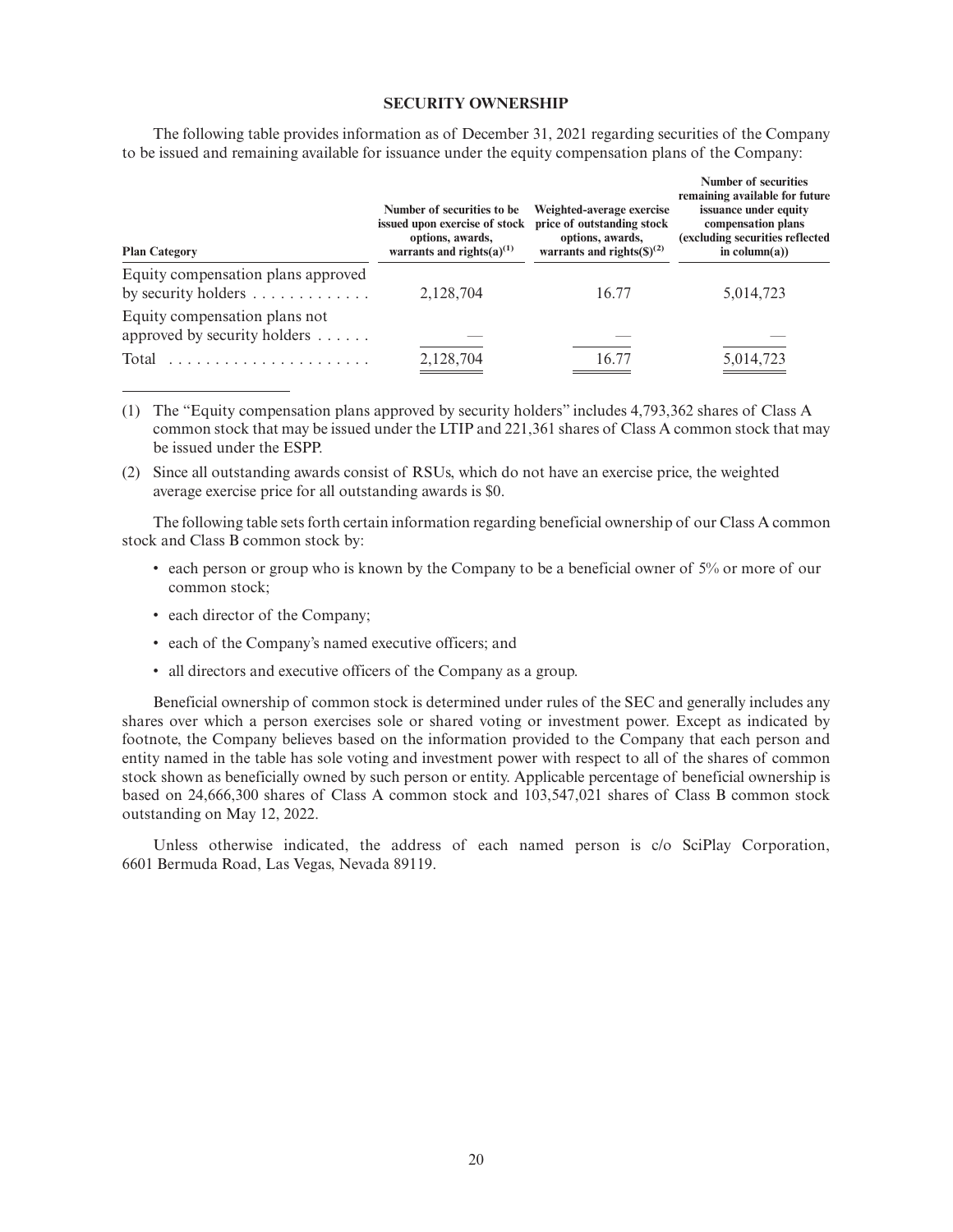## SECURITY OWNERSHIP

The following table provides information as of December 31, 2021 regarding securities of the Company to be issued and remaining available for issuance under the equity compensation plans of the Company:

| Plan Category | Number of securities to be issued upon exercise of stock options, awards, warrants and rights(a)[(1)] | Weighted-average exercise price of outstanding stock options, awards, warrants and rights($)[(2)] | Number of securities remaining available for future issuance under equity compensation plans (excluding securities reflected in column(a)) |
|---|---|---|---|
| Equity compensation plans approved by security holders | 2,128,704 | 16.77 | 5,014,723 |
| Equity compensation plans not approved by security holders | — | — | — |
| Total | 2,128,704 | 16.77 | 5,014,723 |

(1) The "Equity compensation plans approved by security holders" includes 4,793,362 shares of Class A common stock that may be issued under the LTIP and 221,361 shares of Class A common stock that may be issued under the ESPP.

(2) Since all outstanding awards consist of RSUs, which do not have an exercise price, the weighted average exercise price for all outstanding awards is $0.

The following table sets forth certain information regarding beneficial ownership of our Class A common stock and Class B common stock by:

- each person or group who is known by the Company to be a beneficial owner of 5% or more of our common stock;
- each director of the Company;
- each of the Company's named executive officers; and
- all directors and executive officers of the Company as a group.

Beneficial ownership of common stock is determined under rules of the SEC and generally includes any shares over which a person exercises sole or shared voting or investment power. Except as indicated by footnote, the Company believes based on the information provided to the Company that each person and entity named in the table has sole voting and investment power with respect to all of the shares of common stock shown as beneficially owned by such person or entity. Applicable percentage of beneficial ownership is based on 24,666,300 shares of Class A common stock and 103,547,021 shares of Class B common stock outstanding on May 12, 2022.

Unless otherwise indicated, the address of each named person is c/o SciPlay Corporation, 6601 Bermuda Road, Las Vegas, Nevada 89119.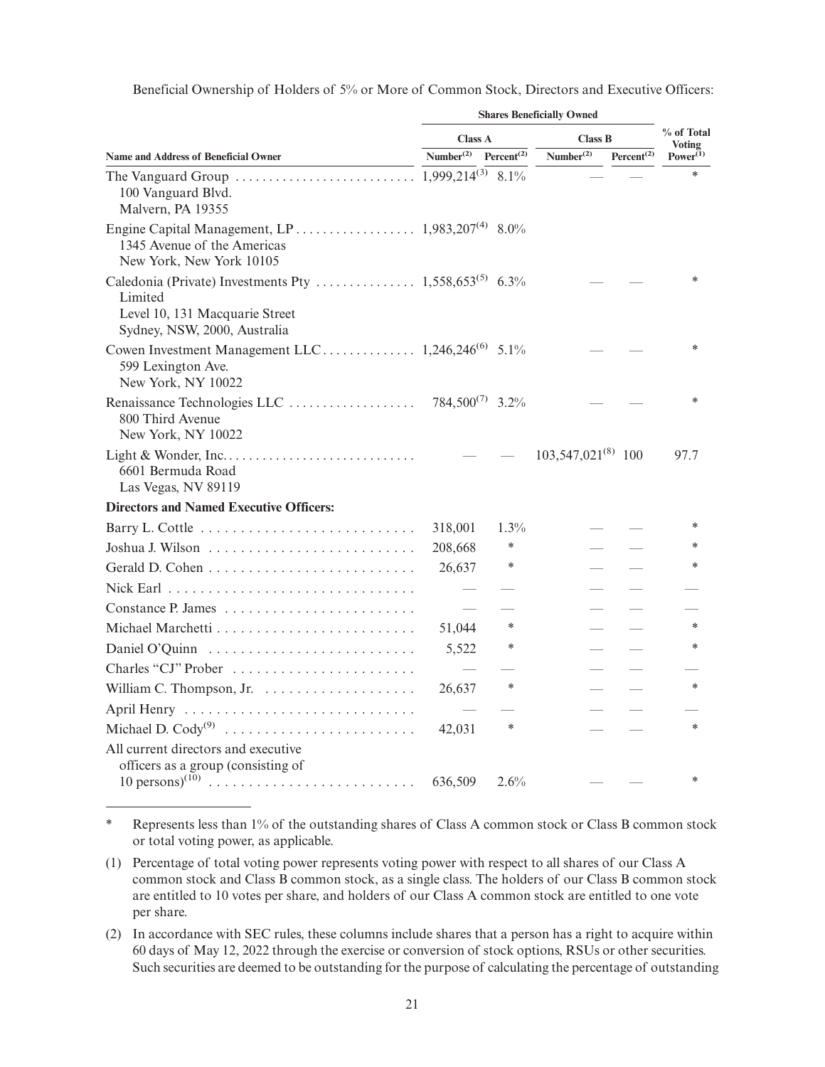Beneficial Ownership of Holders of 5% or More of Common Stock, Directors and Executive Officers:

| Name and Address of Beneficial Owner | Shares Beneficially Owned | | | | % of Total Voting Power[(1)] |
|---|---|---|---|---|---|
| | Class A | | Class B | | |
| | Number[(2)] | Percent[(2)] | Number[(2)] | Percent[(2)] | |
| The Vanguard Group<br>100 Vanguard Blvd.<br>Malvern, PA 19355 | 1,999,214[(3)] | 8.1% | — | — | * |
| Engine Capital Management, LP<br>1345 Avenue of the Americas<br>New York, New York 10105 | 1,983,207[(4)] | 8.0% | | | |
| Caledonia (Private) Investments Pty Limited<br>Level 10, 131 Macquarie Street<br>Sydney, NSW, 2000, Australia | 1,558,653[(5)] | 6.3% | — | — | * |
| Cowen Investment Management LLC<br>599 Lexington Ave.<br>New York, NY 10022 | 1,246,246[(6)] | 5.1% | — | — | * |
| Renaissance Technologies LLC<br>800 Third Avenue<br>New York, NY 10022 | 784,500[(7)] | 3.2% | — | — | * |
| Light & Wonder, Inc.<br>6601 Bermuda Road<br>Las Vegas, NV 89119 | — | — | 103,547,021[(8)] | 100 | 97.7 |
| **Directors and Named Executive Officers:** | | | | | |
| Barry L. Cottle | 318,001 | 1.3% | — | — | * |
| Joshua J. Wilson | 208,668 | * | — | — | * |
| Gerald D. Cohen | 26,637 | * | — | — | * |
| Nick Earl | — | — | — | — | — |
| Constance P. James | — | — | — | — | — |
| Michael Marchetti | 51,044 | * | — | — | * |
| Daniel O'Quinn | 5,522 | * | — | — | * |
| Charles "CJ" Prober | — | — | — | — | — |
| William C. Thompson, Jr. | 26,637 | * | — | — | * |
| April Henry | — | — | — | — | — |
| Michael D. Cody[(9)] | 42,031 | * | — | — | * |
| All current directors and executive officers as a group (consisting of 10 persons)[(10)] | 636,509 | 2.6% | — | — | * |

\* Represents less than 1% of the outstanding shares of Class A common stock or Class B common stock or total voting power, as applicable.

(1) Percentage of total voting power represents voting power with respect to all shares of our Class A common stock and Class B common stock, as a single class. The holders of our Class B common stock are entitled to 10 votes per share, and holders of our Class A common stock are entitled to one vote per share.

(2) In accordance with SEC rules, these columns include shares that a person has a right to acquire within 60 days of May 12, 2022 through the exercise or conversion of stock options, RSUs or other securities. Such securities are deemed to be outstanding for the purpose of calculating the percentage of outstanding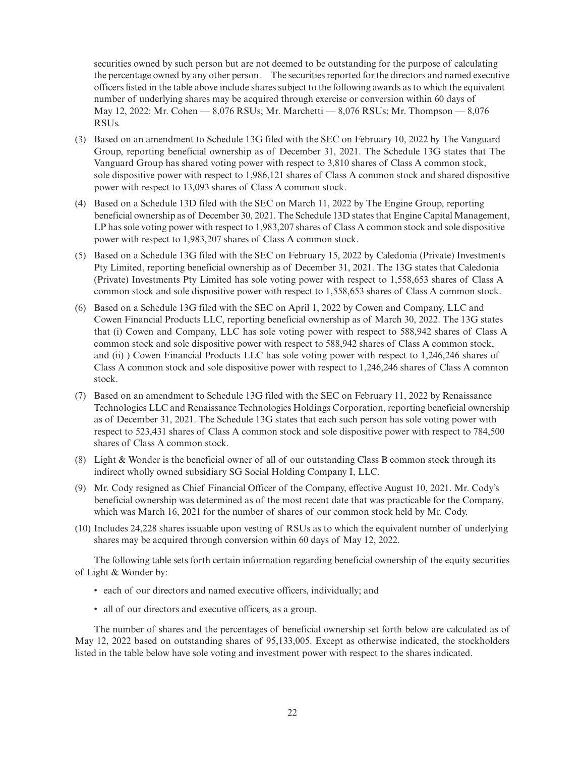securities owned by such person but are not deemed to be outstanding for the purpose of calculating the percentage owned by any other person. The securities reported for the directors and named executive officers listed in the table above include shares subject to the following awards as to which the equivalent number of underlying shares may be acquired through exercise or conversion within 60 days of May 12, 2022: Mr. Cohen — 8,076 RSUs; Mr. Marchetti — 8,076 RSUs; Mr. Thompson — 8,076 RSUs.

(3) Based on an amendment to Schedule 13G filed with the SEC on February 10, 2022 by The Vanguard Group, reporting beneficial ownership as of December 31, 2021. The Schedule 13G states that The Vanguard Group has shared voting power with respect to 3,810 shares of Class A common stock, sole dispositive power with respect to 1,986,121 shares of Class A common stock and shared dispositive power with respect to 13,093 shares of Class A common stock.

(4) Based on a Schedule 13D filed with the SEC on March 11, 2022 by The Engine Group, reporting beneficial ownership as of December 30, 2021. The Schedule 13D states that Engine Capital Management, LP has sole voting power with respect to 1,983,207 shares of Class A common stock and sole dispositive power with respect to 1,983,207 shares of Class A common stock.

(5) Based on a Schedule 13G filed with the SEC on February 15, 2022 by Caledonia (Private) Investments Pty Limited, reporting beneficial ownership as of December 31, 2021. The 13G states that Caledonia (Private) Investments Pty Limited has sole voting power with respect to 1,558,653 shares of Class A common stock and sole dispositive power with respect to 1,558,653 shares of Class A common stock.

(6) Based on a Schedule 13G filed with the SEC on April 1, 2022 by Cowen and Company, LLC and Cowen Financial Products LLC, reporting beneficial ownership as of March 30, 2022. The 13G states that (i) Cowen and Company, LLC has sole voting power with respect to 588,942 shares of Class A common stock and sole dispositive power with respect to 588,942 shares of Class A common stock, and (ii) ) Cowen Financial Products LLC has sole voting power with respect to 1,246,246 shares of Class A common stock and sole dispositive power with respect to 1,246,246 shares of Class A common stock.

(7) Based on an amendment to Schedule 13G filed with the SEC on February 11, 2022 by Renaissance Technologies LLC and Renaissance Technologies Holdings Corporation, reporting beneficial ownership as of December 31, 2021. The Schedule 13G states that each such person has sole voting power with respect to 523,431 shares of Class A common stock and sole dispositive power with respect to 784,500 shares of Class A common stock.

(8) Light & Wonder is the beneficial owner of all of our outstanding Class B common stock through its indirect wholly owned subsidiary SG Social Holding Company I, LLC.

(9) Mr. Cody resigned as Chief Financial Officer of the Company, effective August 10, 2021. Mr. Cody's beneficial ownership was determined as of the most recent date that was practicable for the Company, which was March 16, 2021 for the number of shares of our common stock held by Mr. Cody.

(10) Includes 24,228 shares issuable upon vesting of RSUs as to which the equivalent number of underlying shares may be acquired through conversion within 60 days of May 12, 2022.

The following table sets forth certain information regarding beneficial ownership of the equity securities of Light & Wonder by:

- each of our directors and named executive officers, individually; and
- all of our directors and executive officers, as a group.

The number of shares and the percentages of beneficial ownership set forth below are calculated as of May 12, 2022 based on outstanding shares of 95,133,005. Except as otherwise indicated, the stockholders listed in the table below have sole voting and investment power with respect to the shares indicated.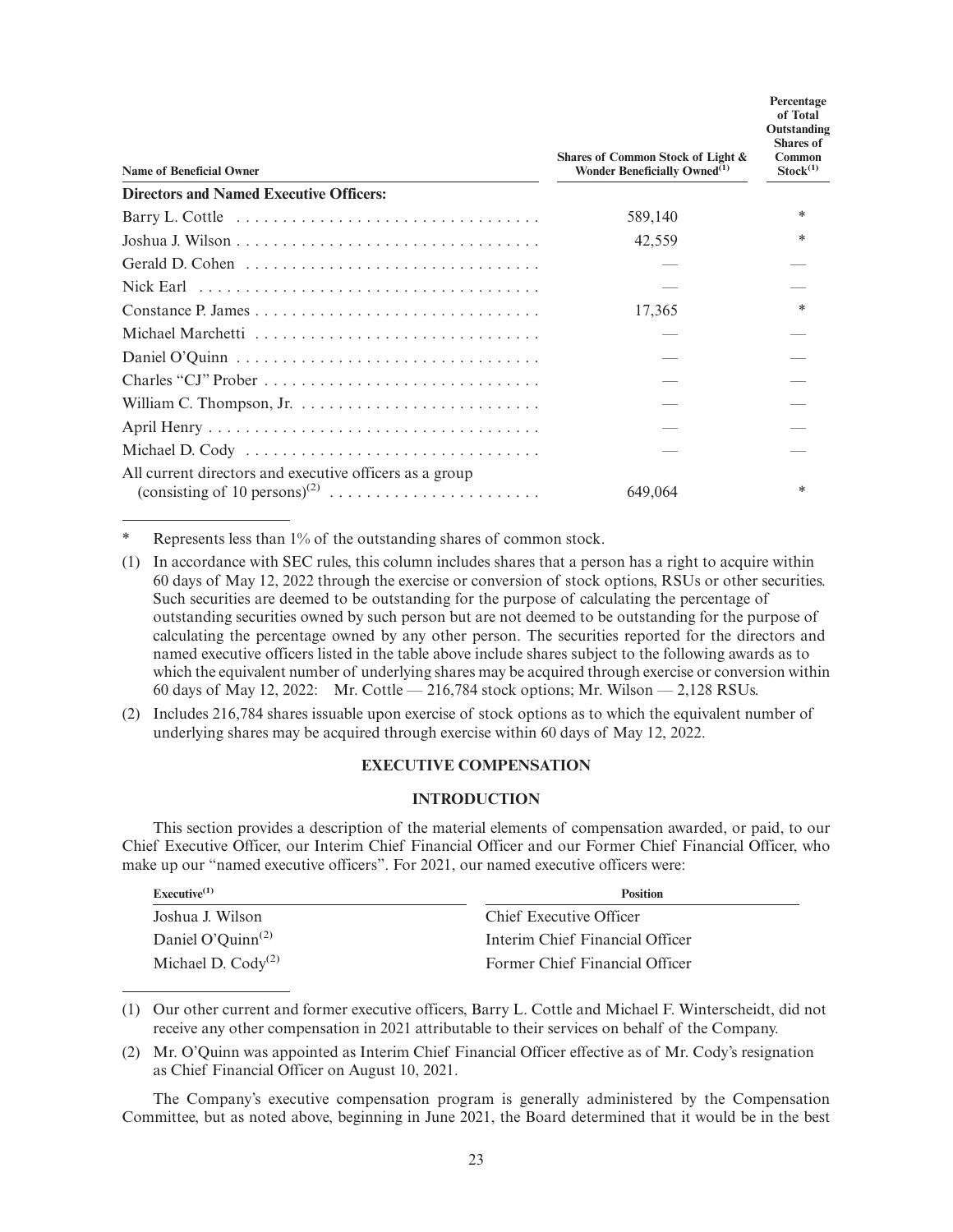| Name of Beneficial Owner | Shares of Common Stock of Light & Wonder Beneficially Owned[(1)] | Percentage of Total Outstanding Shares of Common Stock[(1)] |
|---|---|---|
| **Directors and Named Executive Officers:** | | |
| Barry L. Cottle | 589,140 | * |
| Joshua J. Wilson | 42,559 | * |
| Gerald D. Cohen | — | — |
| Nick Earl | — | — |
| Constance P. James | 17,365 | * |
| Michael Marchetti | — | — |
| Daniel O'Quinn | — | — |
| Charles "CJ" Prober | — | — |
| William C. Thompson, Jr. | — | — |
| April Henry | — | — |
| Michael D. Cody | — | — |
| All current directors and executive officers as a group (consisting of 10 persons)[(2)] | 649,064 | * |

\* Represents less than 1% of the outstanding shares of common stock.

(1) In accordance with SEC rules, this column includes shares that a person has a right to acquire within 60 days of May 12, 2022 through the exercise or conversion of stock options, RSUs or other securities. Such securities are deemed to be outstanding for the purpose of calculating the percentage of outstanding securities owned by such person but are not deemed to be outstanding for the purpose of calculating the percentage owned by any other person. The securities reported for the directors and named executive officers listed in the table above include shares subject to the following awards as to which the equivalent number of underlying shares may be acquired through exercise or conversion within 60 days of May 12, 2022: Mr. Cottle — 216,784 stock options; Mr. Wilson — 2,128 RSUs.

(2) Includes 216,784 shares issuable upon exercise of stock options as to which the equivalent number of underlying shares may be acquired through exercise within 60 days of May 12, 2022.

## EXECUTIVE COMPENSATION

### INTRODUCTION

This section provides a description of the material elements of compensation awarded, or paid, to our Chief Executive Officer, our Interim Chief Financial Officer and our Former Chief Financial Officer, who make up our "named executive officers". For 2021, our named executive officers were:

| Executive[(1)] | Position |
|---|---|
| Joshua J. Wilson | Chief Executive Officer |
| Daniel O'Quinn[(2)] | Interim Chief Financial Officer |
| Michael D. Cody[(2)] | Former Chief Financial Officer |

(1) Our other current and former executive officers, Barry L. Cottle and Michael F. Winterscheidt, did not receive any other compensation in 2021 attributable to their services on behalf of the Company.

(2) Mr. O'Quinn was appointed as Interim Chief Financial Officer effective as of Mr. Cody's resignation as Chief Financial Officer on August 10, 2021.

The Company's executive compensation program is generally administered by the Compensation Committee, but as noted above, beginning in June 2021, the Board determined that it would be in the best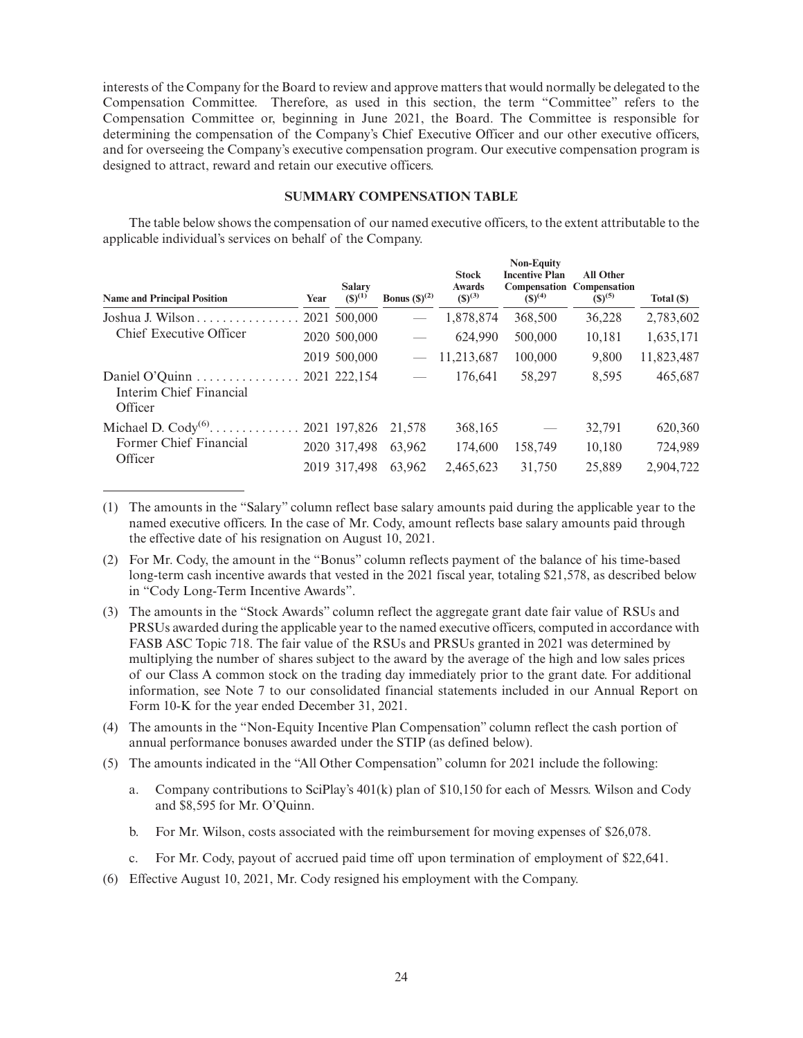interests of the Company for the Board to review and approve matters that would normally be delegated to the Compensation Committee. Therefore, as used in this section, the term "Committee" refers to the Compensation Committee or, beginning in June 2021, the Board. The Committee is responsible for determining the compensation of the Company's Chief Executive Officer and our other executive officers, and for overseeing the Company's executive compensation program. Our executive compensation program is designed to attract, reward and retain our executive officers.

## SUMMARY COMPENSATION TABLE

The table below shows the compensation of our named executive officers, to the extent attributable to the applicable individual's services on behalf of the Company.

| Name and Principal Position | Year | Salary ($)(1) | Bonus ($)(2) | Stock Awards ($)(3) | Non-Equity Incentive Plan Compensation ($)(4) | All Other Compensation ($)(5) | Total ($) |
|---|---|---|---|---|---|---|---|
| Joshua J. Wilson | 2021 | 500,000 | — | 1,878,874 | 368,500 | 36,228 | 2,783,602 |
| Chief Executive Officer | 2020 | 500,000 | — | 624,990 | 500,000 | 10,181 | 1,635,171 |
| | 2019 | 500,000 | — | 11,213,687 | 100,000 | 9,800 | 11,823,487 |
| Daniel O'Quinn | 2021 | 222,154 | — | 176,641 | 58,297 | 8,595 | 465,687 |
| Interim Chief Financial Officer | | | | | | | |
| Michael D. Cody(6) | 2021 | 197,826 | 21,578 | 368,165 | — | 32,791 | 620,360 |
| Former Chief Financial Officer | 2020 | 317,498 | 63,962 | 174,600 | 158,749 | 10,180 | 724,989 |
| | 2019 | 317,498 | 63,962 | 2,465,623 | 31,750 | 25,889 | 2,904,722 |

(1) The amounts in the "Salary" column reflect base salary amounts paid during the applicable year to the named executive officers. In the case of Mr. Cody, amount reflects base salary amounts paid through the effective date of his resignation on August 10, 2021.

(2) For Mr. Cody, the amount in the "Bonus" column reflects payment of the balance of his time-based long-term cash incentive awards that vested in the 2021 fiscal year, totaling $21,578, as described below in "Cody Long-Term Incentive Awards".

(3) The amounts in the "Stock Awards" column reflect the aggregate grant date fair value of RSUs and PRSUs awarded during the applicable year to the named executive officers, computed in accordance with FASB ASC Topic 718. The fair value of the RSUs and PRSUs granted in 2021 was determined by multiplying the number of shares subject to the award by the average of the high and low sales prices of our Class A common stock on the trading day immediately prior to the grant date. For additional information, see Note 7 to our consolidated financial statements included in our Annual Report on Form 10-K for the year ended December 31, 2021.

(4) The amounts in the "Non-Equity Incentive Plan Compensation" column reflect the cash portion of annual performance bonuses awarded under the STIP (as defined below).

(5) The amounts indicated in the "All Other Compensation" column for 2021 include the following:

   a. Company contributions to SciPlay's 401(k) plan of $10,150 for each of Messrs. Wilson and Cody and $8,595 for Mr. O'Quinn.

   b. For Mr. Wilson, costs associated with the reimbursement for moving expenses of $26,078.

   c. For Mr. Cody, payout of accrued paid time off upon termination of employment of $22,641.

(6) Effective August 10, 2021, Mr. Cody resigned his employment with the Company.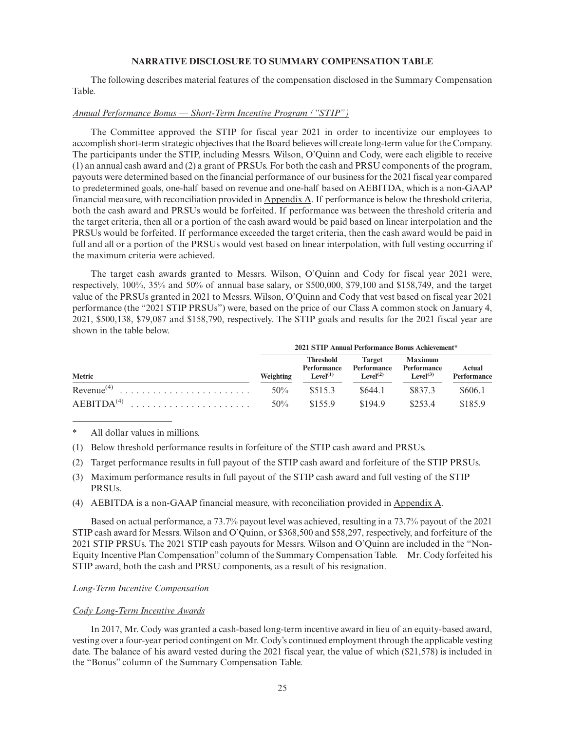## NARRATIVE DISCLOSURE TO SUMMARY COMPENSATION TABLE

The following describes material features of the compensation disclosed in the Summary Compensation Table.

*Annual Performance Bonus — Short-Term Incentive Program ("STIP")*

The Committee approved the STIP for fiscal year 2021 in order to incentivize our employees to accomplish short-term strategic objectives that the Board believes will create long-term value for the Company. The participants under the STIP, including Messrs. Wilson, O'Quinn and Cody, were each eligible to receive (1) an annual cash award and (2) a grant of PRSUs. For both the cash and PRSU components of the program, payouts were determined based on the financial performance of our business for the 2021 fiscal year compared to predetermined goals, one-half based on revenue and one-half based on AEBITDA, which is a non-GAAP financial measure, with reconciliation provided in Appendix A. If performance is below the threshold criteria, both the cash award and PRSUs would be forfeited. If performance was between the threshold criteria and the target criteria, then all or a portion of the cash award would be paid based on linear interpolation and the PRSUs would be forfeited. If performance exceeded the target criteria, then the cash award would be paid in full and all or a portion of the PRSUs would vest based on linear interpolation, with full vesting occurring if the maximum criteria were achieved.

The target cash awards granted to Messrs. Wilson, O'Quinn and Cody for fiscal year 2021 were, respectively, 100%, 35% and 50% of annual base salary, or $500,000, $79,100 and $158,749, and the target value of the PRSUs granted in 2021 to Messrs. Wilson, O'Quinn and Cody that vest based on fiscal year 2021 performance (the "2021 STIP PRSUs") were, based on the price of our Class A common stock on January 4, 2021, $500,138, $79,087 and $158,790, respectively. The STIP goals and results for the 2021 fiscal year are shown in the table below.

| | 2021 STIP Annual Performance Bonus Achievement* | | | | |
|---|---|---|---|---|---|
| Metric | Weighting | Threshold Performance Level(1) | Target Performance Level(2) | Maximum Performance Level(3) | Actual Performance |
| Revenue(4) | 50% | $515.3 | $644.1 | $837.3 | $606.1 |
| AEBITDA(4) | 50% | $155.9 | $194.9 | $253.4 | $185.9 |

\* All dollar values in millions.

(1) Below threshold performance results in forfeiture of the STIP cash award and PRSUs.

(2) Target performance results in full payout of the STIP cash award and forfeiture of the STIP PRSUs.

(3) Maximum performance results in full payout of the STIP cash award and full vesting of the STIP PRSUs.

(4) AEBITDA is a non-GAAP financial measure, with reconciliation provided in Appendix A.

Based on actual performance, a 73.7% payout level was achieved, resulting in a 73.7% payout of the 2021 STIP cash award for Messrs. Wilson and O'Quinn, or $368,500 and $58,297, respectively, and forfeiture of the 2021 STIP PRSUs. The 2021 STIP cash payouts for Messrs. Wilson and O'Quinn are included in the "Non-Equity Incentive Plan Compensation" column of the Summary Compensation Table. Mr. Cody forfeited his STIP award, both the cash and PRSU components, as a result of his resignation.

*Long-Term Incentive Compensation*

*Cody Long-Term Incentive Awards*

In 2017, Mr. Cody was granted a cash-based long-term incentive award in lieu of an equity-based award, vesting over a four-year period contingent on Mr. Cody's continued employment through the applicable vesting date. The balance of his award vested during the 2021 fiscal year, the value of which ($21,578) is included in the "Bonus" column of the Summary Compensation Table.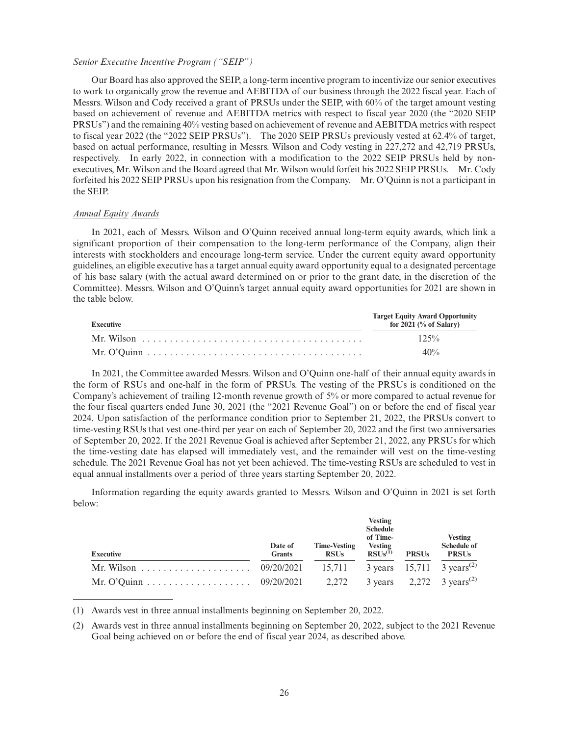*Senior Executive Incentive Program (“SEIP”)*

Our Board has also approved the SEIP, a long-term incentive program to incentivize our senior executives to work to organically grow the revenue and AEBITDA of our business through the 2022 fiscal year. Each of Messrs. Wilson and Cody received a grant of PRSUs under the SEIP, with 60% of the target amount vesting based on achievement of revenue and AEBITDA metrics with respect to fiscal year 2020 (the “2020 SEIP PRSUs”) and the remaining 40% vesting based on achievement of revenue and AEBITDA metrics with respect to fiscal year 2022 (the “2022 SEIP PRSUs”). The 2020 SEIP PRSUs previously vested at 62.4% of target, based on actual performance, resulting in Messrs. Wilson and Cody vesting in 227,272 and 42,719 PRSUs, respectively. In early 2022, in connection with a modification to the 2022 SEIP PRSUs held by non-executives, Mr. Wilson and the Board agreed that Mr. Wilson would forfeit his 2022 SEIP PRSUs. Mr. Cody forfeited his 2022 SEIP PRSUs upon his resignation from the Company. Mr. O’Quinn is not a participant in the SEIP.

*Annual Equity Awards*

In 2021, each of Messrs. Wilson and O’Quinn received annual long-term equity awards, which link a significant proportion of their compensation to the long-term performance of the Company, align their interests with stockholders and encourage long-term service. Under the current equity award opportunity guidelines, an eligible executive has a target annual equity award opportunity equal to a designated percentage of his base salary (with the actual award determined on or prior to the grant date, in the discretion of the Committee). Messrs. Wilson and O’Quinn’s target annual equity award opportunities for 2021 are shown in the table below.

| Executive | Target Equity Award Opportunity for 2021 (% of Salary) |
|---|---|
| Mr. Wilson | 125% |
| Mr. O’Quinn | 40% |

In 2021, the Committee awarded Messrs. Wilson and O’Quinn one-half of their annual equity awards in the form of RSUs and one-half in the form of PRSUs. The vesting of the PRSUs is conditioned on the Company’s achievement of trailing 12-month revenue growth of 5% or more compared to actual revenue for the four fiscal quarters ended June 30, 2021 (the “2021 Revenue Goal”) on or before the end of fiscal year 2024. Upon satisfaction of the performance condition prior to September 21, 2022, the PRSUs convert to time-vesting RSUs that vest one-third per year on each of September 20, 2022 and the first two anniversaries of September 20, 2022. If the 2021 Revenue Goal is achieved after September 21, 2022, any PRSUs for which the time-vesting date has elapsed will immediately vest, and the remainder will vest on the time-vesting schedule. The 2021 Revenue Goal has not yet been achieved. The time-vesting RSUs are scheduled to vest in equal annual installments over a period of three years starting September 20, 2022.

Information regarding the equity awards granted to Messrs. Wilson and O’Quinn in 2021 is set forth below:

| Executive | Date of Grants | Time-Vesting RSUs | Vesting Schedule of Time-Vesting RSUs[(1)] | PRSUs | Vesting Schedule of PRSUs |
|---|---|---|---|---|---|
| Mr. Wilson | 09/20/2021 | 15,711 | 3 years | 15,711 | 3 years[(2)] |
| Mr. O’Quinn | 09/20/2021 | 2,272 | 3 years | 2,272 | 3 years[(2)] |

(1) Awards vest in three annual installments beginning on September 20, 2022.

(2) Awards vest in three annual installments beginning on September 20, 2022, subject to the 2021 Revenue Goal being achieved on or before the end of fiscal year 2024, as described above.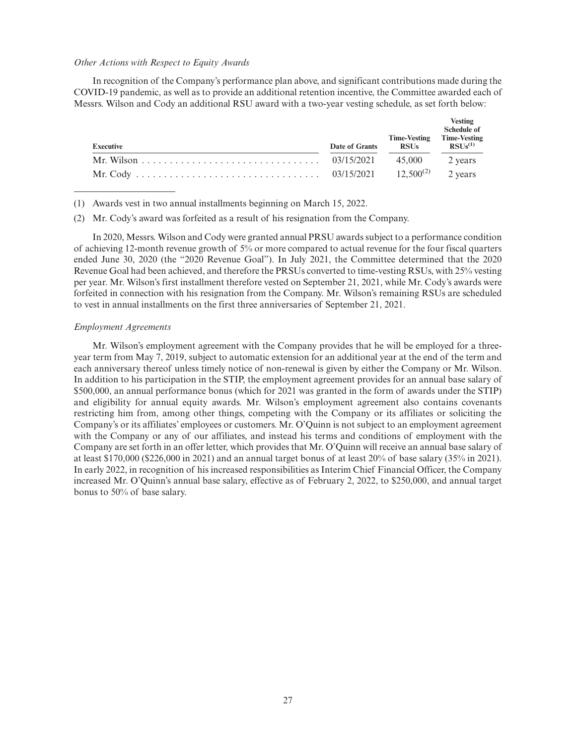*Other Actions with Respect to Equity Awards*

In recognition of the Company's performance plan above, and significant contributions made during the COVID-19 pandemic, as well as to provide an additional retention incentive, the Committee awarded each of Messrs. Wilson and Cody an additional RSU award with a two-year vesting schedule, as set forth below:

| Executive | Date of Grants | Time-Vesting RSUs | Vesting Schedule of Time-Vesting RSUs[(1)] |
|---|---|---|---|
| Mr. Wilson | 03/15/2021 | 45,000 | 2 years |
| Mr. Cody | 03/15/2021 | 12,500[(2)] | 2 years |

(1) Awards vest in two annual installments beginning on March 15, 2022.

(2) Mr. Cody's award was forfeited as a result of his resignation from the Company.

In 2020, Messrs. Wilson and Cody were granted annual PRSU awards subject to a performance condition of achieving 12-month revenue growth of 5% or more compared to actual revenue for the four fiscal quarters ended June 30, 2020 (the "2020 Revenue Goal"). In July 2021, the Committee determined that the 2020 Revenue Goal had been achieved, and therefore the PRSUs converted to time-vesting RSUs, with 25% vesting per year. Mr. Wilson's first installment therefore vested on September 21, 2021, while Mr. Cody's awards were forfeited in connection with his resignation from the Company. Mr. Wilson's remaining RSUs are scheduled to vest in annual installments on the first three anniversaries of September 21, 2021.

*Employment Agreements*

Mr. Wilson's employment agreement with the Company provides that he will be employed for a three-year term from May 7, 2019, subject to automatic extension for an additional year at the end of the term and each anniversary thereof unless timely notice of non-renewal is given by either the Company or Mr. Wilson. In addition to his participation in the STIP, the employment agreement provides for an annual base salary of $500,000, an annual performance bonus (which for 2021 was granted in the form of awards under the STIP) and eligibility for annual equity awards. Mr. Wilson's employment agreement also contains covenants restricting him from, among other things, competing with the Company or its affiliates or soliciting the Company's or its affiliates' employees or customers. Mr. O'Quinn is not subject to an employment agreement with the Company or any of our affiliates, and instead his terms and conditions of employment with the Company are set forth in an offer letter, which provides that Mr. O'Quinn will receive an annual base salary of at least $170,000 ($226,000 in 2021) and an annual target bonus of at least 20% of base salary (35% in 2021). In early 2022, in recognition of his increased responsibilities as Interim Chief Financial Officer, the Company increased Mr. O'Quinn's annual base salary, effective as of February 2, 2022, to $250,000, and annual target bonus to 50% of base salary.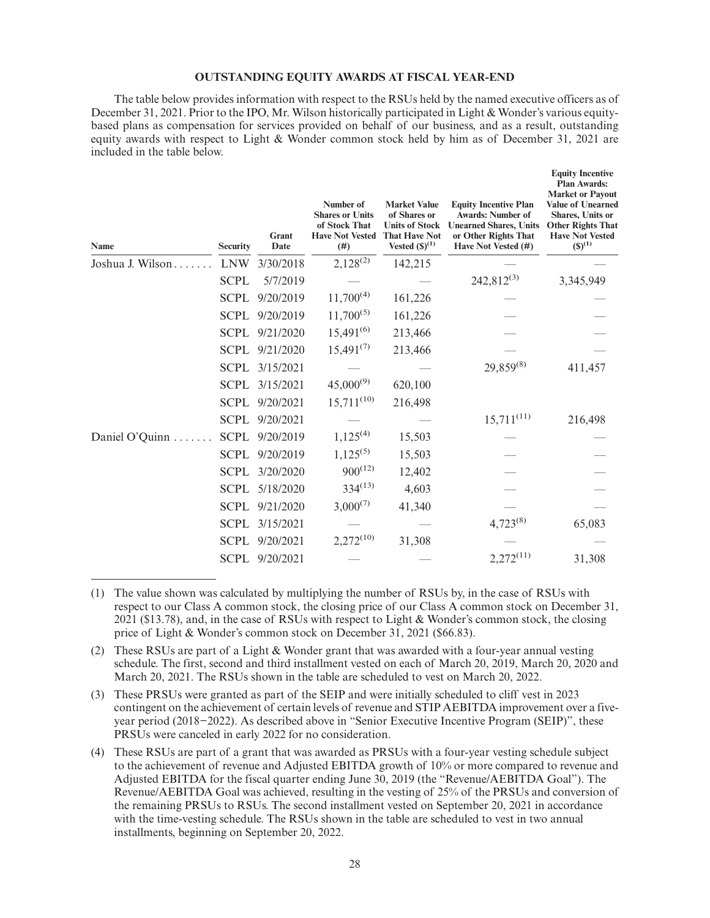## OUTSTANDING EQUITY AWARDS AT FISCAL YEAR-END

The table below provides information with respect to the RSUs held by the named executive officers as of December 31, 2021. Prior to the IPO, Mr. Wilson historically participated in Light & Wonder's various equity-based plans as compensation for services provided on behalf of our business, and as a result, outstanding equity awards with respect to Light & Wonder common stock held by him as of December 31, 2021 are included in the table below.

| Name | Security | Grant Date | Number of Shares or Units of Stock That Have Not Vested (#) | Market Value of Shares or Units of Stock That Have Not Vested ($)[1] | Equity Incentive Plan Awards: Number of Unearned Shares, Units or Other Rights That Have Not Vested (#) | Equity Incentive Plan Awards: Market or Payout Value of Unearned Shares, Units or Other Rights That Have Not Vested ($)[1] |
|---|---|---|---|---|---|---|
| Joshua J. Wilson | LNW | 3/30/2018 | 2,128[2] | 142,215 | — | — |
| | SCPL | 5/7/2019 | — | — | 242,812[3] | 3,345,949 |
| | SCPL | 9/20/2019 | 11,700[4] | 161,226 | — | — |
| | SCPL | 9/20/2019 | 11,700[5] | 161,226 | — | — |
| | SCPL | 9/21/2020 | 15,491[6] | 213,466 | — | — |
| | SCPL | 9/21/2020 | 15,491[7] | 213,466 | — | — |
| | SCPL | 3/15/2021 | — | — | 29,859[8] | 411,457 |
| | SCPL | 3/15/2021 | 45,000[9] | 620,100 | | |
| | SCPL | 9/20/2021 | 15,711[10] | 216,498 | | |
| | SCPL | 9/20/2021 | — | — | 15,711[11] | 216,498 |
| Daniel O'Quinn | SCPL | 9/20/2019 | 1,125[4] | 15,503 | — | — |
| | SCPL | 9/20/2019 | 1,125[5] | 15,503 | — | — |
| | SCPL | 3/20/2020 | 900[12] | 12,402 | — | — |
| | SCPL | 5/18/2020 | 334[13] | 4,603 | — | — |
| | SCPL | 9/21/2020 | 3,000[7] | 41,340 | — | — |
| | SCPL | 3/15/2021 | — | — | 4,723[8] | 65,083 |
| | SCPL | 9/20/2021 | 2,272[10] | 31,308 | — | — |
| | SCPL | 9/20/2021 | — | — | 2,272[11] | 31,308 |

(1) The value shown was calculated by multiplying the number of RSUs by, in the case of RSUs with respect to our Class A common stock, the closing price of our Class A common stock on December 31, 2021 ($13.78), and, in the case of RSUs with respect to Light & Wonder's common stock, the closing price of Light & Wonder's common stock on December 31, 2021 ($66.83).

(2) These RSUs are part of a Light & Wonder grant that was awarded with a four-year annual vesting schedule. The first, second and third installment vested on each of March 20, 2019, March 20, 2020 and March 20, 2021. The RSUs shown in the table are scheduled to vest on March 20, 2022.

(3) These PRSUs were granted as part of the SEIP and were initially scheduled to cliff vest in 2023 contingent on the achievement of certain levels of revenue and STIP AEBITDA improvement over a five-year period (2018−2022). As described above in "Senior Executive Incentive Program (SEIP)", these PRSUs were canceled in early 2022 for no consideration.

(4) These RSUs are part of a grant that was awarded as PRSUs with a four-year vesting schedule subject to the achievement of revenue and Adjusted EBITDA growth of 10% or more compared to revenue and Adjusted EBITDA for the fiscal quarter ending June 30, 2019 (the "Revenue/AEBITDA Goal"). The Revenue/AEBITDA Goal was achieved, resulting in the vesting of 25% of the PRSUs and conversion of the remaining PRSUs to RSUs. The second installment vested on September 20, 2021 in accordance with the time-vesting schedule. The RSUs shown in the table are scheduled to vest in two annual installments, beginning on September 20, 2022.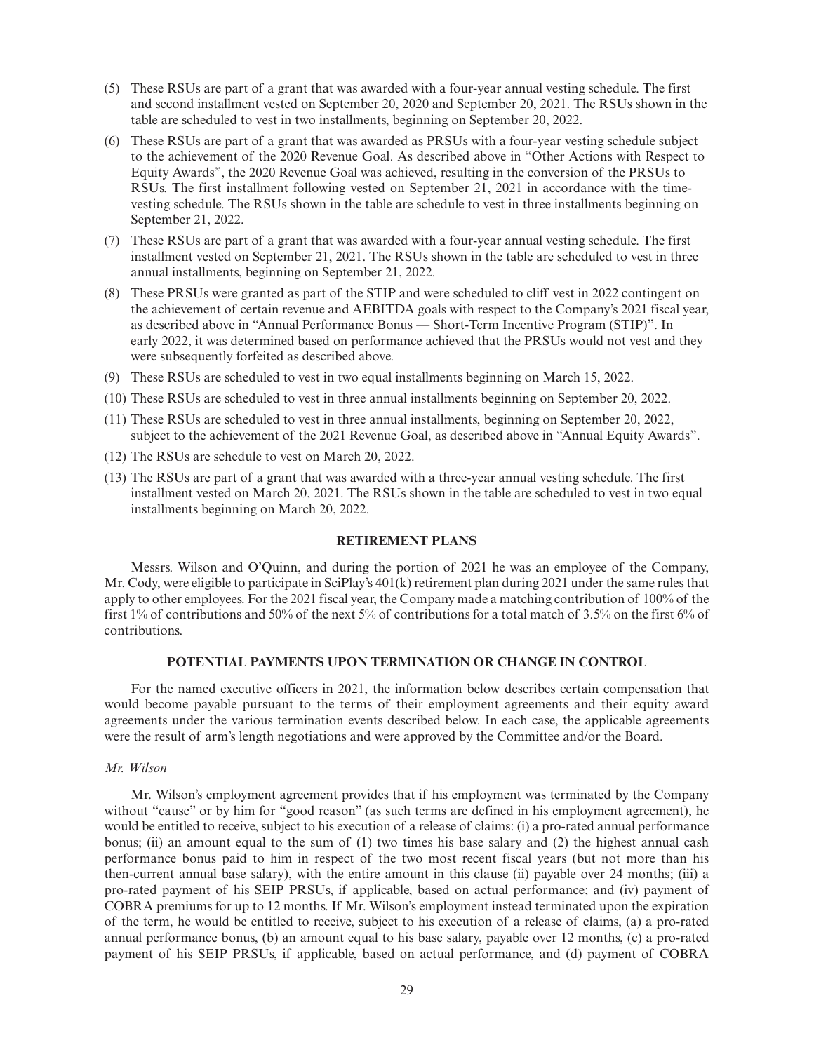(5) These RSUs are part of a grant that was awarded with a four-year annual vesting schedule. The first and second installment vested on September 20, 2020 and September 20, 2021. The RSUs shown in the table are scheduled to vest in two installments, beginning on September 20, 2022.

(6) These RSUs are part of a grant that was awarded as PRSUs with a four-year vesting schedule subject to the achievement of the 2020 Revenue Goal. As described above in "Other Actions with Respect to Equity Awards", the 2020 Revenue Goal was achieved, resulting in the conversion of the PRSUs to RSUs. The first installment following vested on September 21, 2021 in accordance with the time-vesting schedule. The RSUs shown in the table are schedule to vest in three installments beginning on September 21, 2022.

(7) These RSUs are part of a grant that was awarded with a four-year annual vesting schedule. The first installment vested on September 21, 2021. The RSUs shown in the table are scheduled to vest in three annual installments, beginning on September 21, 2022.

(8) These PRSUs were granted as part of the STIP and were scheduled to cliff vest in 2022 contingent on the achievement of certain revenue and AEBITDA goals with respect to the Company's 2021 fiscal year, as described above in "Annual Performance Bonus — Short-Term Incentive Program (STIP)". In early 2022, it was determined based on performance achieved that the PRSUs would not vest and they were subsequently forfeited as described above.

(9) These RSUs are scheduled to vest in two equal installments beginning on March 15, 2022.

(10) These RSUs are scheduled to vest in three annual installments beginning on September 20, 2022.

(11) These RSUs are scheduled to vest in three annual installments, beginning on September 20, 2022, subject to the achievement of the 2021 Revenue Goal, as described above in "Annual Equity Awards".

(12) The RSUs are schedule to vest on March 20, 2022.

(13) The RSUs are part of a grant that was awarded with a three-year annual vesting schedule. The first installment vested on March 20, 2021. The RSUs shown in the table are scheduled to vest in two equal installments beginning on March 20, 2022.

## RETIREMENT PLANS

Messrs. Wilson and O'Quinn, and during the portion of 2021 he was an employee of the Company, Mr. Cody, were eligible to participate in SciPlay's 401(k) retirement plan during 2021 under the same rules that apply to other employees. For the 2021 fiscal year, the Company made a matching contribution of 100% of the first 1% of contributions and 50% of the next 5% of contributions for a total match of 3.5% on the first 6% of contributions.

## POTENTIAL PAYMENTS UPON TERMINATION OR CHANGE IN CONTROL

For the named executive officers in 2021, the information below describes certain compensation that would become payable pursuant to the terms of their employment agreements and their equity award agreements under the various termination events described below. In each case, the applicable agreements were the result of arm's length negotiations and were approved by the Committee and/or the Board.

*Mr. Wilson*

Mr. Wilson's employment agreement provides that if his employment was terminated by the Company without "cause" or by him for "good reason" (as such terms are defined in his employment agreement), he would be entitled to receive, subject to his execution of a release of claims: (i) a pro-rated annual performance bonus; (ii) an amount equal to the sum of (1) two times his base salary and (2) the highest annual cash performance bonus paid to him in respect of the two most recent fiscal years (but not more than his then-current annual base salary), with the entire amount in this clause (ii) payable over 24 months; (iii) a pro-rated payment of his SEIP PRSUs, if applicable, based on actual performance; and (iv) payment of COBRA premiums for up to 12 months. If Mr. Wilson's employment instead terminated upon the expiration of the term, he would be entitled to receive, subject to his execution of a release of claims, (a) a pro-rated annual performance bonus, (b) an amount equal to his base salary, payable over 12 months, (c) a pro-rated payment of his SEIP PRSUs, if applicable, based on actual performance, and (d) payment of COBRA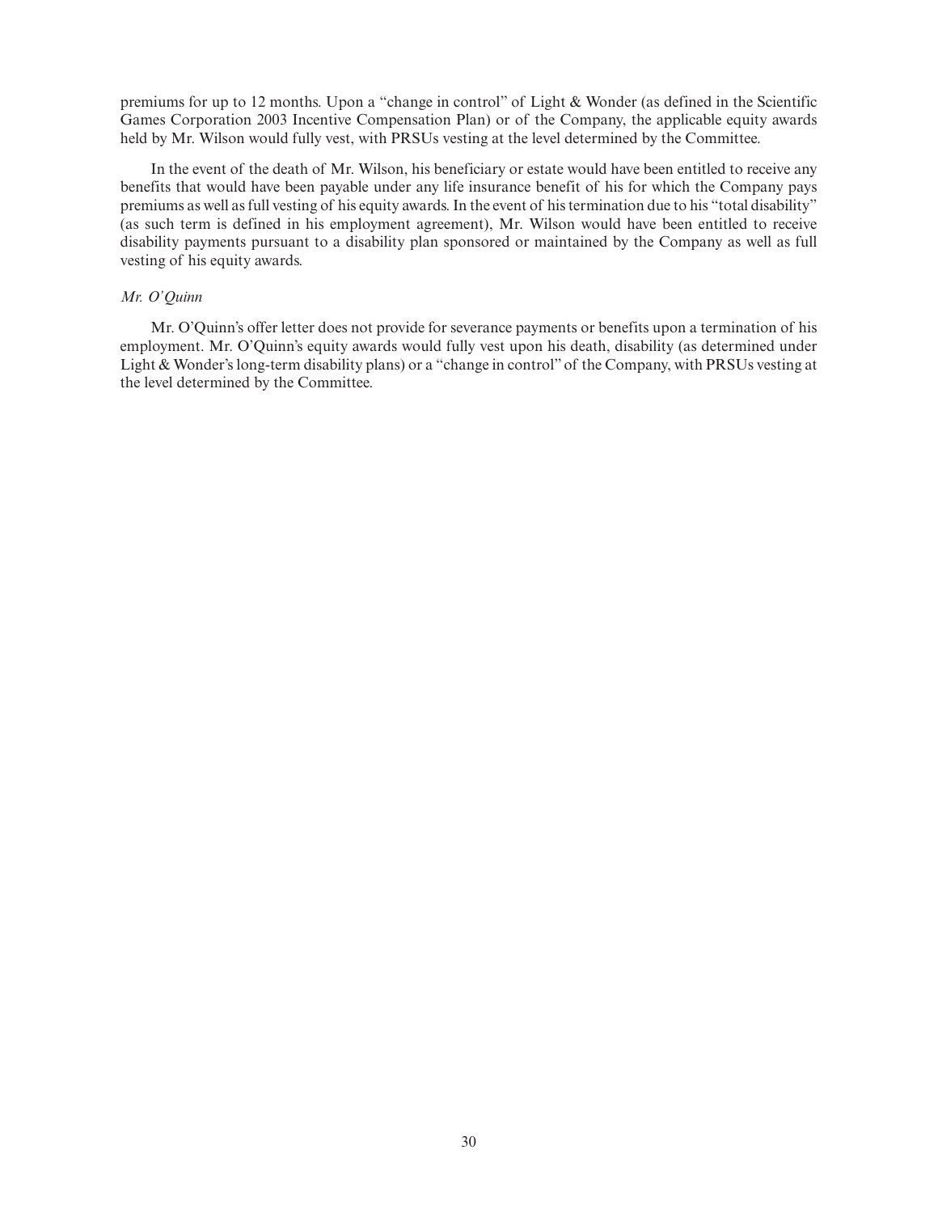premiums for up to 12 months. Upon a "change in control" of Light & Wonder (as defined in the Scientific Games Corporation 2003 Incentive Compensation Plan) or of the Company, the applicable equity awards held by Mr. Wilson would fully vest, with PRSUs vesting at the level determined by the Committee.

In the event of the death of Mr. Wilson, his beneficiary or estate would have been entitled to receive any benefits that would have been payable under any life insurance benefit of his for which the Company pays premiums as well as full vesting of his equity awards. In the event of his termination due to his "total disability" (as such term is defined in his employment agreement), Mr. Wilson would have been entitled to receive disability payments pursuant to a disability plan sponsored or maintained by the Company as well as full vesting of his equity awards.

*Mr. O'Quinn*

Mr. O'Quinn's offer letter does not provide for severance payments or benefits upon a termination of his employment. Mr. O'Quinn's equity awards would fully vest upon his death, disability (as determined under Light & Wonder's long-term disability plans) or a "change in control" of the Company, with PRSUs vesting at the level determined by the Committee.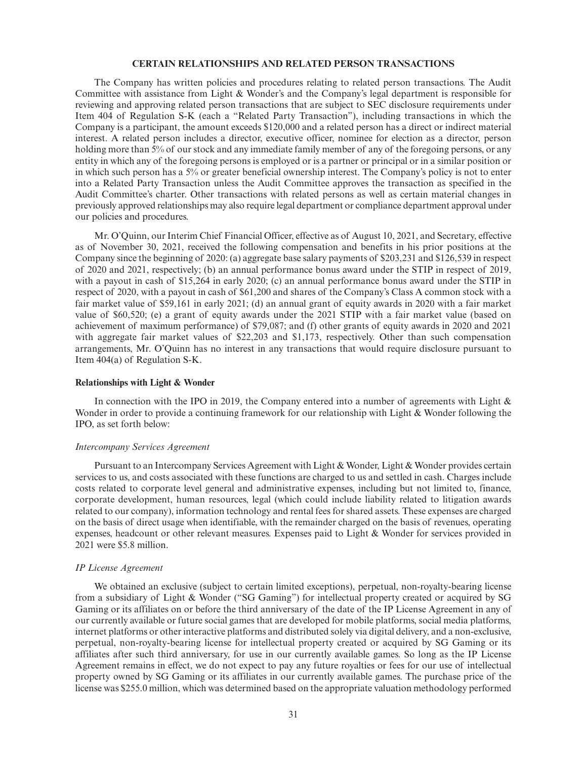## CERTAIN RELATIONSHIPS AND RELATED PERSON TRANSACTIONS

The Company has written policies and procedures relating to related person transactions. The Audit Committee with assistance from Light & Wonder's and the Company's legal department is responsible for reviewing and approving related person transactions that are subject to SEC disclosure requirements under Item 404 of Regulation S-K (each a "Related Party Transaction"), including transactions in which the Company is a participant, the amount exceeds $120,000 and a related person has a direct or indirect material interest. A related person includes a director, executive officer, nominee for election as a director, person holding more than 5% of our stock and any immediate family member of any of the foregoing persons, or any entity in which any of the foregoing persons is employed or is a partner or principal or in a similar position or in which such person has a 5% or greater beneficial ownership interest. The Company's policy is not to enter into a Related Party Transaction unless the Audit Committee approves the transaction as specified in the Audit Committee's charter. Other transactions with related persons as well as certain material changes in previously approved relationships may also require legal department or compliance department approval under our policies and procedures.

Mr. O'Quinn, our Interim Chief Financial Officer, effective as of August 10, 2021, and Secretary, effective as of November 30, 2021, received the following compensation and benefits in his prior positions at the Company since the beginning of 2020: (a) aggregate base salary payments of $203,231 and $126,539 in respect of 2020 and 2021, respectively; (b) an annual performance bonus award under the STIP in respect of 2019, with a payout in cash of $15,264 in early 2020; (c) an annual performance bonus award under the STIP in respect of 2020, with a payout in cash of $61,200 and shares of the Company's Class A common stock with a fair market value of $59,161 in early 2021; (d) an annual grant of equity awards in 2020 with a fair market value of $60,520; (e) a grant of equity awards under the 2021 STIP with a fair market value (based on achievement of maximum performance) of $79,087; and (f) other grants of equity awards in 2020 and 2021 with aggregate fair market values of $22,203 and $1,173, respectively. Other than such compensation arrangements, Mr. O'Quinn has no interest in any transactions that would require disclosure pursuant to Item 404(a) of Regulation S-K.

### Relationships with Light & Wonder

In connection with the IPO in 2019, the Company entered into a number of agreements with Light & Wonder in order to provide a continuing framework for our relationship with Light & Wonder following the IPO, as set forth below:

*Intercompany Services Agreement*

Pursuant to an Intercompany Services Agreement with Light & Wonder, Light & Wonder provides certain services to us, and costs associated with these functions are charged to us and settled in cash. Charges include costs related to corporate level general and administrative expenses, including but not limited to, finance, corporate development, human resources, legal (which could include liability related to litigation awards related to our company), information technology and rental fees for shared assets. These expenses are charged on the basis of direct usage when identifiable, with the remainder charged on the basis of revenues, operating expenses, headcount or other relevant measures. Expenses paid to Light & Wonder for services provided in 2021 were $5.8 million.

*IP License Agreement*

We obtained an exclusive (subject to certain limited exceptions), perpetual, non-royalty-bearing license from a subsidiary of Light & Wonder ("SG Gaming") for intellectual property created or acquired by SG Gaming or its affiliates on or before the third anniversary of the date of the IP License Agreement in any of our currently available or future social games that are developed for mobile platforms, social media platforms, internet platforms or other interactive platforms and distributed solely via digital delivery, and a non-exclusive, perpetual, non-royalty-bearing license for intellectual property created or acquired by SG Gaming or its affiliates after such third anniversary, for use in our currently available games. So long as the IP License Agreement remains in effect, we do not expect to pay any future royalties or fees for our use of intellectual property owned by SG Gaming or its affiliates in our currently available games. The purchase price of the license was $255.0 million, which was determined based on the appropriate valuation methodology performed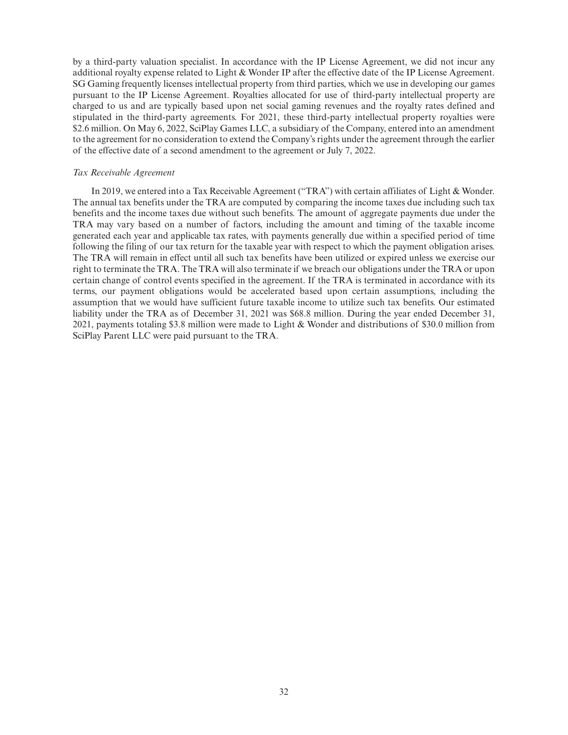by a third-party valuation specialist. In accordance with the IP License Agreement, we did not incur any additional royalty expense related to Light & Wonder IP after the effective date of the IP License Agreement. SG Gaming frequently licenses intellectual property from third parties, which we use in developing our games pursuant to the IP License Agreement. Royalties allocated for use of third-party intellectual property are charged to us and are typically based upon net social gaming revenues and the royalty rates defined and stipulated in the third-party agreements. For 2021, these third-party intellectual property royalties were $2.6 million. On May 6, 2022, SciPlay Games LLC, a subsidiary of the Company, entered into an amendment to the agreement for no consideration to extend the Company's rights under the agreement through the earlier of the effective date of a second amendment to the agreement or July 7, 2022.

*Tax Receivable Agreement*

In 2019, we entered into a Tax Receivable Agreement ("TRA") with certain affiliates of Light & Wonder. The annual tax benefits under the TRA are computed by comparing the income taxes due including such tax benefits and the income taxes due without such benefits. The amount of aggregate payments due under the TRA may vary based on a number of factors, including the amount and timing of the taxable income generated each year and applicable tax rates, with payments generally due within a specified period of time following the filing of our tax return for the taxable year with respect to which the payment obligation arises. The TRA will remain in effect until all such tax benefits have been utilized or expired unless we exercise our right to terminate the TRA. The TRA will also terminate if we breach our obligations under the TRA or upon certain change of control events specified in the agreement. If the TRA is terminated in accordance with its terms, our payment obligations would be accelerated based upon certain assumptions, including the assumption that we would have sufficient future taxable income to utilize such tax benefits. Our estimated liability under the TRA as of December 31, 2021 was $68.8 million. During the year ended December 31, 2021, payments totaling $3.8 million were made to Light & Wonder and distributions of $30.0 million from SciPlay Parent LLC were paid pursuant to the TRA.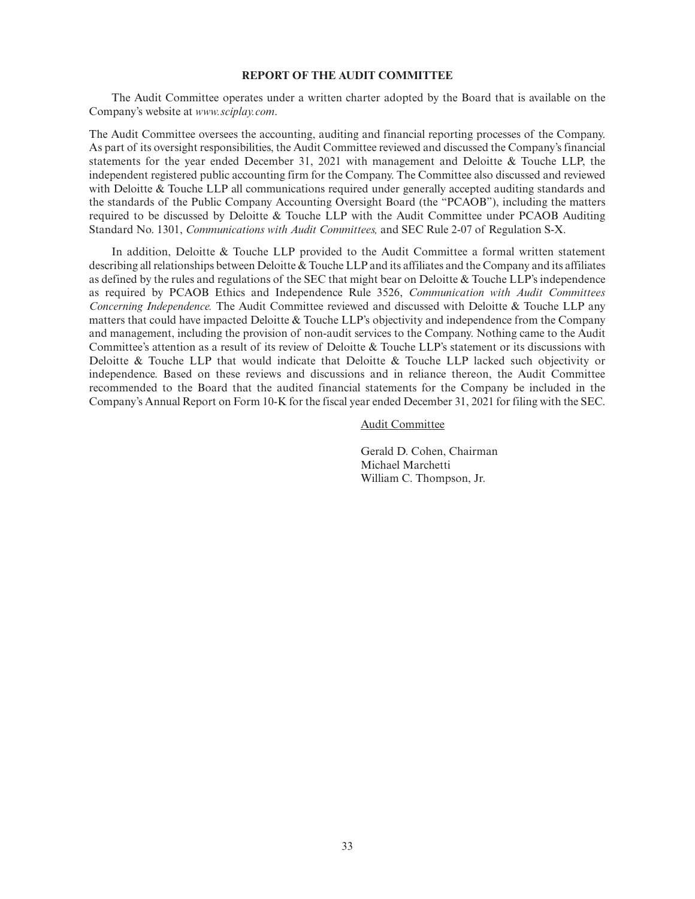## REPORT OF THE AUDIT COMMITTEE

The Audit Committee operates under a written charter adopted by the Board that is available on the Company's website at *www.sciplay.com*.

The Audit Committee oversees the accounting, auditing and financial reporting processes of the Company. As part of its oversight responsibilities, the Audit Committee reviewed and discussed the Company's financial statements for the year ended December 31, 2021 with management and Deloitte & Touche LLP, the independent registered public accounting firm for the Company. The Committee also discussed and reviewed with Deloitte & Touche LLP all communications required under generally accepted auditing standards and the standards of the Public Company Accounting Oversight Board (the "PCAOB"), including the matters required to be discussed by Deloitte & Touche LLP with the Audit Committee under PCAOB Auditing Standard No. 1301, *Communications with Audit Committees,* and SEC Rule 2-07 of Regulation S-X.

In addition, Deloitte & Touche LLP provided to the Audit Committee a formal written statement describing all relationships between Deloitte & Touche LLP and its affiliates and the Company and its affiliates as defined by the rules and regulations of the SEC that might bear on Deloitte & Touche LLP's independence as required by PCAOB Ethics and Independence Rule 3526, *Communication with Audit Committees Concerning Independence.* The Audit Committee reviewed and discussed with Deloitte & Touche LLP any matters that could have impacted Deloitte & Touche LLP's objectivity and independence from the Company and management, including the provision of non-audit services to the Company. Nothing came to the Audit Committee's attention as a result of its review of Deloitte & Touche LLP's statement or its discussions with Deloitte & Touche LLP that would indicate that Deloitte & Touche LLP lacked such objectivity or independence. Based on these reviews and discussions and in reliance thereon, the Audit Committee recommended to the Board that the audited financial statements for the Company be included in the Company's Annual Report on Form 10-K for the fiscal year ended December 31, 2021 for filing with the SEC.

Audit Committee

Gerald D. Cohen, Chairman
Michael Marchetti
William C. Thompson, Jr.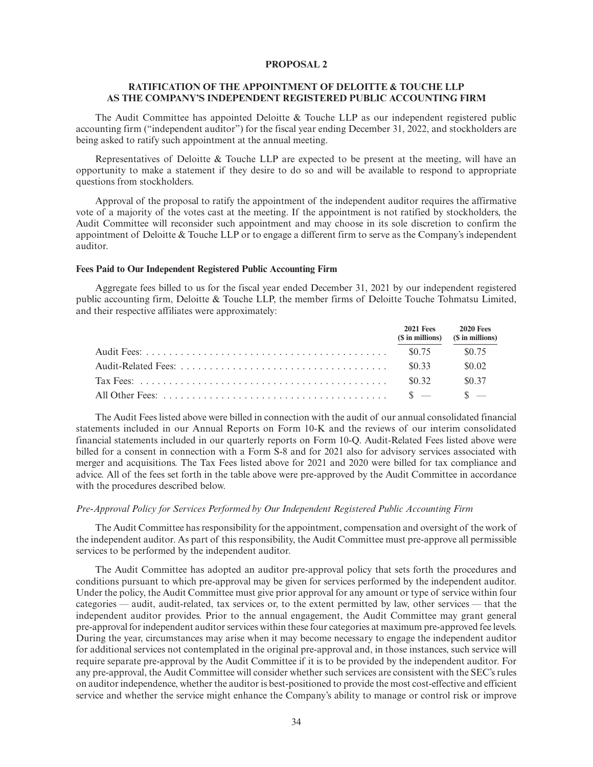# PROPOSAL 2

## RATIFICATION OF THE APPOINTMENT OF DELOITTE & TOUCHE LLP AS THE COMPANY'S INDEPENDENT REGISTERED PUBLIC ACCOUNTING FIRM

The Audit Committee has appointed Deloitte & Touche LLP as our independent registered public accounting firm ("independent auditor") for the fiscal year ending December 31, 2022, and stockholders are being asked to ratify such appointment at the annual meeting.

Representatives of Deloitte & Touche LLP are expected to be present at the meeting, will have an opportunity to make a statement if they desire to do so and will be available to respond to appropriate questions from stockholders.

Approval of the proposal to ratify the appointment of the independent auditor requires the affirmative vote of a majority of the votes cast at the meeting. If the appointment is not ratified by stockholders, the Audit Committee will reconsider such appointment and may choose in its sole discretion to confirm the appointment of Deloitte & Touche LLP or to engage a different firm to serve as the Company's independent auditor.

### Fees Paid to Our Independent Registered Public Accounting Firm

Aggregate fees billed to us for the fiscal year ended December 31, 2021 by our independent registered public accounting firm, Deloitte & Touche LLP, the member firms of Deloitte Touche Tohmatsu Limited, and their respective affiliates were approximately:

| | 2021 Fees ($ in millions) | 2020 Fees ($ in millions) |
|---|---|---|
| Audit Fees: | $0.75 | $0.75 |
| Audit-Related Fees: | $0.33 | $0.02 |
| Tax Fees: | $0.32 | $0.37 |
| All Other Fees: | $ — | $ — |

The Audit Fees listed above were billed in connection with the audit of our annual consolidated financial statements included in our Annual Reports on Form 10-K and the reviews of our interim consolidated financial statements included in our quarterly reports on Form 10-Q. Audit-Related Fees listed above were billed for a consent in connection with a Form S-8 and for 2021 also for advisory services associated with merger and acquisitions. The Tax Fees listed above for 2021 and 2020 were billed for tax compliance and advice. All of the fees set forth in the table above were pre-approved by the Audit Committee in accordance with the procedures described below.

#### *Pre-Approval Policy for Services Performed by Our Independent Registered Public Accounting Firm*

The Audit Committee has responsibility for the appointment, compensation and oversight of the work of the independent auditor. As part of this responsibility, the Audit Committee must pre-approve all permissible services to be performed by the independent auditor.

The Audit Committee has adopted an auditor pre-approval policy that sets forth the procedures and conditions pursuant to which pre-approval may be given for services performed by the independent auditor. Under the policy, the Audit Committee must give prior approval for any amount or type of service within four categories — audit, audit-related, tax services or, to the extent permitted by law, other services — that the independent auditor provides. Prior to the annual engagement, the Audit Committee may grant general pre-approval for independent auditor services within these four categories at maximum pre-approved fee levels. During the year, circumstances may arise when it may become necessary to engage the independent auditor for additional services not contemplated in the original pre-approval and, in those instances, such service will require separate pre-approval by the Audit Committee if it is to be provided by the independent auditor. For any pre-approval, the Audit Committee will consider whether such services are consistent with the SEC's rules on auditor independence, whether the auditor is best-positioned to provide the most cost-effective and efficient service and whether the service might enhance the Company's ability to manage or control risk or improve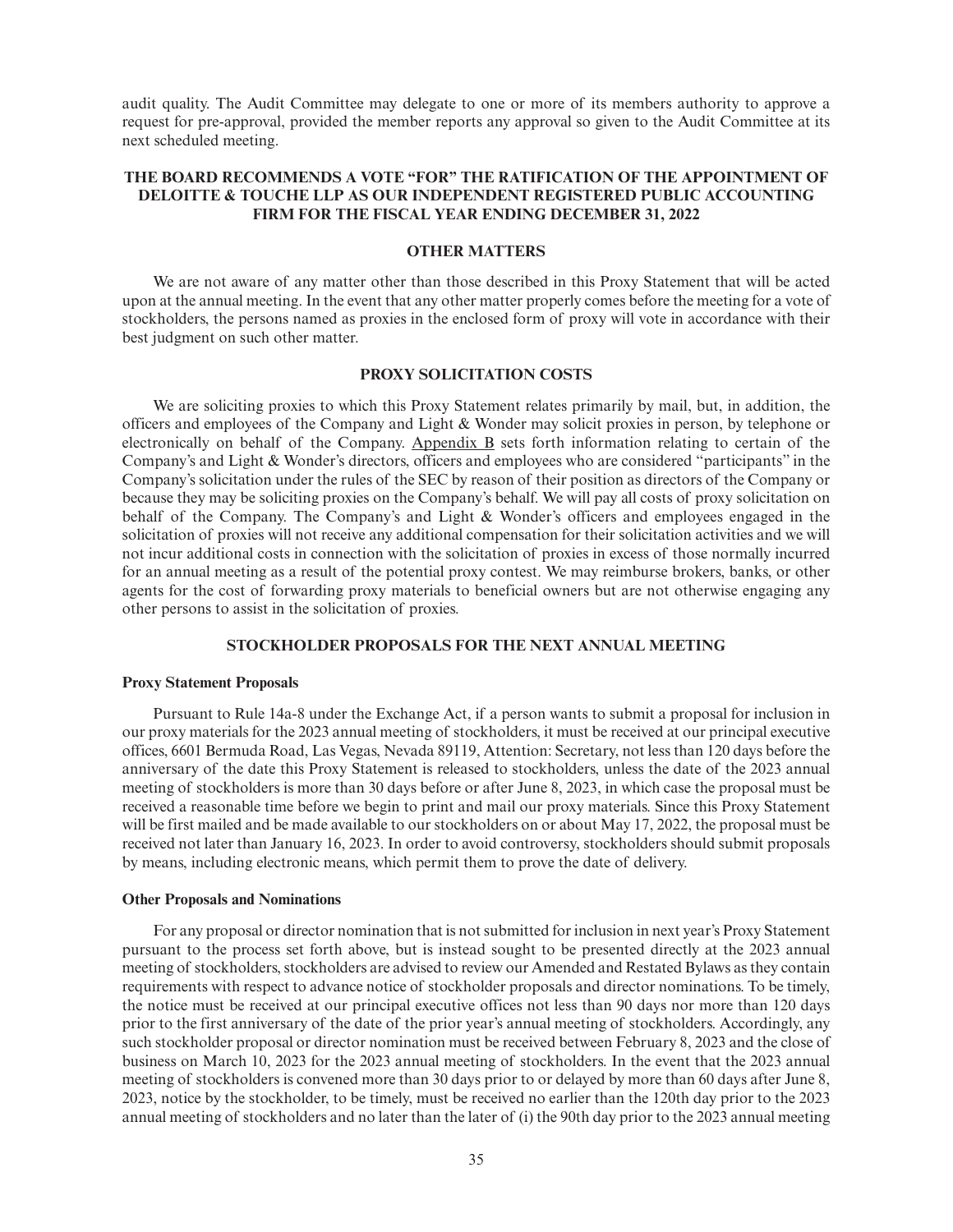audit quality. The Audit Committee may delegate to one or more of its members authority to approve a request for pre-approval, provided the member reports any approval so given to the Audit Committee at its next scheduled meeting.

**THE BOARD RECOMMENDS A VOTE "FOR" THE RATIFICATION OF THE APPOINTMENT OF DELOITTE & TOUCHE LLP AS OUR INDEPENDENT REGISTERED PUBLIC ACCOUNTING FIRM FOR THE FISCAL YEAR ENDING DECEMBER 31, 2022**

## OTHER MATTERS

We are not aware of any matter other than those described in this Proxy Statement that will be acted upon at the annual meeting. In the event that any other matter properly comes before the meeting for a vote of stockholders, the persons named as proxies in the enclosed form of proxy will vote in accordance with their best judgment on such other matter.

## PROXY SOLICITATION COSTS

We are soliciting proxies to which this Proxy Statement relates primarily by mail, but, in addition, the officers and employees of the Company and Light & Wonder may solicit proxies in person, by telephone or electronically on behalf of the Company. Appendix B sets forth information relating to certain of the Company's and Light & Wonder's directors, officers and employees who are considered "participants" in the Company's solicitation under the rules of the SEC by reason of their position as directors of the Company or because they may be soliciting proxies on the Company's behalf. We will pay all costs of proxy solicitation on behalf of the Company. The Company's and Light & Wonder's officers and employees engaged in the solicitation of proxies will not receive any additional compensation for their solicitation activities and we will not incur additional costs in connection with the solicitation of proxies in excess of those normally incurred for an annual meeting as a result of the potential proxy contest. We may reimburse brokers, banks, or other agents for the cost of forwarding proxy materials to beneficial owners but are not otherwise engaging any other persons to assist in the solicitation of proxies.

## STOCKHOLDER PROPOSALS FOR THE NEXT ANNUAL MEETING

### Proxy Statement Proposals

Pursuant to Rule 14a-8 under the Exchange Act, if a person wants to submit a proposal for inclusion in our proxy materials for the 2023 annual meeting of stockholders, it must be received at our principal executive offices, 6601 Bermuda Road, Las Vegas, Nevada 89119, Attention: Secretary, not less than 120 days before the anniversary of the date this Proxy Statement is released to stockholders, unless the date of the 2023 annual meeting of stockholders is more than 30 days before or after June 8, 2023, in which case the proposal must be received a reasonable time before we begin to print and mail our proxy materials. Since this Proxy Statement will be first mailed and be made available to our stockholders on or about May 17, 2022, the proposal must be received not later than January 16, 2023. In order to avoid controversy, stockholders should submit proposals by means, including electronic means, which permit them to prove the date of delivery.

### Other Proposals and Nominations

For any proposal or director nomination that is not submitted for inclusion in next year's Proxy Statement pursuant to the process set forth above, but is instead sought to be presented directly at the 2023 annual meeting of stockholders, stockholders are advised to review our Amended and Restated Bylaws as they contain requirements with respect to advance notice of stockholder proposals and director nominations. To be timely, the notice must be received at our principal executive offices not less than 90 days nor more than 120 days prior to the first anniversary of the date of the prior year's annual meeting of stockholders. Accordingly, any such stockholder proposal or director nomination must be received between February 8, 2023 and the close of business on March 10, 2023 for the 2023 annual meeting of stockholders. In the event that the 2023 annual meeting of stockholders is convened more than 30 days prior to or delayed by more than 60 days after June 8, 2023, notice by the stockholder, to be timely, must be received no earlier than the 120th day prior to the 2023 annual meeting of stockholders and no later than the later of (i) the 90th day prior to the 2023 annual meeting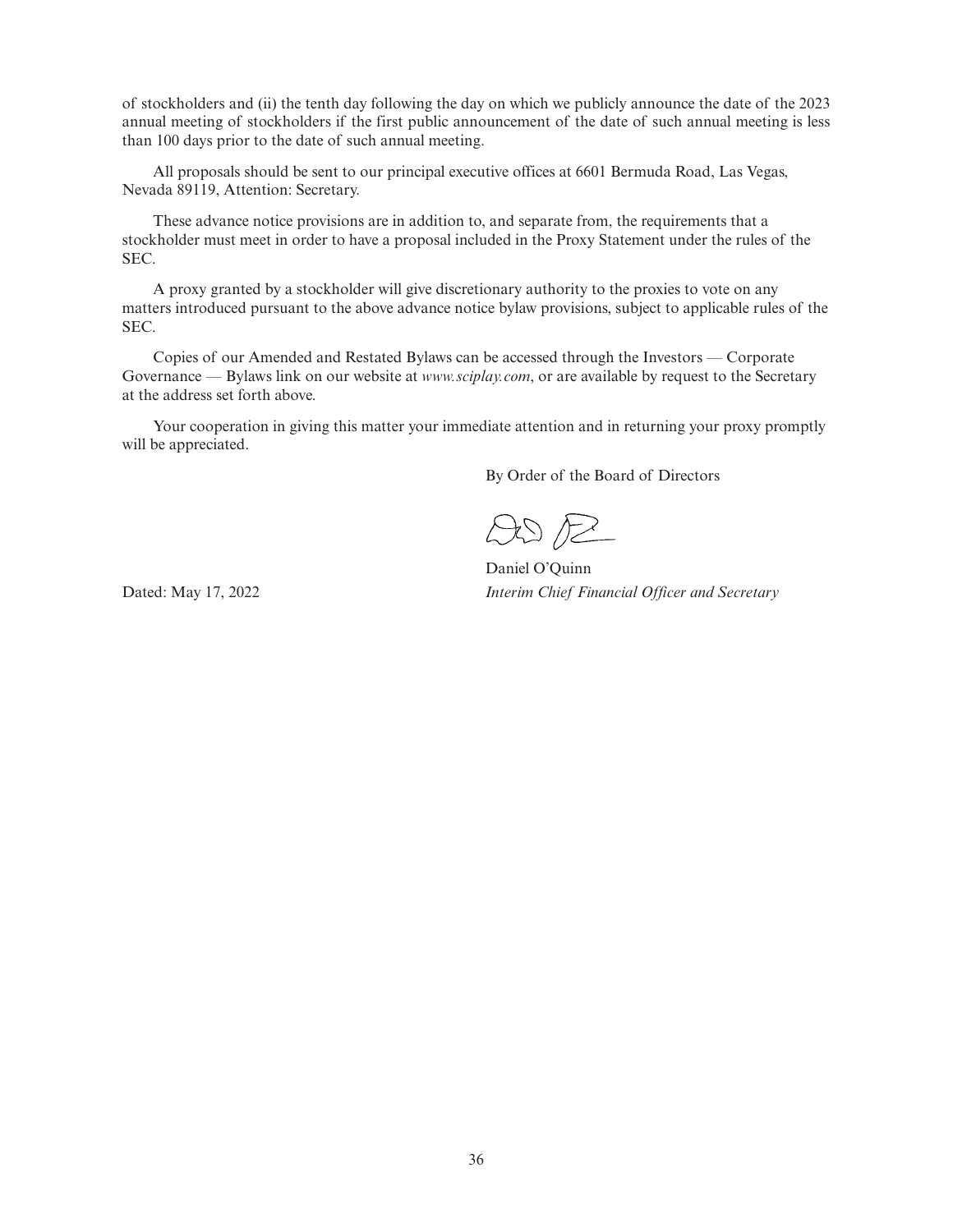of stockholders and (ii) the tenth day following the day on which we publicly announce the date of the 2023 annual meeting of stockholders if the first public announcement of the date of such annual meeting is less than 100 days prior to the date of such annual meeting.

All proposals should be sent to our principal executive offices at 6601 Bermuda Road, Las Vegas, Nevada 89119, Attention: Secretary.

These advance notice provisions are in addition to, and separate from, the requirements that a stockholder must meet in order to have a proposal included in the Proxy Statement under the rules of the SEC.

A proxy granted by a stockholder will give discretionary authority to the proxies to vote on any matters introduced pursuant to the above advance notice bylaw provisions, subject to applicable rules of the SEC.

Copies of our Amended and Restated Bylaws can be accessed through the Investors — Corporate Governance — Bylaws link on our website at *www.sciplay.com*, or are available by request to the Secretary at the address set forth above.

Your cooperation in giving this matter your immediate attention and in returning your proxy promptly will be appreciated.

By Order of the Board of Directors

Daniel O'Quinn
*Interim Chief Financial Officer and Secretary*

Dated: May 17, 2022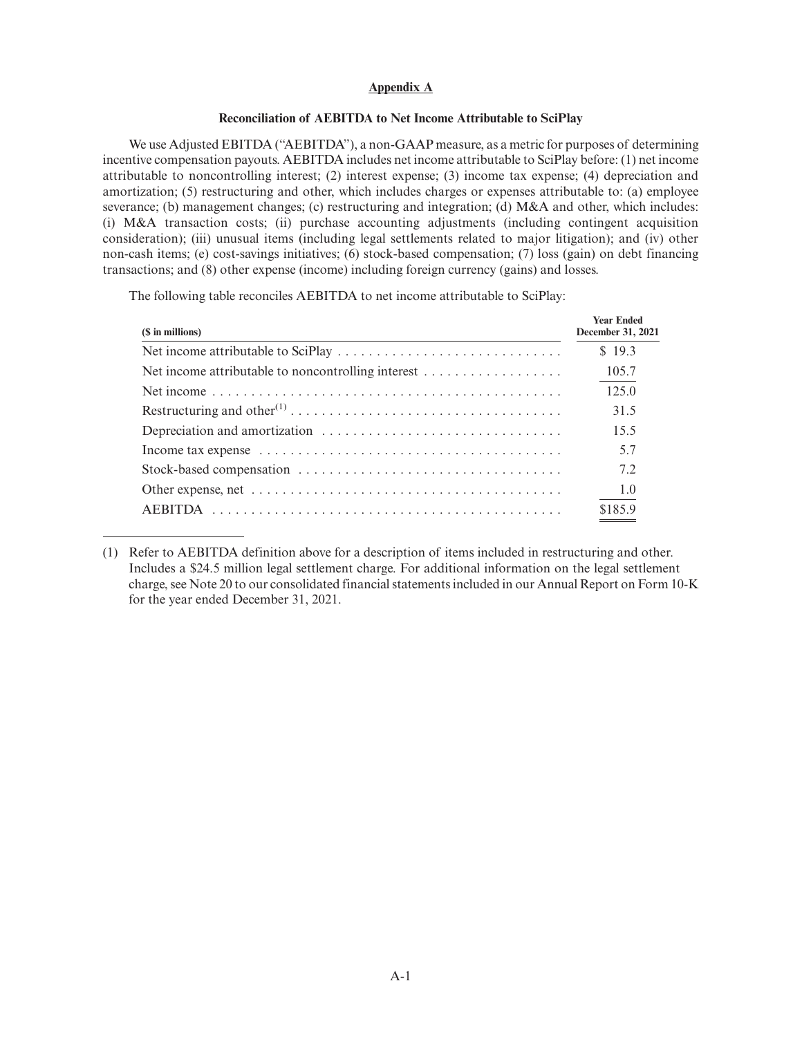## Appendix A

### Reconciliation of AEBITDA to Net Income Attributable to SciPlay

We use Adjusted EBITDA ("AEBITDA"), a non-GAAP measure, as a metric for purposes of determining incentive compensation payouts. AEBITDA includes net income attributable to SciPlay before: (1) net income attributable to noncontrolling interest; (2) interest expense; (3) income tax expense; (4) depreciation and amortization; (5) restructuring and other, which includes charges or expenses attributable to: (a) employee severance; (b) management changes; (c) restructuring and integration; (d) M&A and other, which includes: (i) M&A transaction costs; (ii) purchase accounting adjustments (including contingent acquisition consideration); (iii) unusual items (including legal settlements related to major litigation); and (iv) other non-cash items; (e) cost-savings initiatives; (6) stock-based compensation; (7) loss (gain) on debt financing transactions; and (8) other expense (income) including foreign currency (gains) and losses.

The following table reconciles AEBITDA to net income attributable to SciPlay:

| ($ in millions) | Year Ended December 31, 2021 |
|---|---|
| Net income attributable to SciPlay | $ 19.3 |
| Net income attributable to noncontrolling interest | 105.7 |
| Net income | 125.0 |
| Restructuring and other[(1)] | 31.5 |
| Depreciation and amortization | 15.5 |
| Income tax expense | 5.7 |
| Stock-based compensation | 7.2 |
| Other expense, net | 1.0 |
| AEBITDA | $185.9 |

(1) Refer to AEBITDA definition above for a description of items included in restructuring and other. Includes a $24.5 million legal settlement charge. For additional information on the legal settlement charge, see Note 20 to our consolidated financial statements included in our Annual Report on Form 10-K for the year ended December 31, 2021.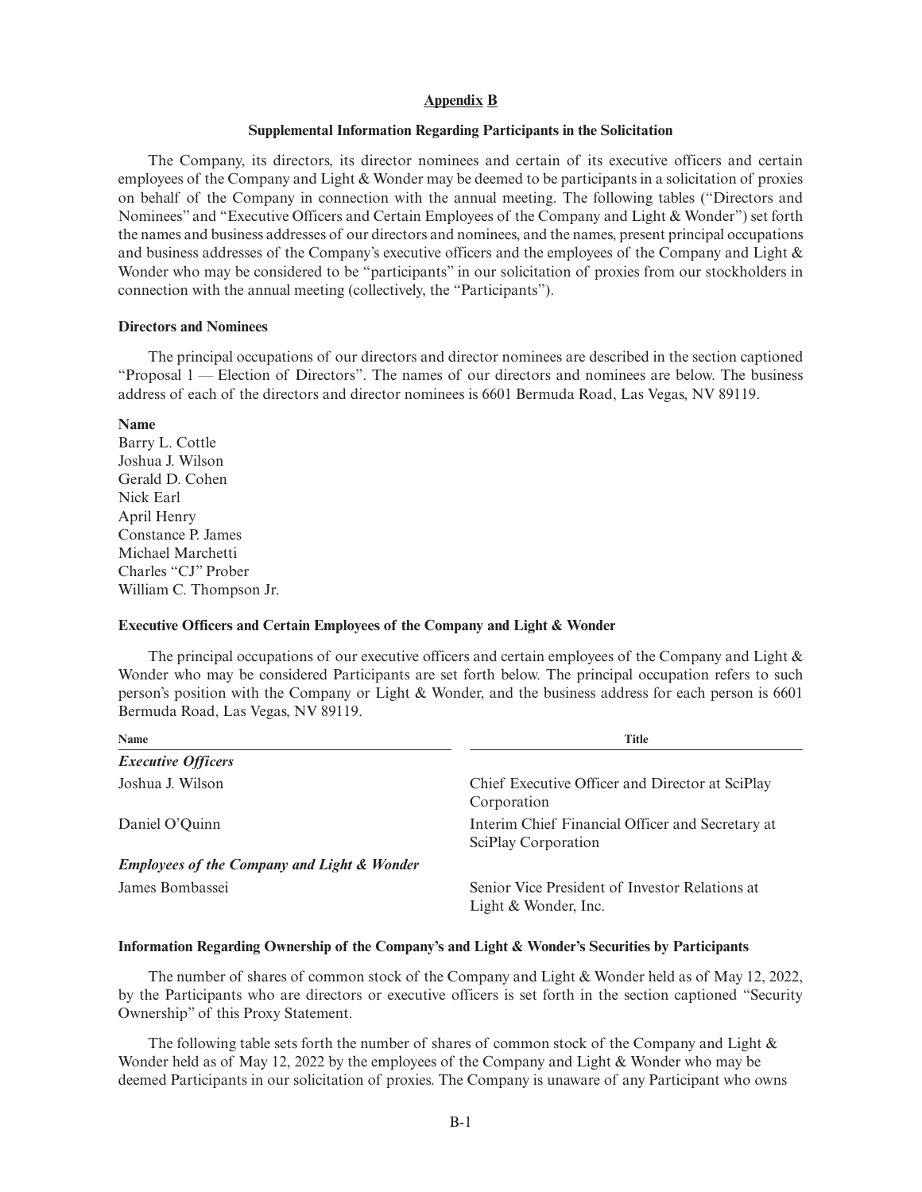## Appendix B

### Supplemental Information Regarding Participants in the Solicitation

The Company, its directors, its director nominees and certain of its executive officers and certain employees of the Company and Light & Wonder may be deemed to be participants in a solicitation of proxies on behalf of the Company in connection with the annual meeting. The following tables ("Directors and Nominees" and "Executive Officers and Certain Employees of the Company and Light & Wonder") set forth the names and business addresses of our directors and nominees, and the names, present principal occupations and business addresses of the Company's executive officers and the employees of the Company and Light & Wonder who may be considered to be "participants" in our solicitation of proxies from our stockholders in connection with the annual meeting (collectively, the "Participants").

**Directors and Nominees**

The principal occupations of our directors and director nominees are described in the section captioned "Proposal 1 — Election of Directors". The names of our directors and nominees are below. The business address of each of the directors and director nominees is 6601 Bermuda Road, Las Vegas, NV 89119.

**Name**
Barry L. Cottle
Joshua J. Wilson
Gerald D. Cohen
Nick Earl
April Henry
Constance P. James
Michael Marchetti
Charles "CJ" Prober
William C. Thompson Jr.

**Executive Officers and Certain Employees of the Company and Light & Wonder**

The principal occupations of our executive officers and certain employees of the Company and Light & Wonder who may be considered Participants are set forth below. The principal occupation refers to such person's position with the Company or Light & Wonder, and the business address for each person is 6601 Bermuda Road, Las Vegas, NV 89119.

| Name | Title |
|---|---|
| ***Executive Officers*** | |
| Joshua J. Wilson | Chief Executive Officer and Director at SciPlay Corporation |
| Daniel O'Quinn | Interim Chief Financial Officer and Secretary at SciPlay Corporation |
| ***Employees of the Company and Light & Wonder*** | |
| James Bombassei | Senior Vice President of Investor Relations at Light & Wonder, Inc. |

**Information Regarding Ownership of the Company's and Light & Wonder's Securities by Participants**

The number of shares of common stock of the Company and Light & Wonder held as of May 12, 2022, by the Participants who are directors or executive officers is set forth in the section captioned "Security Ownership" of this Proxy Statement.

The following table sets forth the number of shares of common stock of the Company and Light & Wonder held as of May 12, 2022 by the employees of the Company and Light & Wonder who may be deemed Participants in our solicitation of proxies. The Company is unaware of any Participant who owns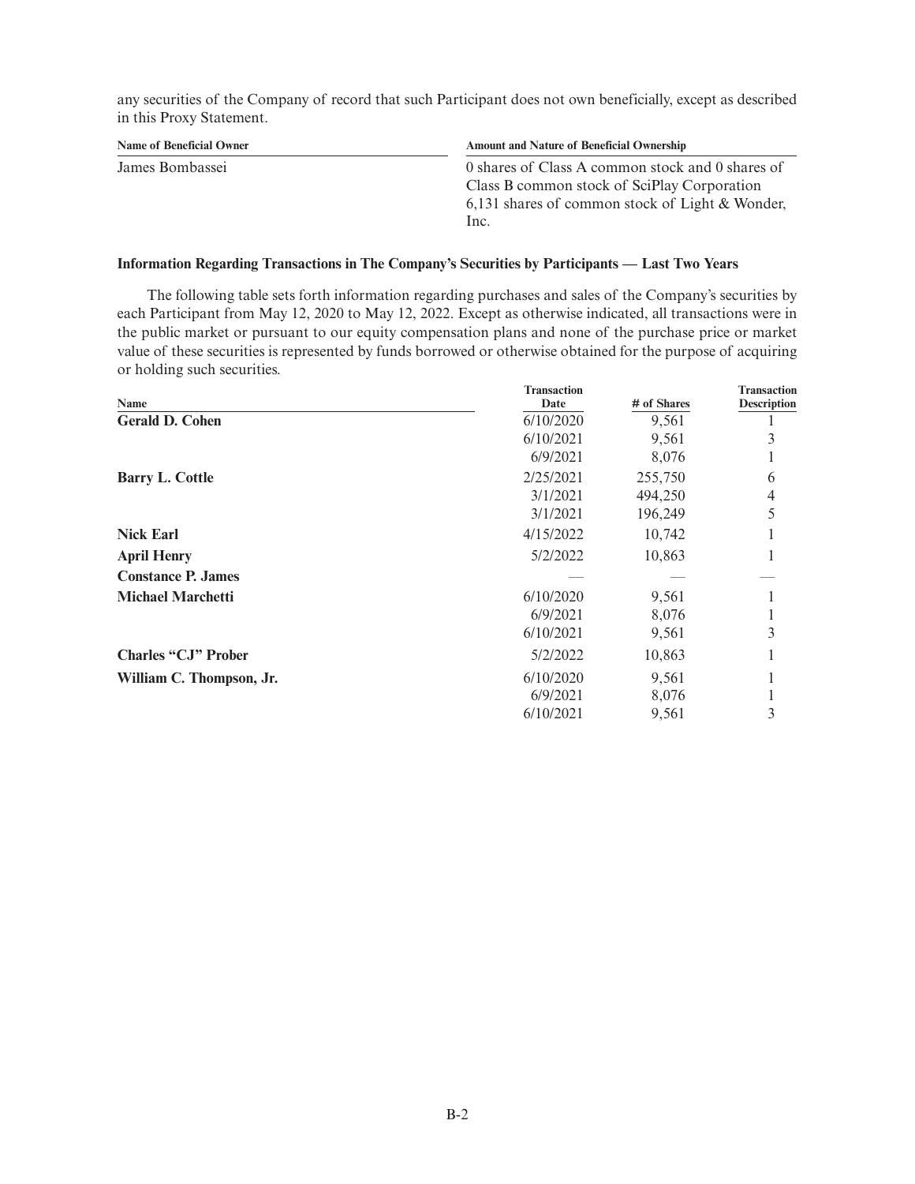any securities of the Company of record that such Participant does not own beneficially, except as described in this Proxy Statement.

| Name of Beneficial Owner | Amount and Nature of Beneficial Ownership |
| --- | --- |
| James Bombassei | 0 shares of Class A common stock and 0 shares of Class B common stock of SciPlay Corporation<br>6,131 shares of common stock of Light & Wonder, Inc. |

**Information Regarding Transactions in The Company's Securities by Participants — Last Two Years**

The following table sets forth information regarding purchases and sales of the Company's securities by each Participant from May 12, 2020 to May 12, 2022. Except as otherwise indicated, all transactions were in the public market or pursuant to our equity compensation plans and none of the purchase price or market value of these securities is represented by funds borrowed or otherwise obtained for the purpose of acquiring or holding such securities.

| Name | Transaction Date | # of Shares | Transaction Description |
| --- | --- | --- | --- |
| **Gerald D. Cohen** | 6/10/2020 | 9,561 | 1 |
| | 6/10/2021 | 9,561 | 3 |
| | 6/9/2021 | 8,076 | 1 |
| **Barry L. Cottle** | 2/25/2021 | 255,750 | 6 |
| | 3/1/2021 | 494,250 | 4 |
| | 3/1/2021 | 196,249 | 5 |
| **Nick Earl** | 4/15/2022 | 10,742 | 1 |
| **April Henry** | 5/2/2022 | 10,863 | 1 |
| **Constance P. James** | — | — | — |
| **Michael Marchetti** | 6/10/2020 | 9,561 | 1 |
| | 6/9/2021 | 8,076 | 1 |
| | 6/10/2021 | 9,561 | 3 |
| **Charles "CJ" Prober** | 5/2/2022 | 10,863 | 1 |
| **William C. Thompson, Jr.** | 6/10/2020 | 9,561 | 1 |
| | 6/9/2021 | 8,076 | 1 |
| | 6/10/2021 | 9,561 | 3 |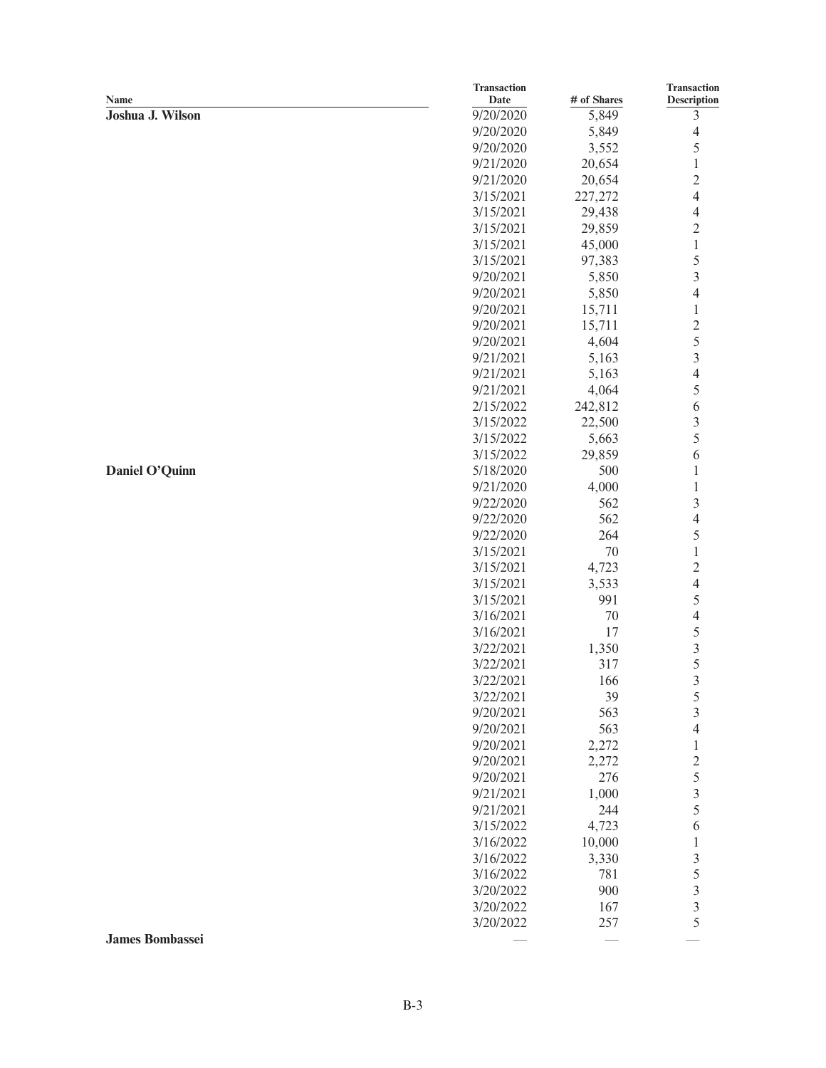| Name | Transaction Date | # of Shares | Transaction Description |
|---|---|---|---|
| **Joshua J. Wilson** | 9/20/2020 | 5,849 | 3 |
| | 9/20/2020 | 5,849 | 4 |
| | 9/20/2020 | 3,552 | 5 |
| | 9/21/2020 | 20,654 | 1 |
| | 9/21/2020 | 20,654 | 2 |
| | 3/15/2021 | 227,272 | 4 |
| | 3/15/2021 | 29,438 | 4 |
| | 3/15/2021 | 29,859 | 2 |
| | 3/15/2021 | 45,000 | 1 |
| | 3/15/2021 | 97,383 | 5 |
| | 9/20/2021 | 5,850 | 3 |
| | 9/20/2021 | 5,850 | 4 |
| | 9/20/2021 | 15,711 | 1 |
| | 9/20/2021 | 15,711 | 2 |
| | 9/20/2021 | 4,604 | 5 |
| | 9/21/2021 | 5,163 | 3 |
| | 9/21/2021 | 5,163 | 4 |
| | 9/21/2021 | 4,064 | 5 |
| | 2/15/2022 | 242,812 | 6 |
| | 3/15/2022 | 22,500 | 3 |
| | 3/15/2022 | 5,663 | 5 |
| | 3/15/2022 | 29,859 | 6 |
| **Daniel O'Quinn** | 5/18/2020 | 500 | 1 |
| | 9/21/2020 | 4,000 | 1 |
| | 9/22/2020 | 562 | 3 |
| | 9/22/2020 | 562 | 4 |
| | 9/22/2020 | 264 | 5 |
| | 3/15/2021 | 70 | 1 |
| | 3/15/2021 | 4,723 | 2 |
| | 3/15/2021 | 3,533 | 4 |
| | 3/15/2021 | 991 | 5 |
| | 3/16/2021 | 70 | 4 |
| | 3/16/2021 | 17 | 5 |
| | 3/22/2021 | 1,350 | 3 |
| | 3/22/2021 | 317 | 5 |
| | 3/22/2021 | 166 | 3 |
| | 3/22/2021 | 39 | 5 |
| | 9/20/2021 | 563 | 3 |
| | 9/20/2021 | 563 | 4 |
| | 9/20/2021 | 2,272 | 1 |
| | 9/20/2021 | 2,272 | 2 |
| | 9/20/2021 | 276 | 5 |
| | 9/21/2021 | 1,000 | 3 |
| | 9/21/2021 | 244 | 5 |
| | 3/15/2022 | 4,723 | 6 |
| | 3/16/2022 | 10,000 | 1 |
| | 3/16/2022 | 3,330 | 3 |
| | 3/16/2022 | 781 | 5 |
| | 3/20/2022 | 900 | 3 |
| | 3/20/2022 | 167 | 3 |
| | 3/20/2022 | 257 | 5 |
| **James Bombassei** | — | — | — |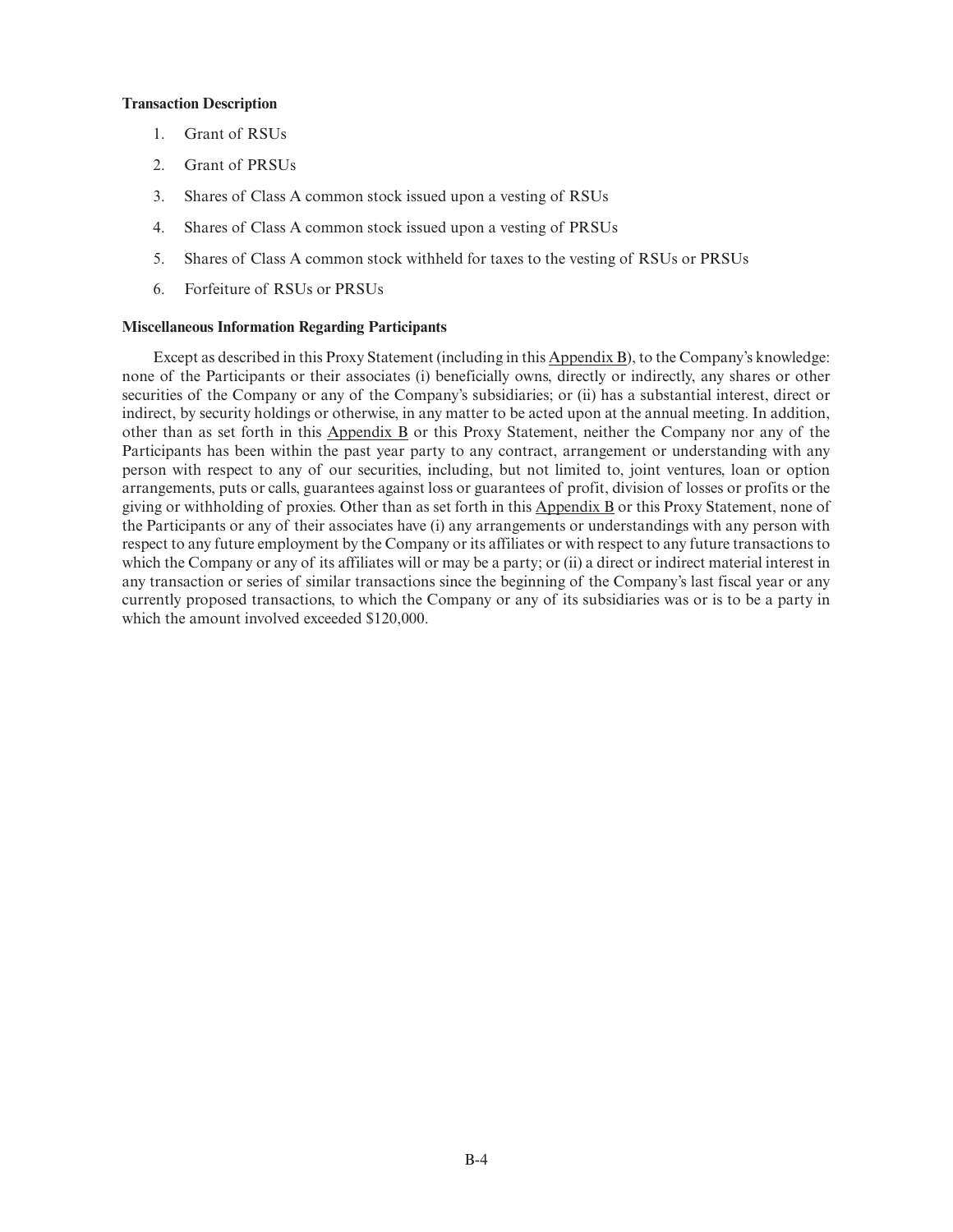**Transaction Description**

1. Grant of RSUs
2. Grant of PRSUs
3. Shares of Class A common stock issued upon a vesting of RSUs
4. Shares of Class A common stock issued upon a vesting of PRSUs
5. Shares of Class A common stock withheld for taxes to the vesting of RSUs or PRSUs
6. Forfeiture of RSUs or PRSUs

**Miscellaneous Information Regarding Participants**

Except as described in this Proxy Statement (including in this Appendix B), to the Company's knowledge: none of the Participants or their associates (i) beneficially owns, directly or indirectly, any shares or other securities of the Company or any of the Company's subsidiaries; or (ii) has a substantial interest, direct or indirect, by security holdings or otherwise, in any matter to be acted upon at the annual meeting. In addition, other than as set forth in this Appendix B or this Proxy Statement, neither the Company nor any of the Participants has been within the past year party to any contract, arrangement or understanding with any person with respect to any of our securities, including, but not limited to, joint ventures, loan or option arrangements, puts or calls, guarantees against loss or guarantees of profit, division of losses or profits or the giving or withholding of proxies. Other than as set forth in this Appendix B or this Proxy Statement, none of the Participants or any of their associates have (i) any arrangements or understandings with any person with respect to any future employment by the Company or its affiliates or with respect to any future transactions to which the Company or any of its affiliates will or may be a party; or (ii) a direct or indirect material interest in any transaction or series of similar transactions since the beginning of the Company's last fiscal year or any currently proposed transactions, to which the Company or any of its subsidiaries was or is to be a party in which the amount involved exceeded $120,000.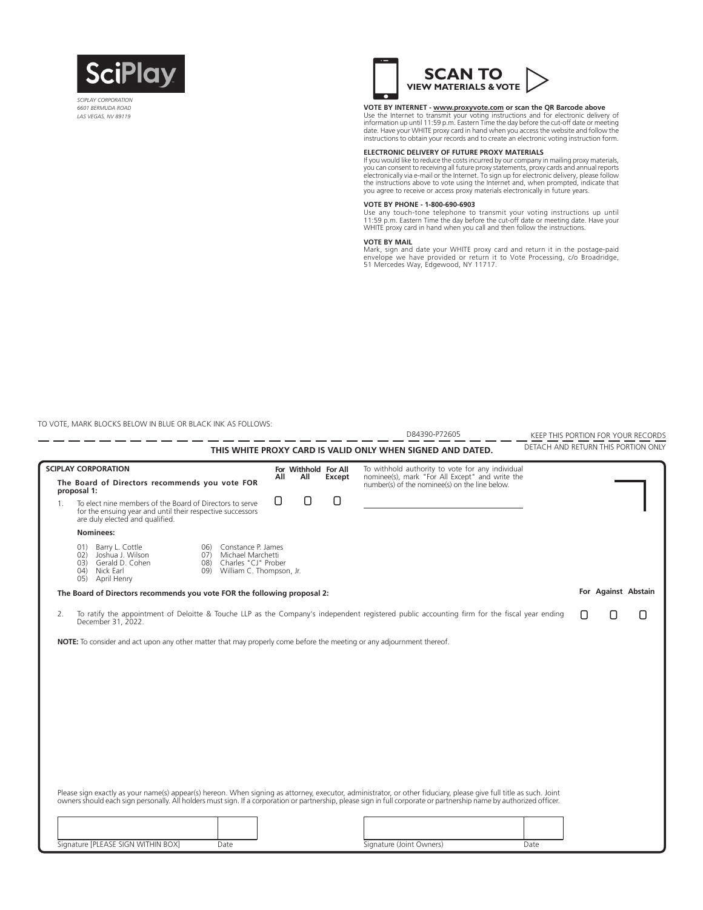SciPlay

*SCIPLAY CORPORATION*
*6601 BERMUDA ROAD*
*LAS VEGAS, NV 89119*

**SCAN TO VIEW MATERIALS & VOTE**

**VOTE BY INTERNET - www.proxyvote.com or scan the QR Barcode above**
Use the Internet to transmit your voting instructions and for electronic delivery of information up until 11:59 p.m. Eastern Time the day before the cut-off date or meeting date. Have your WHITE proxy card in hand when you access the website and follow the instructions to obtain your records and to create an electronic voting instruction form.

**ELECTRONIC DELIVERY OF FUTURE PROXY MATERIALS**
If you would like to reduce the costs incurred by our company in mailing proxy materials, you can consent to receiving all future proxy statements, proxy cards and annual reports electronically via e-mail or the Internet. To sign up for electronic delivery, please follow the instructions above to vote using the Internet and, when prompted, indicate that you agree to receive or access proxy materials electronically in future years.

**VOTE BY PHONE - 1-800-690-6903**
Use any touch-tone telephone to transmit your voting instructions up until 11:59 p.m. Eastern Time the day before the cut-off date or meeting date. Have your WHITE proxy card in hand when you call and then follow the instructions.

**VOTE BY MAIL**
Mark, sign and date your WHITE proxy card and return it in the postage-paid envelope we have provided or return it to Vote Processing, c/o Broadridge, 51 Mercedes Way, Edgewood, NY 11717.

TO VOTE, MARK BLOCKS BELOW IN BLUE OR BLACK INK AS FOLLOWS:

D84390-P72605

KEEP THIS PORTION FOR YOUR RECORDS

DETACH AND RETURN THIS PORTION ONLY

**THIS WHITE PROXY CARD IS VALID ONLY WHEN SIGNED AND DATED.**

**SCIPLAY CORPORATION**

**The Board of Directors recommends you vote FOR proposal 1:**

| | For All | Withhold All | For All Except |
|---|---|---|---|
| 1. To elect nine members of the Board of Directors to serve for the ensuing year and until their respective successors are duly elected and qualified. | ☐ | ☐ | ☐ |

To withhold authority to vote for any individual nominee(s), mark "For All Except" and write the number(s) of the nominee(s) on the line below.

______________________________

**Nominees:**

01) Barry L. Cottle
02) Joshua J. Wilson
03) Gerald D. Cohen
04) Nick Earl
05) April Henry
06) Constance P. James
07) Michael Marchetti
08) Charles "CJ" Prober
09) William C. Thompson, Jr.

**The Board of Directors recommends you vote FOR the following proposal 2:**

| | For | Against | Abstain |
|---|---|---|---|
| 2. To ratify the appointment of Deloitte & Touche LLP as the Company's independent registered public accounting firm for the fiscal year ending December 31, 2022. | ☐ | ☐ | ☐ |

**NOTE:** To consider and act upon any other matter that may properly come before the meeting or any adjournment thereof.

Please sign exactly as your name(s) appear(s) hereon. When signing as attorney, executor, administrator, or other fiduciary, please give full title as such. Joint owners should each sign personally. All holders must sign. If a corporation or partnership, please sign in full corporate or partnership name by authorized officer.

| Signature [PLEASE SIGN WITHIN BOX] | Date | Signature (Joint Owners) | Date |
|---|---|---|---|
| | | | |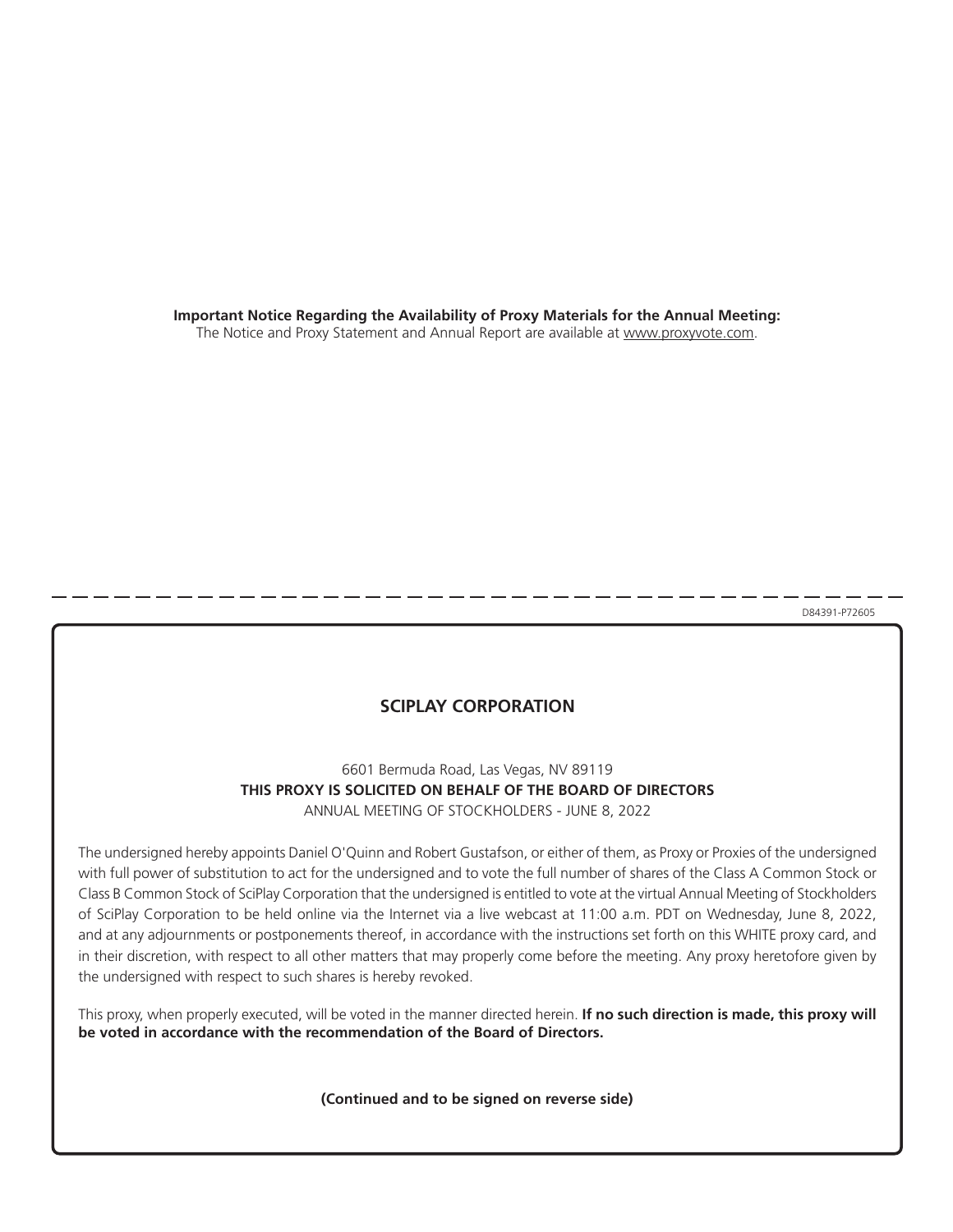**Important Notice Regarding the Availability of Proxy Materials for the Annual Meeting:**
The Notice and Proxy Statement and Annual Report are available at www.proxyvote.com.

D84391-P72605

## SCIPLAY CORPORATION

6601 Bermuda Road, Las Vegas, NV 89119
**THIS PROXY IS SOLICITED ON BEHALF OF THE BOARD OF DIRECTORS**
ANNUAL MEETING OF STOCKHOLDERS - JUNE 8, 2022

The undersigned hereby appoints Daniel O'Quinn and Robert Gustafson, or either of them, as Proxy or Proxies of the undersigned with full power of substitution to act for the undersigned and to vote the full number of shares of the Class A Common Stock or Class B Common Stock of SciPlay Corporation that the undersigned is entitled to vote at the virtual Annual Meeting of Stockholders of SciPlay Corporation to be held online via the Internet via a live webcast at 11:00 a.m. PDT on Wednesday, June 8, 2022, and at any adjournments or postponements thereof, in accordance with the instructions set forth on this WHITE proxy card, and in their discretion, with respect to all other matters that may properly come before the meeting. Any proxy heretofore given by the undersigned with respect to such shares is hereby revoked.

This proxy, when properly executed, will be voted in the manner directed herein. **If no such direction is made, this proxy will be voted in accordance with the recommendation of the Board of Directors.**

**(Continued and to be signed on reverse side)**